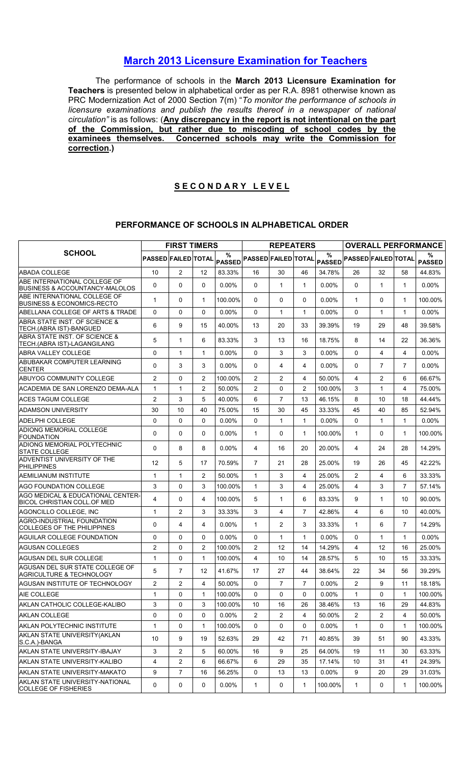## March 2013 Licensure Examination for Teachers

The performance of schools in the **March 2013 Licensure Examination for Teachers** is presented below in alphabetical order as per R.A. 8981 otherwise known as PRC Modernization Act of 2000 Section 7(m) "*To monitor the performance of schools in licensure examinations and publish the results thereof in a newspaper of national circulation"* is as follows: (**Any discrepancy in the report is not intentional on the part of the Commission, but rather due to miscoding of school codes by the examinees themselves. Concerned schools may write the Commission for correction.**)

### S E C O N D A R Y   L E V E L

#### PERFORMANCE OF SCHOOLS IN ALPHABETICAL ORDER

| SCHOOL | FIRST TIMERS | | | | REPEATERS | | | | OVERALL PERFORMANCE | | | |
|---|---|---|---|---|---|---|---|---|---|---|---|---|
| | PASSED | FAILED | TOTAL | % PASSED | PASSED | FAILED | TOTAL | % PASSED | PASSED | FAILED | TOTAL | % PASSED |
| ABADA COLLEGE | 10 | 2 | 12 | 83.33% | 16 | 30 | 46 | 34.78% | 26 | 32 | 58 | 44.83% |
| ABE INTERNATIONAL COLLEGE OF BUSINESS & ACCOUNTANCY-MALOLOS | 0 | 0 | 0 | 0.00% | 0 | 1 | 1 | 0.00% | 0 | 1 | 1 | 0.00% |
| ABE INTERNATIONAL COLLEGE OF BUSINESS & ECONOMICS-RECTO | 1 | 0 | 1 | 100.00% | 0 | 0 | 0 | 0.00% | 1 | 0 | 1 | 100.00% |
| ABELLANA COLLEGE OF ARTS & TRADE | 0 | 0 | 0 | 0.00% | 0 | 1 | 1 | 0.00% | 0 | 1 | 1 | 0.00% |
| ABRA STATE INST. OF SCIENCE & TECH.(ABRA IST)-BANGUED | 6 | 9 | 15 | 40.00% | 13 | 20 | 33 | 39.39% | 19 | 29 | 48 | 39.58% |
| ABRA STATE INST. OF SCIENCE & TECH.(ABRA IST)-LAGANGILANG | 5 | 1 | 6 | 83.33% | 3 | 13 | 16 | 18.75% | 8 | 14 | 22 | 36.36% |
| ABRA VALLEY COLLEGE | 0 | 1 | 1 | 0.00% | 0 | 3 | 3 | 0.00% | 0 | 4 | 4 | 0.00% |
| ABUBAKAR COMPUTER LEARNING CENTER | 0 | 3 | 3 | 0.00% | 0 | 4 | 4 | 0.00% | 0 | 7 | 7 | 0.00% |
| ABUYOG COMMUNITY COLLEGE | 2 | 0 | 2 | 100.00% | 2 | 2 | 4 | 50.00% | 4 | 2 | 6 | 66.67% |
| ACADEMIA DE SAN LORENZO DEMA-ALA | 1 | 1 | 2 | 50.00% | 2 | 0 | 2 | 100.00% | 3 | 1 | 4 | 75.00% |
| ACES TAGUM COLLEGE | 2 | 3 | 5 | 40.00% | 6 | 7 | 13 | 46.15% | 8 | 10 | 18 | 44.44% |
| ADAMSON UNIVERSITY | 30 | 10 | 40 | 75.00% | 15 | 30 | 45 | 33.33% | 45 | 40 | 85 | 52.94% |
| ADELPHI COLLEGE | 0 | 0 | 0 | 0.00% | 0 | 1 | 1 | 0.00% | 0 | 1 | 1 | 0.00% |
| ADIONG MEMORIAL COLLEGE FOUNDATION | 0 | 0 | 0 | 0.00% | 1 | 0 | 1 | 100.00% | 1 | 0 | 1 | 100.00% |
| ADIONG MEMORIAL POLYTECHNIC STATE COLLEGE | 0 | 8 | 8 | 0.00% | 4 | 16 | 20 | 20.00% | 4 | 24 | 28 | 14.29% |
| ADVENTIST UNIVERSITY OF THE PHILIPPINES | 12 | 5 | 17 | 70.59% | 7 | 21 | 28 | 25.00% | 19 | 26 | 45 | 42.22% |
| AEMILIANUM INSTITUTE | 1 | 1 | 2 | 50.00% | 1 | 3 | 4 | 25.00% | 2 | 4 | 6 | 33.33% |
| AGO FOUNDATION COLLEGE | 3 | 0 | 3 | 100.00% | 1 | 3 | 4 | 25.00% | 4 | 3 | 7 | 57.14% |
| AGO MEDICAL & EDUCATIONAL CENTER-BICOL CHRISTIAN COLL.OF MED | 4 | 0 | 4 | 100.00% | 5 | 1 | 6 | 83.33% | 9 | 1 | 10 | 90.00% |
| AGONCILLO COLLEGE, INC | 1 | 2 | 3 | 33.33% | 3 | 4 | 7 | 42.86% | 4 | 6 | 10 | 40.00% |
| AGRO-INDUSTRIAL FOUNDATION COLLEGES OF THE PHILIPPINES | 0 | 4 | 4 | 0.00% | 1 | 2 | 3 | 33.33% | 1 | 6 | 7 | 14.29% |
| AGUILAR COLLEGE FOUNDATION | 0 | 0 | 0 | 0.00% | 0 | 1 | 1 | 0.00% | 0 | 1 | 1 | 0.00% |
| AGUSAN COLLEGES | 2 | 0 | 2 | 100.00% | 2 | 12 | 14 | 14.29% | 4 | 12 | 16 | 25.00% |
| AGUSAN DEL SUR COLLEGE | 1 | 0 | 1 | 100.00% | 4 | 10 | 14 | 28.57% | 5 | 10 | 15 | 33.33% |
| AGUSAN DEL SUR STATE COLLEGE OF AGRICULTURE & TECHNOLOGY | 5 | 7 | 12 | 41.67% | 17 | 27 | 44 | 38.64% | 22 | 34 | 56 | 39.29% |
| AGUSAN INSTITUTE OF TECHNOLOGY | 2 | 2 | 4 | 50.00% | 0 | 7 | 7 | 0.00% | 2 | 9 | 11 | 18.18% |
| AIE COLLEGE | 1 | 0 | 1 | 100.00% | 0 | 0 | 0 | 0.00% | 1 | 0 | 1 | 100.00% |
| AKLAN CATHOLIC COLLEGE-KALIBO | 3 | 0 | 3 | 100.00% | 10 | 16 | 26 | 38.46% | 13 | 16 | 29 | 44.83% |
| AKLAN COLLEGE | 0 | 0 | 0 | 0.00% | 2 | 2 | 4 | 50.00% | 2 | 2 | 4 | 50.00% |
| AKLAN POLYTECHNIC INSTITUTE | 1 | 0 | 1 | 100.00% | 0 | 0 | 0 | 0.00% | 1 | 0 | 1 | 100.00% |
| AKLAN STATE UNIVERSITY(AKLAN S.C.A.)-BANGA | 10 | 9 | 19 | 52.63% | 29 | 42 | 71 | 40.85% | 39 | 51 | 90 | 43.33% |
| AKLAN STATE UNIVERSITY-IBAJAY | 3 | 2 | 5 | 60.00% | 16 | 9 | 25 | 64.00% | 19 | 11 | 30 | 63.33% |
| AKLAN STATE UNIVERSITY-KALIBO | 4 | 2 | 6 | 66.67% | 6 | 29 | 35 | 17.14% | 10 | 31 | 41 | 24.39% |
| AKLAN STATE UNIVERSITY-MAKATO | 9 | 7 | 16 | 56.25% | 0 | 13 | 13 | 0.00% | 9 | 20 | 29 | 31.03% |
| AKLAN STATE UNIVERSITY-NATIONAL COLLEGE OF FISHERIES | 0 | 0 | 0 | 0.00% | 1 | 0 | 1 | 100.00% | 1 | 0 | 1 | 100.00% |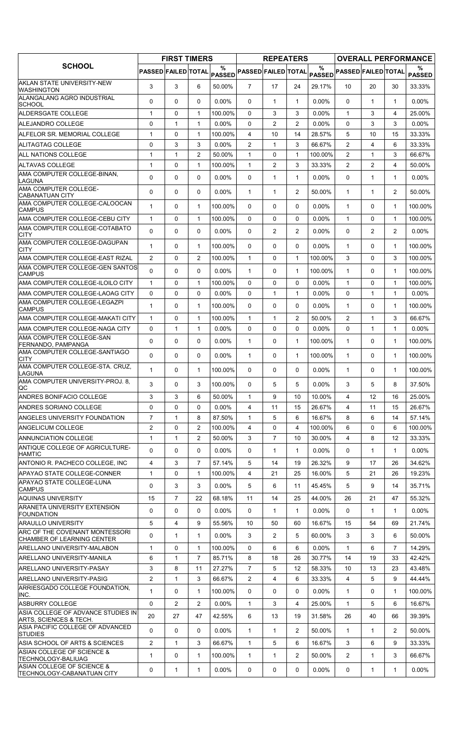| SCHOOL | FIRST TIMERS | | | | REPEATERS | | | | OVERALL PERFORMANCE | | | |
|---|---|---|---|---|---|---|---|---|---|---|---|---|
| | PASSED | FAILED | TOTAL | % PASSED | PASSED | FAILED | TOTAL | % PASSED | PASSED | FAILED | TOTAL | % PASSED |
| AKLAN STATE UNIVERSITY-NEW WASHINGTON | 3 | 3 | 6 | 50.00% | 7 | 17 | 24 | 29.17% | 10 | 20 | 30 | 33.33% |
| ALANGALANG AGRO INDUSTRIAL SCHOOL | 0 | 0 | 0 | 0.00% | 0 | 1 | 1 | 0.00% | 0 | 1 | 1 | 0.00% |
| ALDERSGATE COLLEGE | 1 | 0 | 1 | 100.00% | 0 | 3 | 3 | 0.00% | 1 | 3 | 4 | 25.00% |
| ALEJANDRO COLLEGE | 0 | 1 | 1 | 0.00% | 0 | 2 | 2 | 0.00% | 0 | 3 | 3 | 0.00% |
| ALFELOR SR. MEMORIAL COLLEGE | 1 | 0 | 1 | 100.00% | 4 | 10 | 14 | 28.57% | 5 | 10 | 15 | 33.33% |
| ALITAGTAG COLLEGE | 0 | 3 | 3 | 0.00% | 2 | 1 | 3 | 66.67% | 2 | 4 | 6 | 33.33% |
| ALL NATIONS COLLEGE | 1 | 1 | 2 | 50.00% | 1 | 0 | 1 | 100.00% | 2 | 1 | 3 | 66.67% |
| ALTAVAS COLLEGE | 1 | 0 | 1 | 100.00% | 1 | 2 | 3 | 33.33% | 2 | 2 | 4 | 50.00% |
| AMA COMPUTER COLLEGE-BINAN, LAGUNA | 0 | 0 | 0 | 0.00% | 0 | 1 | 1 | 0.00% | 0 | 1 | 1 | 0.00% |
| AMA COMPUTER COLLEGE-CABANATUAN CITY | 0 | 0 | 0 | 0.00% | 1 | 1 | 2 | 50.00% | 1 | 1 | 2 | 50.00% |
| AMA COMPUTER COLLEGE-CALOOCAN CAMPUS | 1 | 0 | 1 | 100.00% | 0 | 0 | 0 | 0.00% | 1 | 0 | 1 | 100.00% |
| AMA COMPUTER COLLEGE-CEBU CITY | 1 | 0 | 1 | 100.00% | 0 | 0 | 0 | 0.00% | 1 | 0 | 1 | 100.00% |
| AMA COMPUTER COLLEGE-COTABATO CITY | 0 | 0 | 0 | 0.00% | 0 | 2 | 2 | 0.00% | 0 | 2 | 2 | 0.00% |
| AMA COMPUTER COLLEGE-DAGUPAN CITY | 1 | 0 | 1 | 100.00% | 0 | 0 | 0 | 0.00% | 1 | 0 | 1 | 100.00% |
| AMA COMPUTER COLLEGE-EAST RIZAL | 2 | 0 | 2 | 100.00% | 1 | 0 | 1 | 100.00% | 3 | 0 | 3 | 100.00% |
| AMA COMPUTER COLLEGE-GEN SANTOS CAMPUS | 0 | 0 | 0 | 0.00% | 1 | 0 | 1 | 100.00% | 1 | 0 | 1 | 100.00% |
| AMA COMPUTER COLLEGE-ILOILO CITY | 1 | 0 | 1 | 100.00% | 0 | 0 | 0 | 0.00% | 1 | 0 | 1 | 100.00% |
| AMA COMPUTER COLLEGE-LAOAG CITY | 0 | 0 | 0 | 0.00% | 0 | 1 | 1 | 0.00% | 0 | 1 | 1 | 0.00% |
| AMA COMPUTER COLLEGE-LEGAZPI CAMPUS | 1 | 0 | 1 | 100.00% | 0 | 0 | 0 | 0.00% | 1 | 0 | 1 | 100.00% |
| AMA COMPUTER COLLEGE-MAKATI CITY | 1 | 0 | 1 | 100.00% | 1 | 1 | 2 | 50.00% | 2 | 1 | 3 | 66.67% |
| AMA COMPUTER COLLEGE-NAGA CITY | 0 | 1 | 1 | 0.00% | 0 | 0 | 0 | 0.00% | 0 | 1 | 1 | 0.00% |
| AMA COMPUTER COLLEGE-SAN FERNANDO, PAMPANGA | 0 | 0 | 0 | 0.00% | 1 | 0 | 1 | 100.00% | 1 | 0 | 1 | 100.00% |
| AMA COMPUTER COLLEGE-SANTIAGO CITY | 0 | 0 | 0 | 0.00% | 1 | 0 | 1 | 100.00% | 1 | 0 | 1 | 100.00% |
| AMA COMPUTER COLLEGE-STA. CRUZ, LAGUNA | 1 | 0 | 1 | 100.00% | 0 | 0 | 0 | 0.00% | 1 | 0 | 1 | 100.00% |
| AMA COMPUTER UNIVERSITY-PROJ. 8, QC | 3 | 0 | 3 | 100.00% | 0 | 5 | 5 | 0.00% | 3 | 5 | 8 | 37.50% |
| ANDRES BONIFACIO COLLEGE | 3 | 3 | 6 | 50.00% | 1 | 9 | 10 | 10.00% | 4 | 12 | 16 | 25.00% |
| ANDRES SORIANO COLLEGE | 0 | 0 | 0 | 0.00% | 4 | 11 | 15 | 26.67% | 4 | 11 | 15 | 26.67% |
| ANGELES UNIVERSITY FOUNDATION | 7 | 1 | 8 | 87.50% | 1 | 5 | 6 | 16.67% | 8 | 6 | 14 | 57.14% |
| ANGELICUM COLLEGE | 2 | 0 | 2 | 100.00% | 4 | 0 | 4 | 100.00% | 6 | 0 | 6 | 100.00% |
| ANNUNCIATION COLLEGE | 1 | 1 | 2 | 50.00% | 3 | 7 | 10 | 30.00% | 4 | 8 | 12 | 33.33% |
| ANTIQUE COLLEGE OF AGRICULTURE-HAMTIC | 0 | 0 | 0 | 0.00% | 0 | 1 | 1 | 0.00% | 0 | 1 | 1 | 0.00% |
| ANTONIO R. PACHECO COLLEGE, INC | 4 | 3 | 7 | 57.14% | 5 | 14 | 19 | 26.32% | 9 | 17 | 26 | 34.62% |
| APAYAO STATE COLLEGE-CONNER | 1 | 0 | 1 | 100.00% | 4 | 21 | 25 | 16.00% | 5 | 21 | 26 | 19.23% |
| APAYAO STATE COLLEGE-LUNA CAMPUS | 0 | 3 | 3 | 0.00% | 5 | 6 | 11 | 45.45% | 5 | 9 | 14 | 35.71% |
| AQUINAS UNIVERSITY | 15 | 7 | 22 | 68.18% | 11 | 14 | 25 | 44.00% | 26 | 21 | 47 | 55.32% |
| ARANETA UNIVERSITY EXTENSION FOUNDATION | 0 | 0 | 0 | 0.00% | 0 | 1 | 1 | 0.00% | 0 | 1 | 1 | 0.00% |
| ARAULLO UNIVERSITY | 5 | 4 | 9 | 55.56% | 10 | 50 | 60 | 16.67% | 15 | 54 | 69 | 21.74% |
| ARC OF THE COVENANT MONTESSORI CHAMBER OF LEARNING CENTER | 0 | 1 | 1 | 0.00% | 3 | 2 | 5 | 60.00% | 3 | 3 | 6 | 50.00% |
| ARELLANO UNIVERSITY-MALABON | 1 | 0 | 1 | 100.00% | 0 | 6 | 6 | 0.00% | 1 | 6 | 7 | 14.29% |
| ARELLANO UNIVERSITY-MANILA | 6 | 1 | 7 | 85.71% | 8 | 18 | 26 | 30.77% | 14 | 19 | 33 | 42.42% |
| ARELLANO UNIVERSITY-PASAY | 3 | 8 | 11 | 27.27% | 7 | 5 | 12 | 58.33% | 10 | 13 | 23 | 43.48% |
| ARELLANO UNIVERSITY-PASIG | 2 | 1 | 3 | 66.67% | 2 | 4 | 6 | 33.33% | 4 | 5 | 9 | 44.44% |
| ARRIESGADO COLLEGE FOUNDATION, INC. | 1 | 0 | 1 | 100.00% | 0 | 0 | 0 | 0.00% | 1 | 0 | 1 | 100.00% |
| ASBURRY COLLEGE | 0 | 2 | 2 | 0.00% | 1 | 3 | 4 | 25.00% | 1 | 5 | 6 | 16.67% |
| ASIA COLLEGE OF ADVANCE STUDIES IN ARTS, SCIENCES & TECH. | 20 | 27 | 47 | 42.55% | 6 | 13 | 19 | 31.58% | 26 | 40 | 66 | 39.39% |
| ASIA PACIFIC COLLEGE OF ADVANCED STUDIES | 0 | 0 | 0 | 0.00% | 1 | 1 | 2 | 50.00% | 1 | 1 | 2 | 50.00% |
| ASIA SCHOOL OF ARTS & SCIENCES | 2 | 1 | 3 | 66.67% | 1 | 5 | 6 | 16.67% | 3 | 6 | 9 | 33.33% |
| ASIAN COLLEGE OF SCIENCE & TECHNOLOGY-BALIUAG | 1 | 0 | 1 | 100.00% | 1 | 1 | 2 | 50.00% | 2 | 1 | 3 | 66.67% |
| ASIAN COLLEGE OF SCIENCE & TECHNOLOGY-CABANATUAN CITY | 0 | 1 | 1 | 0.00% | 0 | 0 | 0 | 0.00% | 0 | 1 | 1 | 0.00% |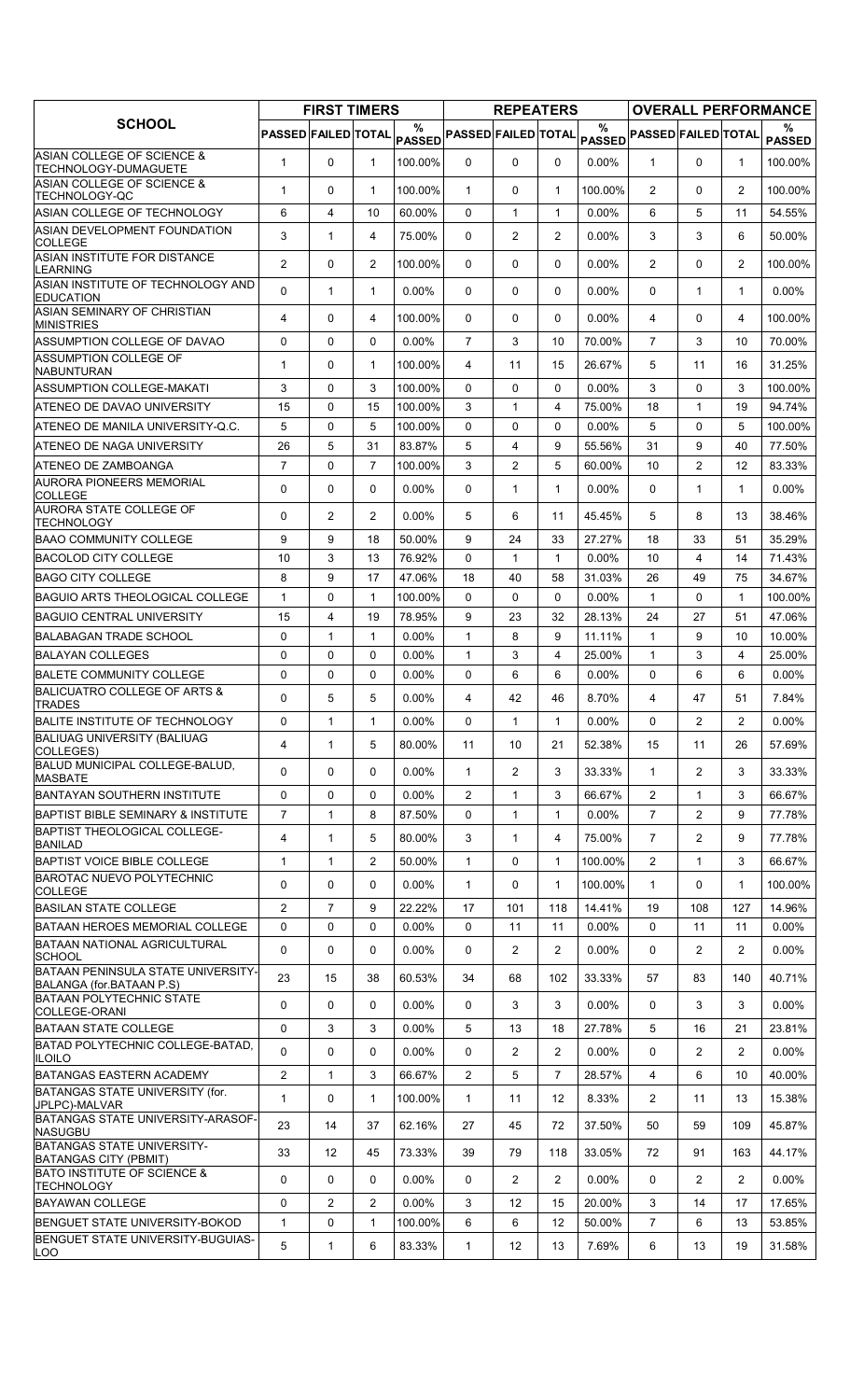| SCHOOL | FIRST TIMERS | | | | REPEATERS | | | | OVERALL PERFORMANCE | | | |
|---|---|---|---|---|---|---|---|---|---|---|---|---|
| | PASSED | FAILED | TOTAL | % PASSED | PASSED | FAILED | TOTAL | % PASSED | PASSED | FAILED | TOTAL | % PASSED |
| ASIAN COLLEGE OF SCIENCE & TECHNOLOGY-DUMAGUETE | 1 | 0 | 1 | 100.00% | 0 | 0 | 0 | 0.00% | 1 | 0 | 1 | 100.00% |
| ASIAN COLLEGE OF SCIENCE & TECHNOLOGY-QC | 1 | 0 | 1 | 100.00% | 1 | 0 | 1 | 100.00% | 2 | 0 | 2 | 100.00% |
| ASIAN COLLEGE OF TECHNOLOGY | 6 | 4 | 10 | 60.00% | 0 | 1 | 1 | 0.00% | 6 | 5 | 11 | 54.55% |
| ASIAN DEVELOPMENT FOUNDATION COLLEGE | 3 | 1 | 4 | 75.00% | 0 | 2 | 2 | 0.00% | 3 | 3 | 6 | 50.00% |
| ASIAN INSTITUTE FOR DISTANCE LEARNING | 2 | 0 | 2 | 100.00% | 0 | 0 | 0 | 0.00% | 2 | 0 | 2 | 100.00% |
| ASIAN INSTITUTE OF TECHNOLOGY AND EDUCATION | 0 | 1 | 1 | 0.00% | 0 | 0 | 0 | 0.00% | 0 | 1 | 1 | 0.00% |
| ASIAN SEMINARY OF CHRISTIAN MINISTRIES | 4 | 0 | 4 | 100.00% | 0 | 0 | 0 | 0.00% | 4 | 0 | 4 | 100.00% |
| ASSUMPTION COLLEGE OF DAVAO | 0 | 0 | 0 | 0.00% | 7 | 3 | 10 | 70.00% | 7 | 3 | 10 | 70.00% |
| ASSUMPTION COLLEGE OF NABUNTURAN | 1 | 0 | 1 | 100.00% | 4 | 11 | 15 | 26.67% | 5 | 11 | 16 | 31.25% |
| ASSUMPTION COLLEGE-MAKATI | 3 | 0 | 3 | 100.00% | 0 | 0 | 0 | 0.00% | 3 | 0 | 3 | 100.00% |
| ATENEO DE DAVAO UNIVERSITY | 15 | 0 | 15 | 100.00% | 3 | 1 | 4 | 75.00% | 18 | 1 | 19 | 94.74% |
| ATENEO DE MANILA UNIVERSITY-Q.C. | 5 | 0 | 5 | 100.00% | 0 | 0 | 0 | 0.00% | 5 | 0 | 5 | 100.00% |
| ATENEO DE NAGA UNIVERSITY | 26 | 5 | 31 | 83.87% | 5 | 4 | 9 | 55.56% | 31 | 9 | 40 | 77.50% |
| ATENEO DE ZAMBOANGA | 7 | 0 | 7 | 100.00% | 3 | 2 | 5 | 60.00% | 10 | 2 | 12 | 83.33% |
| AURORA PIONEERS MEMORIAL COLLEGE | 0 | 0 | 0 | 0.00% | 0 | 1 | 1 | 0.00% | 0 | 1 | 1 | 0.00% |
| AURORA STATE COLLEGE OF TECHNOLOGY | 0 | 2 | 2 | 0.00% | 5 | 6 | 11 | 45.45% | 5 | 8 | 13 | 38.46% |
| BAAO COMMUNITY COLLEGE | 9 | 9 | 18 | 50.00% | 9 | 24 | 33 | 27.27% | 18 | 33 | 51 | 35.29% |
| BACOLOD CITY COLLEGE | 10 | 3 | 13 | 76.92% | 0 | 1 | 1 | 0.00% | 10 | 4 | 14 | 71.43% |
| BAGO CITY COLLEGE | 8 | 9 | 17 | 47.06% | 18 | 40 | 58 | 31.03% | 26 | 49 | 75 | 34.67% |
| BAGUIO ARTS THEOLOGICAL COLLEGE | 1 | 0 | 1 | 100.00% | 0 | 0 | 0 | 0.00% | 1 | 0 | 1 | 100.00% |
| BAGUIO CENTRAL UNIVERSITY | 15 | 4 | 19 | 78.95% | 9 | 23 | 32 | 28.13% | 24 | 27 | 51 | 47.06% |
| BALABAGAN TRADE SCHOOL | 0 | 1 | 1 | 0.00% | 1 | 8 | 9 | 11.11% | 1 | 9 | 10 | 10.00% |
| BALAYAN COLLEGES | 0 | 0 | 0 | 0.00% | 1 | 3 | 4 | 25.00% | 1 | 3 | 4 | 25.00% |
| BALETE COMMUNITY COLLEGE | 0 | 0 | 0 | 0.00% | 0 | 6 | 6 | 0.00% | 0 | 6 | 6 | 0.00% |
| BALICUATRO COLLEGE OF ARTS & TRADES | 0 | 5 | 5 | 0.00% | 4 | 42 | 46 | 8.70% | 4 | 47 | 51 | 7.84% |
| BALITE INSTITUTE OF TECHNOLOGY | 0 | 1 | 1 | 0.00% | 0 | 1 | 1 | 0.00% | 0 | 2 | 2 | 0.00% |
| BALIUAG UNIVERSITY (BALIUAG COLLEGES) | 4 | 1 | 5 | 80.00% | 11 | 10 | 21 | 52.38% | 15 | 11 | 26 | 57.69% |
| BALUD MUNICIPAL COLLEGE-BALUD, MASBATE | 0 | 0 | 0 | 0.00% | 1 | 2 | 3 | 33.33% | 1 | 2 | 3 | 33.33% |
| BANTAYAN SOUTHERN INSTITUTE | 0 | 0 | 0 | 0.00% | 2 | 1 | 3 | 66.67% | 2 | 1 | 3 | 66.67% |
| BAPTIST BIBLE SEMINARY & INSTITUTE | 7 | 1 | 8 | 87.50% | 0 | 1 | 1 | 0.00% | 7 | 2 | 9 | 77.78% |
| BAPTIST THEOLOGICAL COLLEGE-BANILAD | 4 | 1 | 5 | 80.00% | 3 | 1 | 4 | 75.00% | 7 | 2 | 9 | 77.78% |
| BAPTIST VOICE BIBLE COLLEGE | 1 | 1 | 2 | 50.00% | 1 | 0 | 1 | 100.00% | 2 | 1 | 3 | 66.67% |
| BAROTAC NUEVO POLYTECHNIC COLLEGE | 0 | 0 | 0 | 0.00% | 1 | 0 | 1 | 100.00% | 1 | 0 | 1 | 100.00% |
| BASILAN STATE COLLEGE | 2 | 7 | 9 | 22.22% | 17 | 101 | 118 | 14.41% | 19 | 108 | 127 | 14.96% |
| BATAAN HEROES MEMORIAL COLLEGE | 0 | 0 | 0 | 0.00% | 0 | 11 | 11 | 0.00% | 0 | 11 | 11 | 0.00% |
| BATAAN NATIONAL AGRICULTURAL SCHOOL | 0 | 0 | 0 | 0.00% | 0 | 2 | 2 | 0.00% | 0 | 2 | 2 | 0.00% |
| BATAAN PENINSULA STATE UNIVERSITY-BALANGA (for.BATAAN P.S) | 23 | 15 | 38 | 60.53% | 34 | 68 | 102 | 33.33% | 57 | 83 | 140 | 40.71% |
| BATAAN POLYTECHNIC STATE COLLEGE-ORANI | 0 | 0 | 0 | 0.00% | 0 | 3 | 3 | 0.00% | 0 | 3 | 3 | 0.00% |
| BATAAN STATE COLLEGE | 0 | 3 | 3 | 0.00% | 5 | 13 | 18 | 27.78% | 5 | 16 | 21 | 23.81% |
| BATAD POLYTECHNIC COLLEGE-BATAD, ILOILO | 0 | 0 | 0 | 0.00% | 0 | 2 | 2 | 0.00% | 0 | 2 | 2 | 0.00% |
| BATANGAS EASTERN ACADEMY | 2 | 1 | 3 | 66.67% | 2 | 5 | 7 | 28.57% | 4 | 6 | 10 | 40.00% |
| BATANGAS STATE UNIVERSITY (for. JPLPC)-MALVAR | 1 | 0 | 1 | 100.00% | 1 | 11 | 12 | 8.33% | 2 | 11 | 13 | 15.38% |
| BATANGAS STATE UNIVERSITY-ARASOF-NASUGBU | 23 | 14 | 37 | 62.16% | 27 | 45 | 72 | 37.50% | 50 | 59 | 109 | 45.87% |
| BATANGAS STATE UNIVERSITY-BATANGAS CITY (PBMIT) | 33 | 12 | 45 | 73.33% | 39 | 79 | 118 | 33.05% | 72 | 91 | 163 | 44.17% |
| BATO INSTITUTE OF SCIENCE & TECHNOLOGY | 0 | 0 | 0 | 0.00% | 0 | 2 | 2 | 0.00% | 0 | 2 | 2 | 0.00% |
| BAYAWAN COLLEGE | 0 | 2 | 2 | 0.00% | 3 | 12 | 15 | 20.00% | 3 | 14 | 17 | 17.65% |
| BENGUET STATE UNIVERSITY-BOKOD | 1 | 0 | 1 | 100.00% | 6 | 6 | 12 | 50.00% | 7 | 6 | 13 | 53.85% |
| BENGUET STATE UNIVERSITY-BUGUIAS-LOO | 5 | 1 | 6 | 83.33% | 1 | 12 | 13 | 7.69% | 6 | 13 | 19 | 31.58% |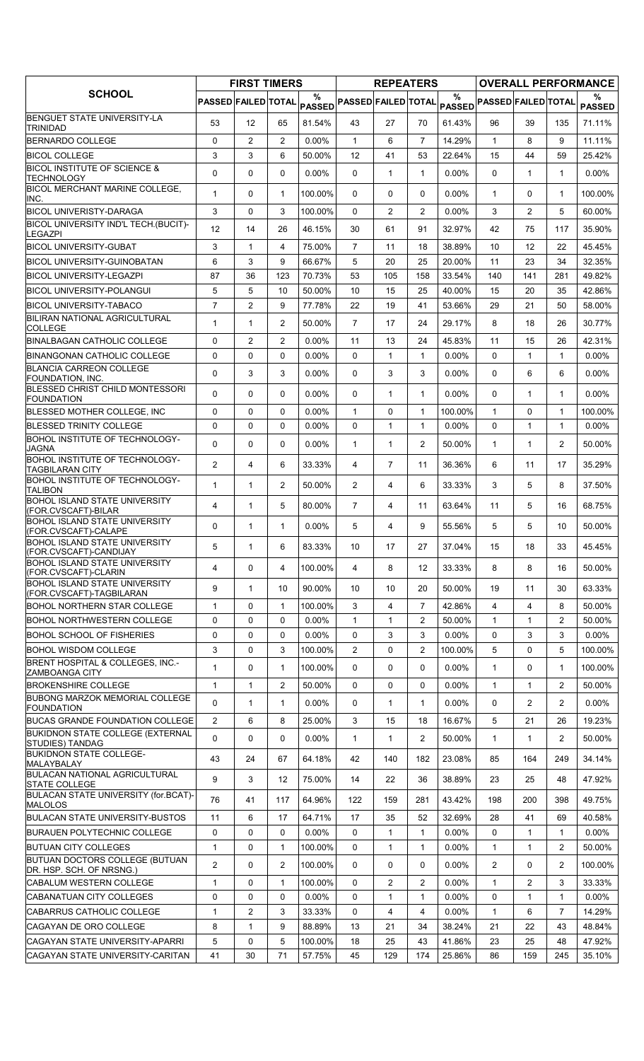| SCHOOL | FIRST TIMERS | | | | REPEATERS | | | | OVERALL PERFORMANCE | | | |
|---|---|---|---|---|---|---|---|---|---|---|---|---|
| | PASSED | FAILED | TOTAL | % PASSED | PASSED | FAILED | TOTAL | % PASSED | PASSED | FAILED | TOTAL | % PASSED |
| BENGUET STATE UNIVERSITY-LA TRINIDAD | 53 | 12 | 65 | 81.54% | 43 | 27 | 70 | 61.43% | 96 | 39 | 135 | 71.11% |
| BERNARDO COLLEGE | 0 | 2 | 2 | 0.00% | 1 | 6 | 7 | 14.29% | 1 | 8 | 9 | 11.11% |
| BICOL COLLEGE | 3 | 3 | 6 | 50.00% | 12 | 41 | 53 | 22.64% | 15 | 44 | 59 | 25.42% |
| BICOL INSTITUTE OF SCIENCE & TECHNOLOGY | 0 | 0 | 0 | 0.00% | 0 | 1 | 1 | 0.00% | 0 | 1 | 1 | 0.00% |
| BICOL MERCHANT MARINE COLLEGE, INC. | 1 | 0 | 1 | 100.00% | 0 | 0 | 0 | 0.00% | 1 | 0 | 1 | 100.00% |
| BICOL UNIVERISTY-DARAGA | 3 | 0 | 3 | 100.00% | 0 | 2 | 2 | 0.00% | 3 | 2 | 5 | 60.00% |
| BICOL UNIVERSITY IND'L TECH.(BUCIT)-LEGAZPI | 12 | 14 | 26 | 46.15% | 30 | 61 | 91 | 32.97% | 42 | 75 | 117 | 35.90% |
| BICOL UNIVERSITY-GUBAT | 3 | 1 | 4 | 75.00% | 7 | 11 | 18 | 38.89% | 10 | 12 | 22 | 45.45% |
| BICOL UNIVERSITY-GUINOBATAN | 6 | 3 | 9 | 66.67% | 5 | 20 | 25 | 20.00% | 11 | 23 | 34 | 32.35% |
| BICOL UNIVERSITY-LEGAZPI | 87 | 36 | 123 | 70.73% | 53 | 105 | 158 | 33.54% | 140 | 141 | 281 | 49.82% |
| BICOL UNIVERSITY-POLANGUI | 5 | 5 | 10 | 50.00% | 10 | 15 | 25 | 40.00% | 15 | 20 | 35 | 42.86% |
| BICOL UNIVERSITY-TABACO | 7 | 2 | 9 | 77.78% | 22 | 19 | 41 | 53.66% | 29 | 21 | 50 | 58.00% |
| BILIRAN NATIONAL AGRICULTURAL COLLEGE | 1 | 1 | 2 | 50.00% | 7 | 17 | 24 | 29.17% | 8 | 18 | 26 | 30.77% |
| BINALBAGAN CATHOLIC COLLEGE | 0 | 2 | 2 | 0.00% | 11 | 13 | 24 | 45.83% | 11 | 15 | 26 | 42.31% |
| BINANGONAN CATHOLIC COLLEGE | 0 | 0 | 0 | 0.00% | 0 | 1 | 1 | 0.00% | 0 | 1 | 1 | 0.00% |
| BLANCIA CARREON COLLEGE FOUNDATION, INC. | 0 | 3 | 3 | 0.00% | 0 | 3 | 3 | 0.00% | 0 | 6 | 6 | 0.00% |
| BLESSED CHRIST CHILD MONTESSORI FOUNDATION | 0 | 0 | 0 | 0.00% | 0 | 1 | 1 | 0.00% | 0 | 1 | 1 | 0.00% |
| BLESSED MOTHER COLLEGE, INC | 0 | 0 | 0 | 0.00% | 1 | 0 | 1 | 100.00% | 1 | 0 | 1 | 100.00% |
| BLESSED TRINITY COLLEGE | 0 | 0 | 0 | 0.00% | 0 | 1 | 1 | 0.00% | 0 | 1 | 1 | 0.00% |
| BOHOL INSTITUTE OF TECHNOLOGY-JAGNA | 0 | 0 | 0 | 0.00% | 1 | 1 | 2 | 50.00% | 1 | 1 | 2 | 50.00% |
| BOHOL INSTITUTE OF TECHNOLOGY-TAGBILARAN CITY | 2 | 4 | 6 | 33.33% | 4 | 7 | 11 | 36.36% | 6 | 11 | 17 | 35.29% |
| BOHOL INSTITUTE OF TECHNOLOGY-TALIBON | 1 | 1 | 2 | 50.00% | 2 | 4 | 6 | 33.33% | 3 | 5 | 8 | 37.50% |
| BOHOL ISLAND STATE UNIVERSITY (FOR.CVSCAFT)-BILAR | 4 | 1 | 5 | 80.00% | 7 | 4 | 11 | 63.64% | 11 | 5 | 16 | 68.75% |
| BOHOL ISLAND STATE UNIVERSITY (FOR.CVSCAFT)-CALAPE | 0 | 1 | 1 | 0.00% | 5 | 4 | 9 | 55.56% | 5 | 5 | 10 | 50.00% |
| BOHOL ISLAND STATE UNIVERSITY (FOR.CVSCAFT)-CANDIJAY | 5 | 1 | 6 | 83.33% | 10 | 17 | 27 | 37.04% | 15 | 18 | 33 | 45.45% |
| BOHOL ISLAND STATE UNIVERSITY (FOR.CVSCAFT)-CLARIN | 4 | 0 | 4 | 100.00% | 4 | 8 | 12 | 33.33% | 8 | 8 | 16 | 50.00% |
| BOHOL ISLAND STATE UNIVERSITY (FOR.CVSCAFT)-TAGBILARAN | 9 | 1 | 10 | 90.00% | 10 | 10 | 20 | 50.00% | 19 | 11 | 30 | 63.33% |
| BOHOL NORTHERN STAR COLLEGE | 1 | 0 | 1 | 100.00% | 3 | 4 | 7 | 42.86% | 4 | 4 | 8 | 50.00% |
| BOHOL NORTHWESTERN COLLEGE | 0 | 0 | 0 | 0.00% | 1 | 1 | 2 | 50.00% | 1 | 1 | 2 | 50.00% |
| BOHOL SCHOOL OF FISHERIES | 0 | 0 | 0 | 0.00% | 0 | 3 | 3 | 0.00% | 0 | 3 | 3 | 0.00% |
| BOHOL WISDOM COLLEGE | 3 | 0 | 3 | 100.00% | 2 | 0 | 2 | 100.00% | 5 | 0 | 5 | 100.00% |
| BRENT HOSPITAL & COLLEGES, INC.-ZAMBOANGA CITY | 1 | 0 | 1 | 100.00% | 0 | 0 | 0 | 0.00% | 1 | 0 | 1 | 100.00% |
| BROKENSHIRE COLLEGE | 1 | 1 | 2 | 50.00% | 0 | 0 | 0 | 0.00% | 1 | 1 | 2 | 50.00% |
| BUBONG MARZOK MEMORIAL COLLEGE FOUNDATION | 0 | 1 | 1 | 0.00% | 0 | 1 | 1 | 0.00% | 0 | 2 | 2 | 0.00% |
| BUCAS GRANDE FOUNDATION COLLEGE | 2 | 6 | 8 | 25.00% | 3 | 15 | 18 | 16.67% | 5 | 21 | 26 | 19.23% |
| BUKIDNON STATE COLLEGE (EXTERNAL STUDIES) TANDAG | 0 | 0 | 0 | 0.00% | 1 | 1 | 2 | 50.00% | 1 | 1 | 2 | 50.00% |
| BUKIDNON STATE COLLEGE-MALAYBALAY | 43 | 24 | 67 | 64.18% | 42 | 140 | 182 | 23.08% | 85 | 164 | 249 | 34.14% |
| BULACAN NATIONAL AGRICULTURAL STATE COLLEGE | 9 | 3 | 12 | 75.00% | 14 | 22 | 36 | 38.89% | 23 | 25 | 48 | 47.92% |
| BULACAN STATE UNIVERSITY (for.BCAT)-MALOLOS | 76 | 41 | 117 | 64.96% | 122 | 159 | 281 | 43.42% | 198 | 200 | 398 | 49.75% |
| BULACAN STATE UNIVERSITY-BUSTOS | 11 | 6 | 17 | 64.71% | 17 | 35 | 52 | 32.69% | 28 | 41 | 69 | 40.58% |
| BURAUEN POLYTECHNIC COLLEGE | 0 | 0 | 0 | 0.00% | 0 | 1 | 1 | 0.00% | 0 | 1 | 1 | 0.00% |
| BUTUAN CITY COLLEGES | 1 | 0 | 1 | 100.00% | 0 | 1 | 1 | 0.00% | 1 | 1 | 2 | 50.00% |
| BUTUAN DOCTORS COLLEGE (BUTUAN DR. HSP. SCH. OF NRSNG.) | 2 | 0 | 2 | 100.00% | 0 | 0 | 0 | 0.00% | 2 | 0 | 2 | 100.00% |
| CABALUM WESTERN COLLEGE | 1 | 0 | 1 | 100.00% | 0 | 2 | 2 | 0.00% | 1 | 2 | 3 | 33.33% |
| CABANATUAN CITY COLLEGES | 0 | 0 | 0 | 0.00% | 0 | 1 | 1 | 0.00% | 0 | 1 | 1 | 0.00% |
| CABARRUS CATHOLIC COLLEGE | 1 | 2 | 3 | 33.33% | 0 | 4 | 4 | 0.00% | 1 | 6 | 7 | 14.29% |
| CAGAYAN DE ORO COLLEGE | 8 | 1 | 9 | 88.89% | 13 | 21 | 34 | 38.24% | 21 | 22 | 43 | 48.84% |
| CAGAYAN STATE UNIVERSITY-APARRI | 5 | 0 | 5 | 100.00% | 18 | 25 | 43 | 41.86% | 23 | 25 | 48 | 47.92% |
| CAGAYAN STATE UNIVERSITY-CARITAN | 41 | 30 | 71 | 57.75% | 45 | 129 | 174 | 25.86% | 86 | 159 | 245 | 35.10% |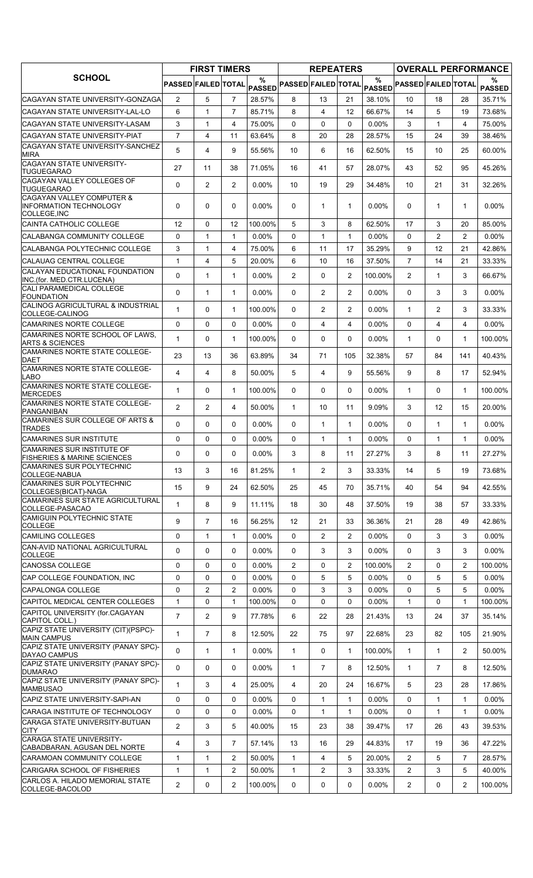| SCHOOL | FIRST TIMERS | | | | REPEATERS | | | | OVERALL PERFORMANCE | | | |
|---|---|---|---|---|---|---|---|---|---|---|---|---|
| | PASSED | FAILED | TOTAL | % PASSED | PASSED | FAILED | TOTAL | % PASSED | PASSED | FAILED | TOTAL | % PASSED |
| CAGAYAN STATE UNIVERSITY-GONZAGA | 2 | 5 | 7 | 28.57% | 8 | 13 | 21 | 38.10% | 10 | 18 | 28 | 35.71% |
| CAGAYAN STATE UNIVERSITY-LAL-LO | 6 | 1 | 7 | 85.71% | 8 | 4 | 12 | 66.67% | 14 | 5 | 19 | 73.68% |
| CAGAYAN STATE UNIVERSITY-LASAM | 3 | 1 | 4 | 75.00% | 0 | 0 | 0 | 0.00% | 3 | 1 | 4 | 75.00% |
| CAGAYAN STATE UNIVERSITY-PIAT | 7 | 4 | 11 | 63.64% | 8 | 20 | 28 | 28.57% | 15 | 24 | 39 | 38.46% |
| CAGAYAN STATE UNIVERSITY-SANCHEZ MIRA | 5 | 4 | 9 | 55.56% | 10 | 6 | 16 | 62.50% | 15 | 10 | 25 | 60.00% |
| CAGAYAN STATE UNIVERSITY-TUGUEGARAO | 27 | 11 | 38 | 71.05% | 16 | 41 | 57 | 28.07% | 43 | 52 | 95 | 45.26% |
| CAGAYAN VALLEY COLLEGES OF TUGUEGARAO | 0 | 2 | 2 | 0.00% | 10 | 19 | 29 | 34.48% | 10 | 21 | 31 | 32.26% |
| CAGAYAN VALLEY COMPUTER & INFORMATION TECHNOLOGY COLLEGE,INC | 0 | 0 | 0 | 0.00% | 0 | 1 | 1 | 0.00% | 0 | 1 | 1 | 0.00% |
| CAINTA CATHOLIC COLLEGE | 12 | 0 | 12 | 100.00% | 5 | 3 | 8 | 62.50% | 17 | 3 | 20 | 85.00% |
| CALABANGA COMMUNITY COLLEGE | 0 | 1 | 1 | 0.00% | 0 | 1 | 1 | 0.00% | 0 | 2 | 2 | 0.00% |
| CALABANGA POLYTECHNIC COLLEGE | 3 | 1 | 4 | 75.00% | 6 | 11 | 17 | 35.29% | 9 | 12 | 21 | 42.86% |
| CALAUAG CENTRAL COLLEGE | 1 | 4 | 5 | 20.00% | 6 | 10 | 16 | 37.50% | 7 | 14 | 21 | 33.33% |
| CALAYAN EDUCATIONAL FOUNDATION INC.(for. MED.CTR.LUCENA) | 0 | 1 | 1 | 0.00% | 2 | 0 | 2 | 100.00% | 2 | 1 | 3 | 66.67% |
| CALI PARAMEDICAL COLLEGE FOUNDATION | 0 | 1 | 1 | 0.00% | 0 | 2 | 2 | 0.00% | 0 | 3 | 3 | 0.00% |
| CALINOG AGRICULTURAL & INDUSTRIAL COLLEGE-CALINOG | 1 | 0 | 1 | 100.00% | 0 | 2 | 2 | 0.00% | 1 | 2 | 3 | 33.33% |
| CAMARINES NORTE COLLEGE | 0 | 0 | 0 | 0.00% | 0 | 4 | 4 | 0.00% | 0 | 4 | 4 | 0.00% |
| CAMARINES NORTE SCHOOL OF LAWS, ARTS & SCIENCES | 1 | 0 | 1 | 100.00% | 0 | 0 | 0 | 0.00% | 1 | 0 | 1 | 100.00% |
| CAMARINES NORTE STATE COLLEGE-DAET | 23 | 13 | 36 | 63.89% | 34 | 71 | 105 | 32.38% | 57 | 84 | 141 | 40.43% |
| CAMARINES NORTE STATE COLLEGE-LABO | 4 | 4 | 8 | 50.00% | 5 | 4 | 9 | 55.56% | 9 | 8 | 17 | 52.94% |
| CAMARINES NORTE STATE COLLEGE-MERCEDES | 1 | 0 | 1 | 100.00% | 0 | 0 | 0 | 0.00% | 1 | 0 | 1 | 100.00% |
| CAMARINES NORTE STATE COLLEGE-PANGANIBAN | 2 | 2 | 4 | 50.00% | 1 | 10 | 11 | 9.09% | 3 | 12 | 15 | 20.00% |
| CAMARINES SUR COLLEGE OF ARTS & TRADES | 0 | 0 | 0 | 0.00% | 0 | 1 | 1 | 0.00% | 0 | 1 | 1 | 0.00% |
| CAMARINES SUR INSTITUTE | 0 | 0 | 0 | 0.00% | 0 | 1 | 1 | 0.00% | 0 | 1 | 1 | 0.00% |
| CAMARINES SUR INSTITUTE OF FISHERIES & MARINE SCIENCES | 0 | 0 | 0 | 0.00% | 3 | 8 | 11 | 27.27% | 3 | 8 | 11 | 27.27% |
| CAMARINES SUR POLYTECHNIC COLLEGE-NABUA | 13 | 3 | 16 | 81.25% | 1 | 2 | 3 | 33.33% | 14 | 5 | 19 | 73.68% |
| CAMARINES SUR POLYTECHNIC COLLEGES(BICAT)-NAGA | 15 | 9 | 24 | 62.50% | 25 | 45 | 70 | 35.71% | 40 | 54 | 94 | 42.55% |
| CAMARINES SUR STATE AGRICULTURAL COLLEGE-PASACAO | 1 | 8 | 9 | 11.11% | 18 | 30 | 48 | 37.50% | 19 | 38 | 57 | 33.33% |
| CAMIGUIN POLYTECHNIC STATE COLLEGE | 9 | 7 | 16 | 56.25% | 12 | 21 | 33 | 36.36% | 21 | 28 | 49 | 42.86% |
| CAMILING COLLEGES | 0 | 1 | 1 | 0.00% | 0 | 2 | 2 | 0.00% | 0 | 3 | 3 | 0.00% |
| CAN-AVID NATIONAL AGRICULTURAL COLLEGE | 0 | 0 | 0 | 0.00% | 0 | 3 | 3 | 0.00% | 0 | 3 | 3 | 0.00% |
| CANOSSA COLLEGE | 0 | 0 | 0 | 0.00% | 2 | 0 | 2 | 100.00% | 2 | 0 | 2 | 100.00% |
| CAP COLLEGE FOUNDATION, INC | 0 | 0 | 0 | 0.00% | 0 | 5 | 5 | 0.00% | 0 | 5 | 5 | 0.00% |
| CAPALONGA COLLEGE | 0 | 2 | 2 | 0.00% | 0 | 3 | 3 | 0.00% | 0 | 5 | 5 | 0.00% |
| CAPITOL MEDICAL CENTER COLLEGES | 1 | 0 | 1 | 100.00% | 0 | 0 | 0 | 0.00% | 1 | 0 | 1 | 100.00% |
| CAPITOL UNIVERSITY (for.CAGAYAN CAPITOL COLL.) | 7 | 2 | 9 | 77.78% | 6 | 22 | 28 | 21.43% | 13 | 24 | 37 | 35.14% |
| CAPIZ STATE UNIVERSITY (CIT)(PSPC)-MAIN CAMPUS | 1 | 7 | 8 | 12.50% | 22 | 75 | 97 | 22.68% | 23 | 82 | 105 | 21.90% |
| CAPIZ STATE UNIVERSITY (PANAY SPC)-DAYAO CAMPUS | 0 | 1 | 1 | 0.00% | 1 | 0 | 1 | 100.00% | 1 | 1 | 2 | 50.00% |
| CAPIZ STATE UNIVERSITY (PANAY SPC)-DUMARAO | 0 | 0 | 0 | 0.00% | 1 | 7 | 8 | 12.50% | 1 | 7 | 8 | 12.50% |
| CAPIZ STATE UNIVERSITY (PANAY SPC)-MAMBUSAO | 1 | 3 | 4 | 25.00% | 4 | 20 | 24 | 16.67% | 5 | 23 | 28 | 17.86% |
| CAPIZ STATE UNIVERSITY-SAPI-AN | 0 | 0 | 0 | 0.00% | 0 | 1 | 1 | 0.00% | 0 | 1 | 1 | 0.00% |
| CARAGA INSTITUTE OF TECHNOLOGY | 0 | 0 | 0 | 0.00% | 0 | 1 | 1 | 0.00% | 0 | 1 | 1 | 0.00% |
| CARAGA STATE UNIVERSITY-BUTUAN CITY | 2 | 3 | 5 | 40.00% | 15 | 23 | 38 | 39.47% | 17 | 26 | 43 | 39.53% |
| CARAGA STATE UNIVERSITY-CABADBARAN, AGUSAN DEL NORTE | 4 | 3 | 7 | 57.14% | 13 | 16 | 29 | 44.83% | 17 | 19 | 36 | 47.22% |
| CARAMOAN COMMUNITY COLLEGE | 1 | 1 | 2 | 50.00% | 1 | 4 | 5 | 20.00% | 2 | 5 | 7 | 28.57% |
| CARIGARA SCHOOL OF FISHERIES | 1 | 1 | 2 | 50.00% | 1 | 2 | 3 | 33.33% | 2 | 3 | 5 | 40.00% |
| CARLOS A. HILADO MEMORIAL STATE COLLEGE-BACOLOD | 2 | 0 | 2 | 100.00% | 0 | 0 | 0 | 0.00% | 2 | 0 | 2 | 100.00% |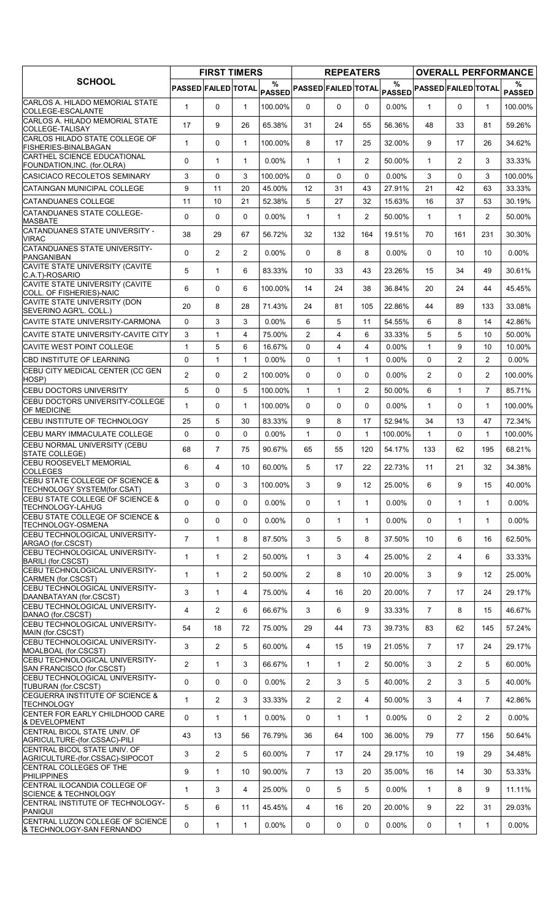| SCHOOL | FIRST TIMERS | | | | REPEATERS | | | | OVERALL PERFORMANCE | | | |
|---|---|---|---|---|---|---|---|---|---|---|---|---|
| | PASSED | FAILED | TOTAL | % PASSED | PASSED | FAILED | TOTAL | % PASSED | PASSED | FAILED | TOTAL | % PASSED |
| CARLOS A. HILADO MEMORIAL STATE COLLEGE-ESCALANTE | 1 | 0 | 1 | 100.00% | 0 | 0 | 0 | 0.00% | 1 | 0 | 1 | 100.00% |
| CARLOS A. HILADO MEMORIAL STATE COLLEGE-TALISAY | 17 | 9 | 26 | 65.38% | 31 | 24 | 55 | 56.36% | 48 | 33 | 81 | 59.26% |
| CARLOS HILADO STATE COLLEGE OF FISHERIES-BINALBAGAN | 1 | 0 | 1 | 100.00% | 8 | 17 | 25 | 32.00% | 9 | 17 | 26 | 34.62% |
| CARTHEL SCIENCE EDUCATIONAL FOUNDATION,INC. (for.OLRA) | 0 | 1 | 1 | 0.00% | 1 | 1 | 2 | 50.00% | 1 | 2 | 3 | 33.33% |
| CASICIACO RECOLETOS SEMINARY | 3 | 0 | 3 | 100.00% | 0 | 0 | 0 | 0.00% | 3 | 0 | 3 | 100.00% |
| CATAINGAN MUNICIPAL COLLEGE | 9 | 11 | 20 | 45.00% | 12 | 31 | 43 | 27.91% | 21 | 42 | 63 | 33.33% |
| CATANDUANES COLLEGE | 11 | 10 | 21 | 52.38% | 5 | 27 | 32 | 15.63% | 16 | 37 | 53 | 30.19% |
| CATANDUANES STATE COLLEGE-MASBATE | 0 | 0 | 0 | 0.00% | 1 | 1 | 2 | 50.00% | 1 | 1 | 2 | 50.00% |
| CATANDUANES STATE UNIVERSITY - VIRAC | 38 | 29 | 67 | 56.72% | 32 | 132 | 164 | 19.51% | 70 | 161 | 231 | 30.30% |
| CATANDUANES STATE UNIVERSITY-PANGANIBAN | 0 | 2 | 2 | 0.00% | 0 | 8 | 8 | 0.00% | 0 | 10 | 10 | 0.00% |
| CAVITE STATE UNIVERSITY (CAVITE C.A.T)-ROSARIO | 5 | 1 | 6 | 83.33% | 10 | 33 | 43 | 23.26% | 15 | 34 | 49 | 30.61% |
| CAVITE STATE UNIVERSITY (CAVITE COLL. OF FISHERIES)-NAIC | 6 | 0 | 6 | 100.00% | 14 | 24 | 38 | 36.84% | 20 | 24 | 44 | 45.45% |
| CAVITE STATE UNIVERSITY (DON SEVERINO AGR'L. COLL.) | 20 | 8 | 28 | 71.43% | 24 | 81 | 105 | 22.86% | 44 | 89 | 133 | 33.08% |
| CAVITE STATE UNIVERSITY-CARMONA | 0 | 3 | 3 | 0.00% | 6 | 5 | 11 | 54.55% | 6 | 8 | 14 | 42.86% |
| CAVITE STATE UNIVERSITY-CAVITE CITY | 3 | 1 | 4 | 75.00% | 2 | 4 | 6 | 33.33% | 5 | 5 | 10 | 50.00% |
| CAVITE WEST POINT COLLEGE | 1 | 5 | 6 | 16.67% | 0 | 4 | 4 | 0.00% | 1 | 9 | 10 | 10.00% |
| CBD INSTITUTE OF LEARNING | 0 | 1 | 1 | 0.00% | 0 | 1 | 1 | 0.00% | 0 | 2 | 2 | 0.00% |
| CEBU CITY MEDICAL CENTER (CC GEN HOSP) | 2 | 0 | 2 | 100.00% | 0 | 0 | 0 | 0.00% | 2 | 0 | 2 | 100.00% |
| CEBU DOCTORS UNIVERSITY | 5 | 0 | 5 | 100.00% | 1 | 1 | 2 | 50.00% | 6 | 1 | 7 | 85.71% |
| CEBU DOCTORS UNIVERSITY-COLLEGE OF MEDICINE | 1 | 0 | 1 | 100.00% | 0 | 0 | 0 | 0.00% | 1 | 0 | 1 | 100.00% |
| CEBU INSTITUTE OF TECHNOLOGY | 25 | 5 | 30 | 83.33% | 9 | 8 | 17 | 52.94% | 34 | 13 | 47 | 72.34% |
| CEBU MARY IMMACULATE COLLEGE | 0 | 0 | 0 | 0.00% | 1 | 0 | 1 | 100.00% | 1 | 0 | 1 | 100.00% |
| CEBU NORMAL UNIVERSITY (CEBU STATE COLLEGE) | 68 | 7 | 75 | 90.67% | 65 | 55 | 120 | 54.17% | 133 | 62 | 195 | 68.21% |
| CEBU ROOSEVELT MEMORIAL COLLEGES | 6 | 4 | 10 | 60.00% | 5 | 17 | 22 | 22.73% | 11 | 21 | 32 | 34.38% |
| CEBU STATE COLLEGE OF SCIENCE & TECHNOLOGY SYSTEM(for.CSAT) | 3 | 0 | 3 | 100.00% | 3 | 9 | 12 | 25.00% | 6 | 9 | 15 | 40.00% |
| CEBU STATE COLLEGE OF SCIENCE & TECHNOLOGY-LAHUG | 0 | 0 | 0 | 0.00% | 0 | 1 | 1 | 0.00% | 0 | 1 | 1 | 0.00% |
| CEBU STATE COLLEGE OF SCIENCE & TECHNOLOGY-OSMENA | 0 | 0 | 0 | 0.00% | 0 | 1 | 1 | 0.00% | 0 | 1 | 1 | 0.00% |
| CEBU TECHNOLOGICAL UNIVERSITY-ARGAO (for.CSCST) | 7 | 1 | 8 | 87.50% | 3 | 5 | 8 | 37.50% | 10 | 6 | 16 | 62.50% |
| CEBU TECHNOLOGICAL UNIVERSITY-BARILI (for.CSCST) | 1 | 1 | 2 | 50.00% | 1 | 3 | 4 | 25.00% | 2 | 4 | 6 | 33.33% |
| CEBU TECHNOLOGICAL UNIVERSITY-CARMEN (for.CSCST) | 1 | 1 | 2 | 50.00% | 2 | 8 | 10 | 20.00% | 3 | 9 | 12 | 25.00% |
| CEBU TECHNOLOGICAL UNIVERSITY-DAANBATAYAN (for.CSCST) | 3 | 1 | 4 | 75.00% | 4 | 16 | 20 | 20.00% | 7 | 17 | 24 | 29.17% |
| CEBU TECHNOLOGICAL UNIVERSITY-DANAO (for.CSCST) | 4 | 2 | 6 | 66.67% | 3 | 6 | 9 | 33.33% | 7 | 8 | 15 | 46.67% |
| CEBU TECHNOLOGICAL UNIVERSITY-MAIN (for.CSCST) | 54 | 18 | 72 | 75.00% | 29 | 44 | 73 | 39.73% | 83 | 62 | 145 | 57.24% |
| CEBU TECHNOLOGICAL UNIVERSITY-MOALBOAL (for.CSCST) | 3 | 2 | 5 | 60.00% | 4 | 15 | 19 | 21.05% | 7 | 17 | 24 | 29.17% |
| CEBU TECHNOLOGICAL UNIVERSITY-SAN FRANCISCO (for.CSCST) | 2 | 1 | 3 | 66.67% | 1 | 1 | 2 | 50.00% | 3 | 2 | 5 | 60.00% |
| CEBU TECHNOLOGICAL UNIVERSITY-TUBURAN (for.CSCST) | 0 | 0 | 0 | 0.00% | 2 | 3 | 5 | 40.00% | 2 | 3 | 5 | 40.00% |
| CEGUERRA INSTITUTE OF SCIENCE & TECHNOLOGY | 1 | 2 | 3 | 33.33% | 2 | 2 | 4 | 50.00% | 3 | 4 | 7 | 42.86% |
| CENTER FOR EARLY CHILDHOOD CARE & DEVELOPMENT | 0 | 1 | 1 | 0.00% | 0 | 1 | 1 | 0.00% | 0 | 2 | 2 | 0.00% |
| CENTRAL BICOL STATE UNIV. OF AGRICULTURE-(for.CSSAC)-PILI | 43 | 13 | 56 | 76.79% | 36 | 64 | 100 | 36.00% | 79 | 77 | 156 | 50.64% |
| CENTRAL BICOL STATE UNIV. OF AGRICULTURE-(for.CSSAC)-SIPOCOT | 3 | 2 | 5 | 60.00% | 7 | 17 | 24 | 29.17% | 10 | 19 | 29 | 34.48% |
| CENTRAL COLLEGES OF THE PHILIPPINES | 9 | 1 | 10 | 90.00% | 7 | 13 | 20 | 35.00% | 16 | 14 | 30 | 53.33% |
| CENTRAL ILOCANDIA COLLEGE OF SCIENCE & TECHNOLOGY | 1 | 3 | 4 | 25.00% | 0 | 5 | 5 | 0.00% | 1 | 8 | 9 | 11.11% |
| CENTRAL INSTITUTE OF TECHNOLOGY-PANIQUI | 5 | 6 | 11 | 45.45% | 4 | 16 | 20 | 20.00% | 9 | 22 | 31 | 29.03% |
| CENTRAL LUZON COLLEGE OF SCIENCE & TECHNOLOGY-SAN FERNANDO | 0 | 1 | 1 | 0.00% | 0 | 0 | 0 | 0.00% | 0 | 1 | 1 | 0.00% |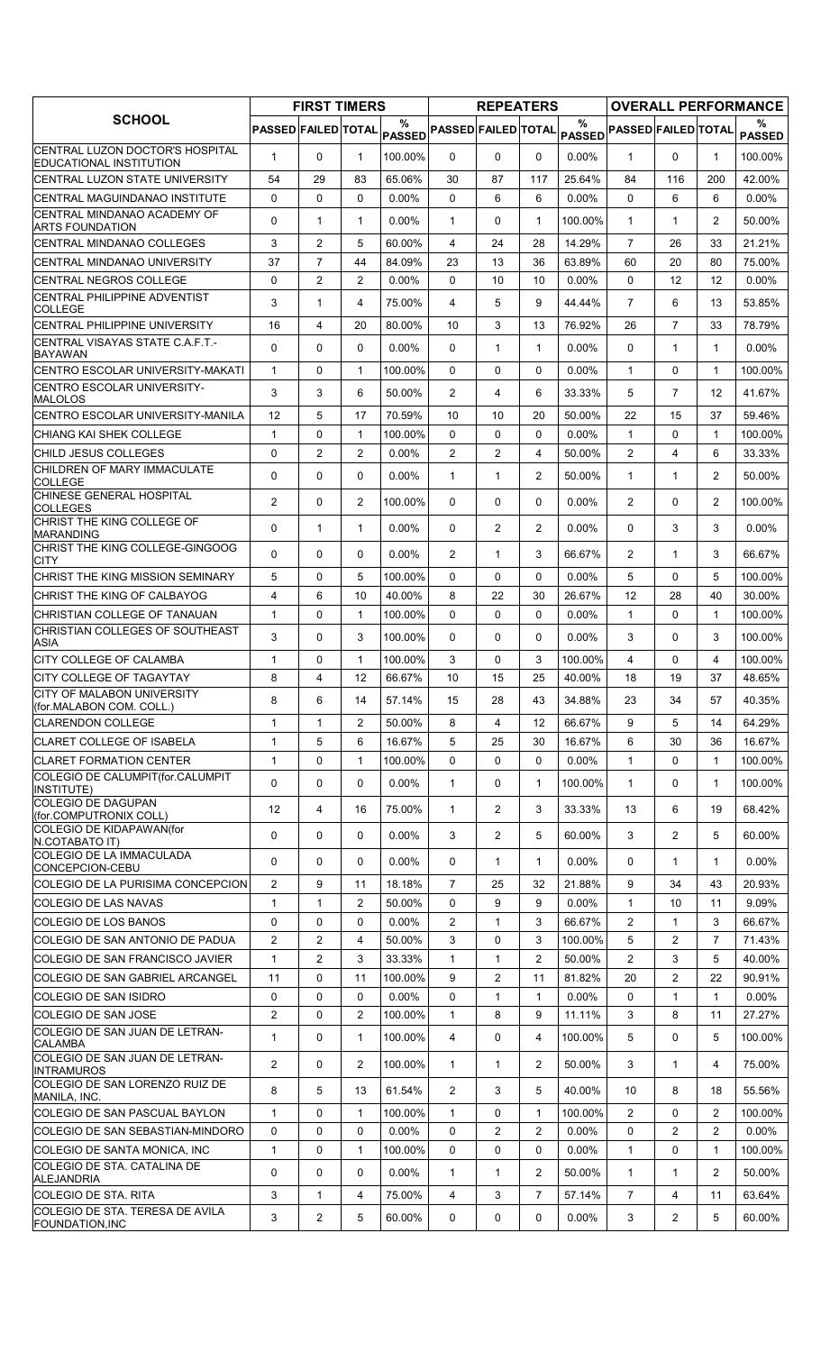| SCHOOL | FIRST TIMERS | | | | REPEATERS | | | | OVERALL PERFORMANCE | | | |
|---|---|---|---|---|---|---|---|---|---|---|---|---|
| | PASSED | FAILED | TOTAL | % PASSED | PASSED | FAILED | TOTAL | % PASSED | PASSED | FAILED | TOTAL | % PASSED |
| CENTRAL LUZON DOCTOR'S HOSPITAL EDUCATIONAL INSTITUTION | 1 | 0 | 1 | 100.00% | 0 | 0 | 0 | 0.00% | 1 | 0 | 1 | 100.00% |
| CENTRAL LUZON STATE UNIVERSITY | 54 | 29 | 83 | 65.06% | 30 | 87 | 117 | 25.64% | 84 | 116 | 200 | 42.00% |
| CENTRAL MAGUINDANAO INSTITUTE | 0 | 0 | 0 | 0.00% | 0 | 6 | 6 | 0.00% | 0 | 6 | 6 | 0.00% |
| CENTRAL MINDANAO ACADEMY OF ARTS FOUNDATION | 0 | 1 | 1 | 0.00% | 1 | 0 | 1 | 100.00% | 1 | 1 | 2 | 50.00% |
| CENTRAL MINDANAO COLLEGES | 3 | 2 | 5 | 60.00% | 4 | 24 | 28 | 14.29% | 7 | 26 | 33 | 21.21% |
| CENTRAL MINDANAO UNIVERSITY | 37 | 7 | 44 | 84.09% | 23 | 13 | 36 | 63.89% | 60 | 20 | 80 | 75.00% |
| CENTRAL NEGROS COLLEGE | 0 | 2 | 2 | 0.00% | 0 | 10 | 10 | 0.00% | 0 | 12 | 12 | 0.00% |
| CENTRAL PHILIPPINE ADVENTIST COLLEGE | 3 | 1 | 4 | 75.00% | 4 | 5 | 9 | 44.44% | 7 | 6 | 13 | 53.85% |
| CENTRAL PHILIPPINE UNIVERSITY | 16 | 4 | 20 | 80.00% | 10 | 3 | 13 | 76.92% | 26 | 7 | 33 | 78.79% |
| CENTRAL VISAYAS STATE C.A.F.T.-BAYAWAN | 0 | 0 | 0 | 0.00% | 0 | 1 | 1 | 0.00% | 0 | 1 | 1 | 0.00% |
| CENTRO ESCOLAR UNIVERSITY-MAKATI | 1 | 0 | 1 | 100.00% | 0 | 0 | 0 | 0.00% | 1 | 0 | 1 | 100.00% |
| CENTRO ESCOLAR UNIVERSITY-MALOLOS | 3 | 3 | 6 | 50.00% | 2 | 4 | 6 | 33.33% | 5 | 7 | 12 | 41.67% |
| CENTRO ESCOLAR UNIVERSITY-MANILA | 12 | 5 | 17 | 70.59% | 10 | 10 | 20 | 50.00% | 22 | 15 | 37 | 59.46% |
| CHIANG KAI SHEK COLLEGE | 1 | 0 | 1 | 100.00% | 0 | 0 | 0 | 0.00% | 1 | 0 | 1 | 100.00% |
| CHILD JESUS COLLEGES | 0 | 2 | 2 | 0.00% | 2 | 2 | 4 | 50.00% | 2 | 4 | 6 | 33.33% |
| CHILDREN OF MARY IMMACULATE COLLEGE | 0 | 0 | 0 | 0.00% | 1 | 1 | 2 | 50.00% | 1 | 1 | 2 | 50.00% |
| CHINESE GENERAL HOSPITAL COLLEGES | 2 | 0 | 2 | 100.00% | 0 | 0 | 0 | 0.00% | 2 | 0 | 2 | 100.00% |
| CHRIST THE KING COLLEGE OF MARANDING | 0 | 1 | 1 | 0.00% | 0 | 2 | 2 | 0.00% | 0 | 3 | 3 | 0.00% |
| CHRIST THE KING COLLEGE-GINGOOG CITY | 0 | 0 | 0 | 0.00% | 2 | 1 | 3 | 66.67% | 2 | 1 | 3 | 66.67% |
| CHRIST THE KING MISSION SEMINARY | 5 | 0 | 5 | 100.00% | 0 | 0 | 0 | 0.00% | 5 | 0 | 5 | 100.00% |
| CHRIST THE KING OF CALBAYOG | 4 | 6 | 10 | 40.00% | 8 | 22 | 30 | 26.67% | 12 | 28 | 40 | 30.00% |
| CHRISTIAN COLLEGE OF TANAUAN | 1 | 0 | 1 | 100.00% | 0 | 0 | 0 | 0.00% | 1 | 0 | 1 | 100.00% |
| CHRISTIAN COLLEGES OF SOUTHEAST ASIA | 3 | 0 | 3 | 100.00% | 0 | 0 | 0 | 0.00% | 3 | 0 | 3 | 100.00% |
| CITY COLLEGE OF CALAMBA | 1 | 0 | 1 | 100.00% | 3 | 0 | 3 | 100.00% | 4 | 0 | 4 | 100.00% |
| CITY COLLEGE OF TAGAYTAY | 8 | 4 | 12 | 66.67% | 10 | 15 | 25 | 40.00% | 18 | 19 | 37 | 48.65% |
| CITY OF MALABON UNIVERSITY (for.MALABON COM. COLL.) | 8 | 6 | 14 | 57.14% | 15 | 28 | 43 | 34.88% | 23 | 34 | 57 | 40.35% |
| CLARENDON COLLEGE | 1 | 1 | 2 | 50.00% | 8 | 4 | 12 | 66.67% | 9 | 5 | 14 | 64.29% |
| CLARET COLLEGE OF ISABELA | 1 | 5 | 6 | 16.67% | 5 | 25 | 30 | 16.67% | 6 | 30 | 36 | 16.67% |
| CLARET FORMATION CENTER | 1 | 0 | 1 | 100.00% | 0 | 0 | 0 | 0.00% | 1 | 0 | 1 | 100.00% |
| COLEGIO DE CALUMPIT(for.CALUMPIT INSTITUTE) | 0 | 0 | 0 | 0.00% | 1 | 0 | 1 | 100.00% | 1 | 0 | 1 | 100.00% |
| COLEGIO DE DAGUPAN (for.COMPUTRONIX COLL) | 12 | 4 | 16 | 75.00% | 1 | 2 | 3 | 33.33% | 13 | 6 | 19 | 68.42% |
| COLEGIO DE KIDAPAWAN(for N.COTABATO IT) | 0 | 0 | 0 | 0.00% | 3 | 2 | 5 | 60.00% | 3 | 2 | 5 | 60.00% |
| COLEGIO DE LA IMMACULADA CONCEPCION-CEBU | 0 | 0 | 0 | 0.00% | 0 | 1 | 1 | 0.00% | 0 | 1 | 1 | 0.00% |
| COLEGIO DE LA PURISIMA CONCEPCION | 2 | 9 | 11 | 18.18% | 7 | 25 | 32 | 21.88% | 9 | 34 | 43 | 20.93% |
| COLEGIO DE LAS NAVAS | 1 | 1 | 2 | 50.00% | 0 | 9 | 9 | 0.00% | 1 | 10 | 11 | 9.09% |
| COLEGIO DE LOS BANOS | 0 | 0 | 0 | 0.00% | 2 | 1 | 3 | 66.67% | 2 | 1 | 3 | 66.67% |
| COLEGIO DE SAN ANTONIO DE PADUA | 2 | 2 | 4 | 50.00% | 3 | 0 | 3 | 100.00% | 5 | 2 | 7 | 71.43% |
| COLEGIO DE SAN FRANCISCO JAVIER | 1 | 2 | 3 | 33.33% | 1 | 1 | 2 | 50.00% | 2 | 3 | 5 | 40.00% |
| COLEGIO DE SAN GABRIEL ARCANGEL | 11 | 0 | 11 | 100.00% | 9 | 2 | 11 | 81.82% | 20 | 2 | 22 | 90.91% |
| COLEGIO DE SAN ISIDRO | 0 | 0 | 0 | 0.00% | 0 | 1 | 1 | 0.00% | 0 | 1 | 1 | 0.00% |
| COLEGIO DE SAN JOSE | 2 | 0 | 2 | 100.00% | 1 | 8 | 9 | 11.11% | 3 | 8 | 11 | 27.27% |
| COLEGIO DE SAN JUAN DE LETRAN-CALAMBA | 1 | 0 | 1 | 100.00% | 4 | 0 | 4 | 100.00% | 5 | 0 | 5 | 100.00% |
| COLEGIO DE SAN JUAN DE LETRAN-INTRAMUROS | 2 | 0 | 2 | 100.00% | 1 | 1 | 2 | 50.00% | 3 | 1 | 4 | 75.00% |
| COLEGIO DE SAN LORENZO RUIZ DE MANILA, INC. | 8 | 5 | 13 | 61.54% | 2 | 3 | 5 | 40.00% | 10 | 8 | 18 | 55.56% |
| COLEGIO DE SAN PASCUAL BAYLON | 1 | 0 | 1 | 100.00% | 1 | 0 | 1 | 100.00% | 2 | 0 | 2 | 100.00% |
| COLEGIO DE SAN SEBASTIAN-MINDORO | 0 | 0 | 0 | 0.00% | 0 | 2 | 2 | 0.00% | 0 | 2 | 2 | 0.00% |
| COLEGIO DE SANTA MONICA, INC | 1 | 0 | 1 | 100.00% | 0 | 0 | 0 | 0.00% | 1 | 0 | 1 | 100.00% |
| COLEGIO DE STA. CATALINA DE ALEJANDRIA | 0 | 0 | 0 | 0.00% | 1 | 1 | 2 | 50.00% | 1 | 1 | 2 | 50.00% |
| COLEGIO DE STA. RITA | 3 | 1 | 4 | 75.00% | 4 | 3 | 7 | 57.14% | 7 | 4 | 11 | 63.64% |
| COLEGIO DE STA. TERESA DE AVILA FOUNDATION,INC | 3 | 2 | 5 | 60.00% | 0 | 0 | 0 | 0.00% | 3 | 2 | 5 | 60.00% |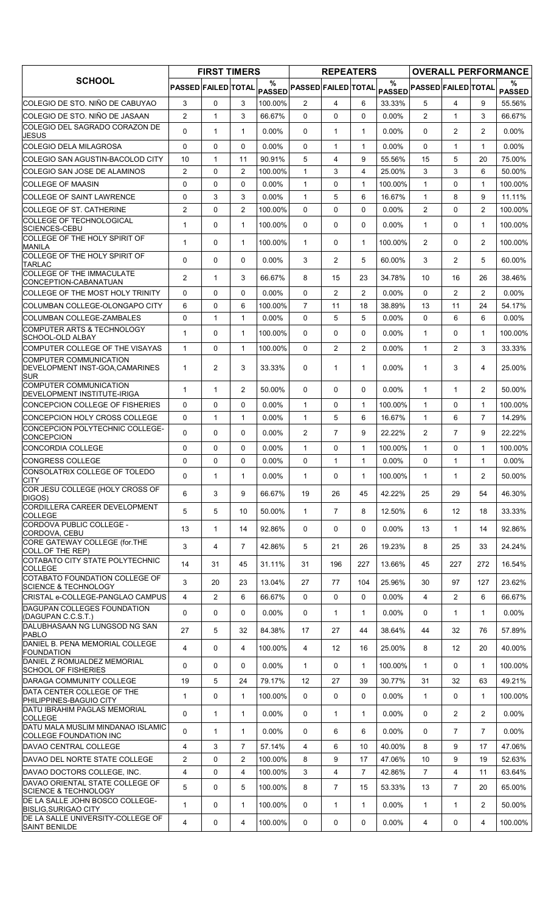| SCHOOL | FIRST TIMERS | | | | REPEATERS | | | | OVERALL PERFORMANCE | | | |
|---|---|---|---|---|---|---|---|---|---|---|---|---|
| | PASSED | FAILED | TOTAL | % PASSED | PASSED | FAILED | TOTAL | % PASSED | PASSED | FAILED | TOTAL | % PASSED |
| COLEGIO DE STO. NIÑO DE CABUYAO | 3 | 0 | 3 | 100.00% | 2 | 4 | 6 | 33.33% | 5 | 4 | 9 | 55.56% |
| COLEGIO DE STO. NIÑO DE JASAAN | 2 | 1 | 3 | 66.67% | 0 | 0 | 0 | 0.00% | 2 | 1 | 3 | 66.67% |
| COLEGIO DEL SAGRADO CORAZON DE JESUS | 0 | 1 | 1 | 0.00% | 0 | 1 | 1 | 0.00% | 0 | 2 | 2 | 0.00% |
| COLEGIO DELA MILAGROSA | 0 | 0 | 0 | 0.00% | 0 | 1 | 1 | 0.00% | 0 | 1 | 1 | 0.00% |
| COLEGIO SAN AGUSTIN-BACOLOD CITY | 10 | 1 | 11 | 90.91% | 5 | 4 | 9 | 55.56% | 15 | 5 | 20 | 75.00% |
| COLEGIO SAN JOSE DE ALAMINOS | 2 | 0 | 2 | 100.00% | 1 | 3 | 4 | 25.00% | 3 | 3 | 6 | 50.00% |
| COLLEGE OF MAASIN | 0 | 0 | 0 | 0.00% | 1 | 0 | 1 | 100.00% | 1 | 0 | 1 | 100.00% |
| COLLEGE OF SAINT LAWRENCE | 0 | 3 | 3 | 0.00% | 1 | 5 | 6 | 16.67% | 1 | 8 | 9 | 11.11% |
| COLLEGE OF ST. CATHERINE | 2 | 0 | 2 | 100.00% | 0 | 0 | 0 | 0.00% | 2 | 0 | 2 | 100.00% |
| COLLEGE OF TECHNOLOGICAL SCIENCES-CEBU | 1 | 0 | 1 | 100.00% | 0 | 0 | 0 | 0.00% | 1 | 0 | 1 | 100.00% |
| COLLEGE OF THE HOLY SPIRIT OF MANILA | 1 | 0 | 1 | 100.00% | 1 | 0 | 1 | 100.00% | 2 | 0 | 2 | 100.00% |
| COLLEGE OF THE HOLY SPIRIT OF TARLAC | 0 | 0 | 0 | 0.00% | 3 | 2 | 5 | 60.00% | 3 | 2 | 5 | 60.00% |
| COLLEGE OF THE IMMACULATE CONCEPTION-CABANATUAN | 2 | 1 | 3 | 66.67% | 8 | 15 | 23 | 34.78% | 10 | 16 | 26 | 38.46% |
| COLLEGE OF THE MOST HOLY TRINITY | 0 | 0 | 0 | 0.00% | 0 | 2 | 2 | 0.00% | 0 | 2 | 2 | 0.00% |
| COLUMBAN COLLEGE-OLONGAPO CITY | 6 | 0 | 6 | 100.00% | 7 | 11 | 18 | 38.89% | 13 | 11 | 24 | 54.17% |
| COLUMBAN COLLEGE-ZAMBALES | 0 | 1 | 1 | 0.00% | 0 | 5 | 5 | 0.00% | 0 | 6 | 6 | 0.00% |
| COMPUTER ARTS & TECHNOLOGY SCHOOL-OLD ALBAY | 1 | 0 | 1 | 100.00% | 0 | 0 | 0 | 0.00% | 1 | 0 | 1 | 100.00% |
| COMPUTER COLLEGE OF THE VISAYAS | 1 | 0 | 1 | 100.00% | 0 | 2 | 2 | 0.00% | 1 | 2 | 3 | 33.33% |
| COMPUTER COMMUNICATION DEVELOPMENT INST-GOA,CAMARINES SUR | 1 | 2 | 3 | 33.33% | 0 | 1 | 1 | 0.00% | 1 | 3 | 4 | 25.00% |
| COMPUTER COMMUNICATION DEVELOPMENT INSTITUTE-IRIGA | 1 | 1 | 2 | 50.00% | 0 | 0 | 0 | 0.00% | 1 | 1 | 2 | 50.00% |
| CONCEPCION COLLEGE OF FISHERIES | 0 | 0 | 0 | 0.00% | 1 | 0 | 1 | 100.00% | 1 | 0 | 1 | 100.00% |
| CONCEPCION HOLY CROSS COLLEGE | 0 | 1 | 1 | 0.00% | 1 | 5 | 6 | 16.67% | 1 | 6 | 7 | 14.29% |
| CONCEPCION POLYTECHNIC COLLEGE-CONCEPCION | 0 | 0 | 0 | 0.00% | 2 | 7 | 9 | 22.22% | 2 | 7 | 9 | 22.22% |
| CONCORDIA COLLEGE | 0 | 0 | 0 | 0.00% | 1 | 0 | 1 | 100.00% | 1 | 0 | 1 | 100.00% |
| CONGRESS COLLEGE | 0 | 0 | 0 | 0.00% | 0 | 1 | 1 | 0.00% | 0 | 1 | 1 | 0.00% |
| CONSOLATRIX COLLEGE OF TOLEDO CITY | 0 | 1 | 1 | 0.00% | 1 | 0 | 1 | 100.00% | 1 | 1 | 2 | 50.00% |
| COR JESU COLLEGE (HOLY CROSS OF DIGOS) | 6 | 3 | 9 | 66.67% | 19 | 26 | 45 | 42.22% | 25 | 29 | 54 | 46.30% |
| CORDILLERA CAREER DEVELOPMENT COLLEGE | 5 | 5 | 10 | 50.00% | 1 | 7 | 8 | 12.50% | 6 | 12 | 18 | 33.33% |
| CORDOVA PUBLIC COLLEGE - CORDOVA, CEBU | 13 | 1 | 14 | 92.86% | 0 | 0 | 0 | 0.00% | 13 | 1 | 14 | 92.86% |
| CORE GATEWAY COLLEGE (for.THE COLL.OF THE REP) | 3 | 4 | 7 | 42.86% | 5 | 21 | 26 | 19.23% | 8 | 25 | 33 | 24.24% |
| COTABATO CITY STATE POLYTECHNIC COLLEGE | 14 | 31 | 45 | 31.11% | 31 | 196 | 227 | 13.66% | 45 | 227 | 272 | 16.54% |
| COTABATO FOUNDATION COLLEGE OF SCIENCE & TECHNOLOGY | 3 | 20 | 23 | 13.04% | 27 | 77 | 104 | 25.96% | 30 | 97 | 127 | 23.62% |
| CRISTAL e-COLLEGE-PANGLAO CAMPUS | 4 | 2 | 6 | 66.67% | 0 | 0 | 0 | 0.00% | 4 | 2 | 6 | 66.67% |
| DAGUPAN COLLEGES FOUNDATION (DAGUPAN C.C.S.T.) | 0 | 0 | 0 | 0.00% | 0 | 1 | 1 | 0.00% | 0 | 1 | 1 | 0.00% |
| DALUBHASAAN NG LUNGSOD NG SAN PABLO | 27 | 5 | 32 | 84.38% | 17 | 27 | 44 | 38.64% | 44 | 32 | 76 | 57.89% |
| DANIEL B. PENA MEMORIAL COLLEGE FOUNDATION | 4 | 0 | 4 | 100.00% | 4 | 12 | 16 | 25.00% | 8 | 12 | 20 | 40.00% |
| DANIEL Z ROMUALDEZ MEMORIAL SCHOOL OF FISHERIES | 0 | 0 | 0 | 0.00% | 1 | 0 | 1 | 100.00% | 1 | 0 | 1 | 100.00% |
| DARAGA COMMUNITY COLLEGE | 19 | 5 | 24 | 79.17% | 12 | 27 | 39 | 30.77% | 31 | 32 | 63 | 49.21% |
| DATA CENTER COLLEGE OF THE PHILIPPINES-BAGUIO CITY | 1 | 0 | 1 | 100.00% | 0 | 0 | 0 | 0.00% | 1 | 0 | 1 | 100.00% |
| DATU IBRAHIM PAGLAS MEMORIAL COLLEGE | 0 | 1 | 1 | 0.00% | 0 | 1 | 1 | 0.00% | 0 | 2 | 2 | 0.00% |
| DATU MALA MUSLIM MINDANAO ISLAMIC COLLEGE FOUNDATION INC | 0 | 1 | 1 | 0.00% | 0 | 6 | 6 | 0.00% | 0 | 7 | 7 | 0.00% |
| DAVAO CENTRAL COLLEGE | 4 | 3 | 7 | 57.14% | 4 | 6 | 10 | 40.00% | 8 | 9 | 17 | 47.06% |
| DAVAO DEL NORTE STATE COLLEGE | 2 | 0 | 2 | 100.00% | 8 | 9 | 17 | 47.06% | 10 | 9 | 19 | 52.63% |
| DAVAO DOCTORS COLLEGE, INC. | 4 | 0 | 4 | 100.00% | 3 | 4 | 7 | 42.86% | 7 | 4 | 11 | 63.64% |
| DAVAO ORIENTAL STATE COLLEGE OF SCIENCE & TECHNOLOGY | 5 | 0 | 5 | 100.00% | 8 | 7 | 15 | 53.33% | 13 | 7 | 20 | 65.00% |
| DE LA SALLE JOHN BOSCO COLLEGE-BISLIG,SURIGAO CITY | 1 | 0 | 1 | 100.00% | 0 | 1 | 1 | 0.00% | 1 | 1 | 2 | 50.00% |
| DE LA SALLE UNIVERSITY-COLLEGE OF SAINT BENILDE | 4 | 0 | 4 | 100.00% | 0 | 0 | 0 | 0.00% | 4 | 0 | 4 | 100.00% |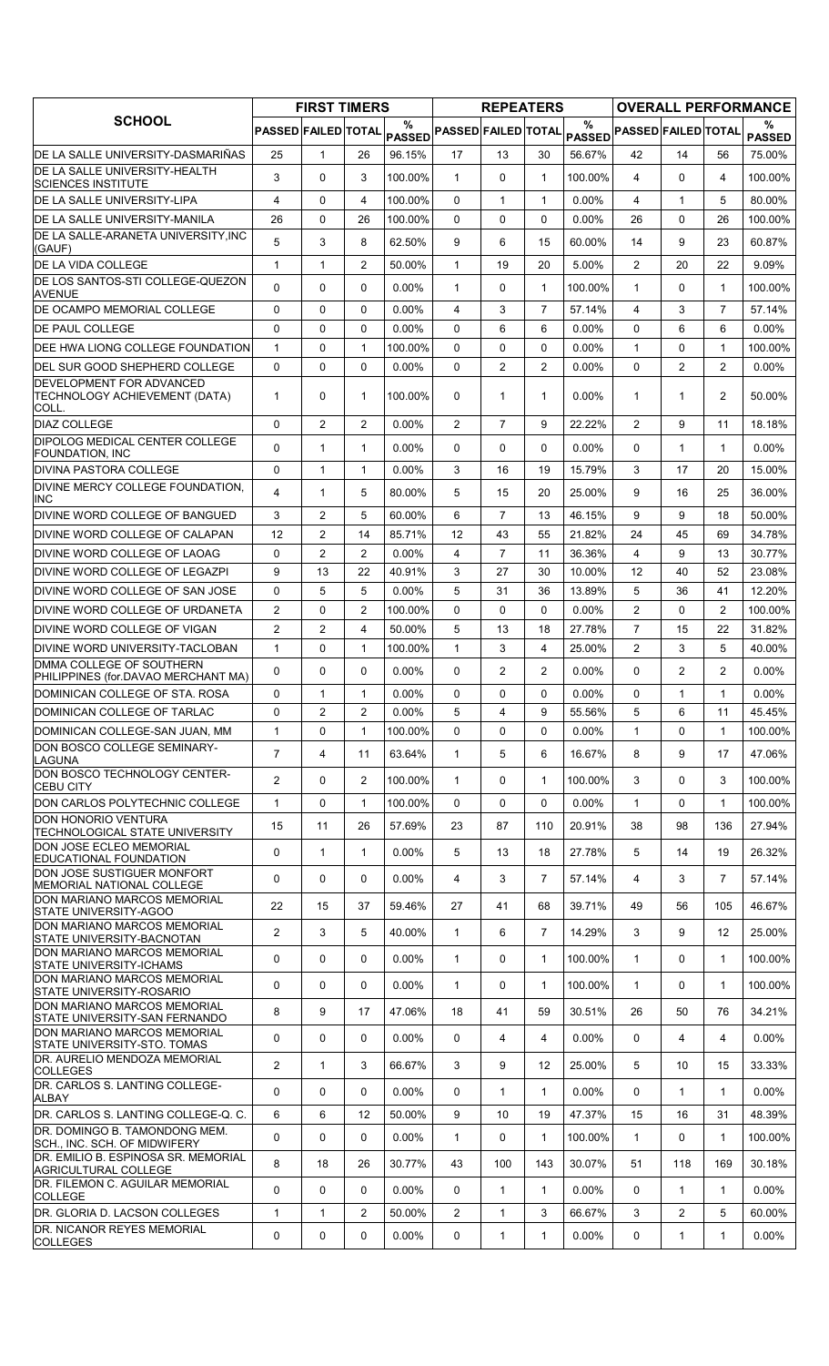| SCHOOL | FIRST TIMERS | | | | REPEATERS | | | | OVERALL PERFORMANCE | | | |
|---|---|---|---|---|---|---|---|---|---|---|---|---|
| | PASSED | FAILED | TOTAL | % PASSED | PASSED | FAILED | TOTAL | % PASSED | PASSED | FAILED | TOTAL | % PASSED |
| DE LA SALLE UNIVERSITY-DASMARIÑAS | 25 | 1 | 26 | 96.15% | 17 | 13 | 30 | 56.67% | 42 | 14 | 56 | 75.00% |
| DE LA SALLE UNIVERSITY-HEALTH SCIENCES INSTITUTE | 3 | 0 | 3 | 100.00% | 1 | 0 | 1 | 100.00% | 4 | 0 | 4 | 100.00% |
| DE LA SALLE UNIVERSITY-LIPA | 4 | 0 | 4 | 100.00% | 0 | 1 | 1 | 0.00% | 4 | 1 | 5 | 80.00% |
| DE LA SALLE UNIVERSITY-MANILA | 26 | 0 | 26 | 100.00% | 0 | 0 | 0 | 0.00% | 26 | 0 | 26 | 100.00% |
| DE LA SALLE-ARANETA UNIVERSITY,INC (GAUF) | 5 | 3 | 8 | 62.50% | 9 | 6 | 15 | 60.00% | 14 | 9 | 23 | 60.87% |
| DE LA VIDA COLLEGE | 1 | 1 | 2 | 50.00% | 1 | 19 | 20 | 5.00% | 2 | 20 | 22 | 9.09% |
| DE LOS SANTOS-STI COLLEGE-QUEZON AVENUE | 0 | 0 | 0 | 0.00% | 1 | 0 | 1 | 100.00% | 1 | 0 | 1 | 100.00% |
| DE OCAMPO MEMORIAL COLLEGE | 0 | 0 | 0 | 0.00% | 4 | 3 | 7 | 57.14% | 4 | 3 | 7 | 57.14% |
| DE PAUL COLLEGE | 0 | 0 | 0 | 0.00% | 0 | 6 | 6 | 0.00% | 0 | 6 | 6 | 0.00% |
| DEE HWA LIONG COLLEGE FOUNDATION | 1 | 0 | 1 | 100.00% | 0 | 0 | 0 | 0.00% | 1 | 0 | 1 | 100.00% |
| DEL SUR GOOD SHEPHERD COLLEGE | 0 | 0 | 0 | 0.00% | 0 | 2 | 2 | 0.00% | 0 | 2 | 2 | 0.00% |
| DEVELOPMENT FOR ADVANCED TECHNOLOGY ACHIEVEMENT (DATA) COLL. | 1 | 0 | 1 | 100.00% | 0 | 1 | 1 | 0.00% | 1 | 1 | 2 | 50.00% |
| DIAZ COLLEGE | 0 | 2 | 2 | 0.00% | 2 | 7 | 9 | 22.22% | 2 | 9 | 11 | 18.18% |
| DIPOLOG MEDICAL CENTER COLLEGE FOUNDATION, INC | 0 | 1 | 1 | 0.00% | 0 | 0 | 0 | 0.00% | 0 | 1 | 1 | 0.00% |
| DIVINA PASTORA COLLEGE | 0 | 1 | 1 | 0.00% | 3 | 16 | 19 | 15.79% | 3 | 17 | 20 | 15.00% |
| DIVINE MERCY COLLEGE FOUNDATION, INC | 4 | 1 | 5 | 80.00% | 5 | 15 | 20 | 25.00% | 9 | 16 | 25 | 36.00% |
| DIVINE WORD COLLEGE OF BANGUED | 3 | 2 | 5 | 60.00% | 6 | 7 | 13 | 46.15% | 9 | 9 | 18 | 50.00% |
| DIVINE WORD COLLEGE OF CALAPAN | 12 | 2 | 14 | 85.71% | 12 | 43 | 55 | 21.82% | 24 | 45 | 69 | 34.78% |
| DIVINE WORD COLLEGE OF LAOAG | 0 | 2 | 2 | 0.00% | 4 | 7 | 11 | 36.36% | 4 | 9 | 13 | 30.77% |
| DIVINE WORD COLLEGE OF LEGAZPI | 9 | 13 | 22 | 40.91% | 3 | 27 | 30 | 10.00% | 12 | 40 | 52 | 23.08% |
| DIVINE WORD COLLEGE OF SAN JOSE | 0 | 5 | 5 | 0.00% | 5 | 31 | 36 | 13.89% | 5 | 36 | 41 | 12.20% |
| DIVINE WORD COLLEGE OF URDANETA | 2 | 0 | 2 | 100.00% | 0 | 0 | 0 | 0.00% | 2 | 0 | 2 | 100.00% |
| DIVINE WORD COLLEGE OF VIGAN | 2 | 2 | 4 | 50.00% | 5 | 13 | 18 | 27.78% | 7 | 15 | 22 | 31.82% |
| DIVINE WORD UNIVERSITY-TACLOBAN | 1 | 0 | 1 | 100.00% | 1 | 3 | 4 | 25.00% | 2 | 3 | 5 | 40.00% |
| DMMA COLLEGE OF SOUTHERN PHILIPPINES (for.DAVAO MERCHANT MA) | 0 | 0 | 0 | 0.00% | 0 | 2 | 2 | 0.00% | 0 | 2 | 2 | 0.00% |
| DOMINICAN COLLEGE OF STA. ROSA | 0 | 1 | 1 | 0.00% | 0 | 0 | 0 | 0.00% | 0 | 1 | 1 | 0.00% |
| DOMINICAN COLLEGE OF TARLAC | 0 | 2 | 2 | 0.00% | 5 | 4 | 9 | 55.56% | 5 | 6 | 11 | 45.45% |
| DOMINICAN COLLEGE-SAN JUAN, MM | 1 | 0 | 1 | 100.00% | 0 | 0 | 0 | 0.00% | 1 | 0 | 1 | 100.00% |
| DON BOSCO COLLEGE SEMINARY-LAGUNA | 7 | 4 | 11 | 63.64% | 1 | 5 | 6 | 16.67% | 8 | 9 | 17 | 47.06% |
| DON BOSCO TECHNOLOGY CENTER-CEBU CITY | 2 | 0 | 2 | 100.00% | 1 | 0 | 1 | 100.00% | 3 | 0 | 3 | 100.00% |
| DON CARLOS POLYTECHNIC COLLEGE | 1 | 0 | 1 | 100.00% | 0 | 0 | 0 | 0.00% | 1 | 0 | 1 | 100.00% |
| DON HONORIO VENTURA TECHNOLOGICAL STATE UNIVERSITY | 15 | 11 | 26 | 57.69% | 23 | 87 | 110 | 20.91% | 38 | 98 | 136 | 27.94% |
| DON JOSE ECLEO MEMORIAL EDUCATIONAL FOUNDATION | 0 | 1 | 1 | 0.00% | 5 | 13 | 18 | 27.78% | 5 | 14 | 19 | 26.32% |
| DON JOSE SUSTIGUER MONFORT MEMORIAL NATIONAL COLLEGE | 0 | 0 | 0 | 0.00% | 4 | 3 | 7 | 57.14% | 4 | 3 | 7 | 57.14% |
| DON MARIANO MARCOS MEMORIAL STATE UNIVERSITY-AGOO | 22 | 15 | 37 | 59.46% | 27 | 41 | 68 | 39.71% | 49 | 56 | 105 | 46.67% |
| DON MARIANO MARCOS MEMORIAL STATE UNIVERSITY-BACNOTAN | 2 | 3 | 5 | 40.00% | 1 | 6 | 7 | 14.29% | 3 | 9 | 12 | 25.00% |
| DON MARIANO MARCOS MEMORIAL STATE UNIVERSITY-ICHAMS | 0 | 0 | 0 | 0.00% | 1 | 0 | 1 | 100.00% | 1 | 0 | 1 | 100.00% |
| DON MARIANO MARCOS MEMORIAL STATE UNIVERSITY-ROSARIO | 0 | 0 | 0 | 0.00% | 1 | 0 | 1 | 100.00% | 1 | 0 | 1 | 100.00% |
| DON MARIANO MARCOS MEMORIAL STATE UNIVERSITY-SAN FERNANDO | 8 | 9 | 17 | 47.06% | 18 | 41 | 59 | 30.51% | 26 | 50 | 76 | 34.21% |
| DON MARIANO MARCOS MEMORIAL STATE UNIVERSITY-STO. TOMAS | 0 | 0 | 0 | 0.00% | 0 | 4 | 4 | 0.00% | 0 | 4 | 4 | 0.00% |
| DR. AURELIO MENDOZA MEMORIAL COLLEGES | 2 | 1 | 3 | 66.67% | 3 | 9 | 12 | 25.00% | 5 | 10 | 15 | 33.33% |
| DR. CARLOS S. LANTING COLLEGE-ALBAY | 0 | 0 | 0 | 0.00% | 0 | 1 | 1 | 0.00% | 0 | 1 | 1 | 0.00% |
| DR. CARLOS S. LANTING COLLEGE-Q. C. | 6 | 6 | 12 | 50.00% | 9 | 10 | 19 | 47.37% | 15 | 16 | 31 | 48.39% |
| DR. DOMINGO B. TAMONDONG MEM. SCH., INC. SCH. OF MIDWIFERY | 0 | 0 | 0 | 0.00% | 1 | 0 | 1 | 100.00% | 1 | 0 | 1 | 100.00% |
| DR. EMILIO B. ESPINOSA SR. MEMORIAL AGRICULTURAL COLLEGE | 8 | 18 | 26 | 30.77% | 43 | 100 | 143 | 30.07% | 51 | 118 | 169 | 30.18% |
| DR. FILEMON C. AGUILAR MEMORIAL COLLEGE | 0 | 0 | 0 | 0.00% | 0 | 1 | 1 | 0.00% | 0 | 1 | 1 | 0.00% |
| DR. GLORIA D. LACSON COLLEGES | 1 | 1 | 2 | 50.00% | 2 | 1 | 3 | 66.67% | 3 | 2 | 5 | 60.00% |
| DR. NICANOR REYES MEMORIAL COLLEGES | 0 | 0 | 0 | 0.00% | 0 | 1 | 1 | 0.00% | 0 | 1 | 1 | 0.00% |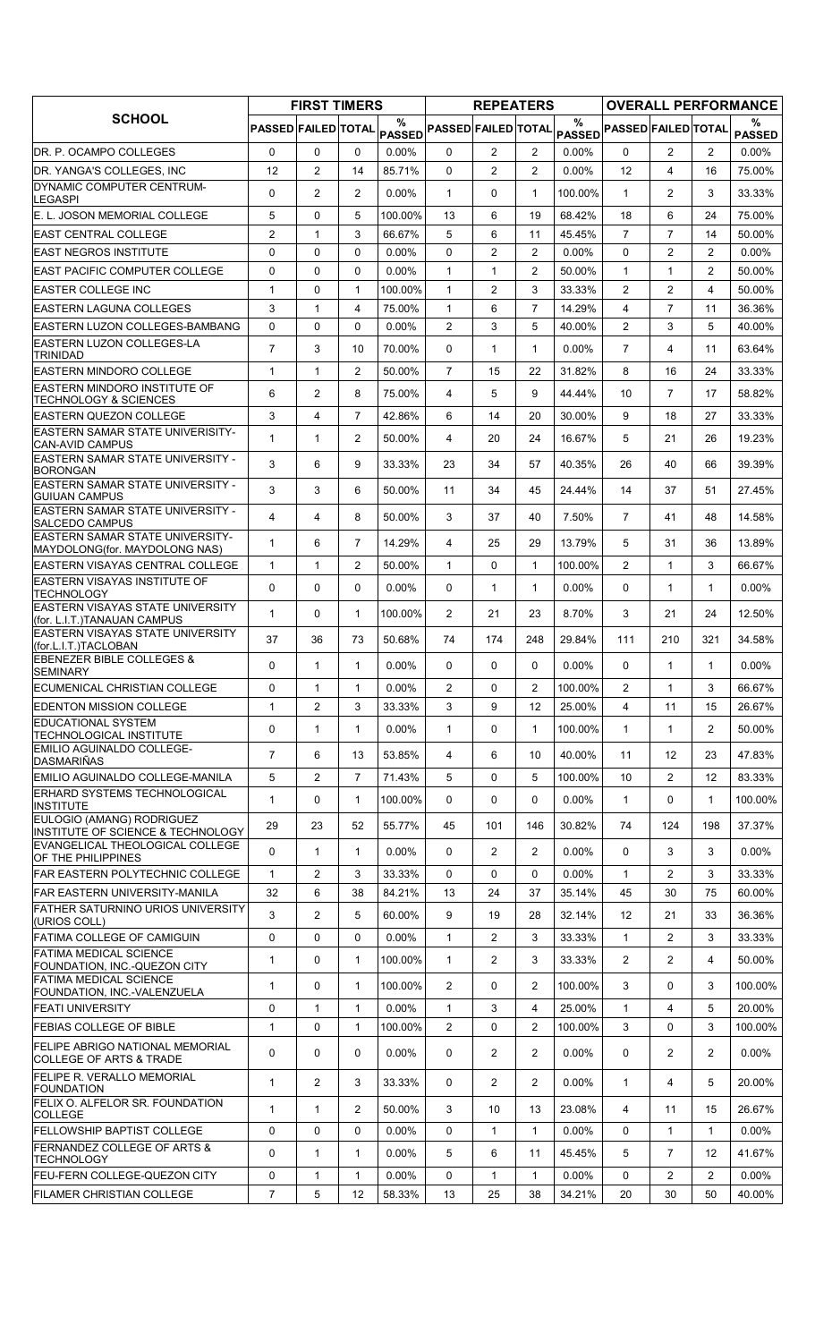| SCHOOL | FIRST TIMERS | | | | REPEATERS | | | | OVERALL PERFORMANCE | | | |
|---|---|---|---|---|---|---|---|---|---|---|---|---|
| | PASSED | FAILED | TOTAL | % PASSED | PASSED | FAILED | TOTAL | % PASSED | PASSED | FAILED | TOTAL | % PASSED |
| DR. P. OCAMPO COLLEGES | 0 | 0 | 0 | 0.00% | 0 | 2 | 2 | 0.00% | 0 | 2 | 2 | 0.00% |
| DR. YANGA'S COLLEGES, INC | 12 | 2 | 14 | 85.71% | 0 | 2 | 2 | 0.00% | 12 | 4 | 16 | 75.00% |
| DYNAMIC COMPUTER CENTRUM-LEGASPI | 0 | 2 | 2 | 0.00% | 1 | 0 | 1 | 100.00% | 1 | 2 | 3 | 33.33% |
| E. L. JOSON MEMORIAL COLLEGE | 5 | 0 | 5 | 100.00% | 13 | 6 | 19 | 68.42% | 18 | 6 | 24 | 75.00% |
| EAST CENTRAL COLLEGE | 2 | 1 | 3 | 66.67% | 5 | 6 | 11 | 45.45% | 7 | 7 | 14 | 50.00% |
| EAST NEGROS INSTITUTE | 0 | 0 | 0 | 0.00% | 0 | 2 | 2 | 0.00% | 0 | 2 | 2 | 0.00% |
| EAST PACIFIC COMPUTER COLLEGE | 0 | 0 | 0 | 0.00% | 1 | 1 | 2 | 50.00% | 1 | 1 | 2 | 50.00% |
| EASTER COLLEGE INC | 1 | 0 | 1 | 100.00% | 1 | 2 | 3 | 33.33% | 2 | 2 | 4 | 50.00% |
| EASTERN LAGUNA COLLEGES | 3 | 1 | 4 | 75.00% | 1 | 6 | 7 | 14.29% | 4 | 7 | 11 | 36.36% |
| EASTERN LUZON COLLEGES-BAMBANG | 0 | 0 | 0 | 0.00% | 2 | 3 | 5 | 40.00% | 2 | 3 | 5 | 40.00% |
| EASTERN LUZON COLLEGES-LA TRINIDAD | 7 | 3 | 10 | 70.00% | 0 | 1 | 1 | 0.00% | 7 | 4 | 11 | 63.64% |
| EASTERN MINDORO COLLEGE | 1 | 1 | 2 | 50.00% | 7 | 15 | 22 | 31.82% | 8 | 16 | 24 | 33.33% |
| EASTERN MINDORO INSTITUTE OF TECHNOLOGY & SCIENCES | 6 | 2 | 8 | 75.00% | 4 | 5 | 9 | 44.44% | 10 | 7 | 17 | 58.82% |
| EASTERN QUEZON COLLEGE | 3 | 4 | 7 | 42.86% | 6 | 14 | 20 | 30.00% | 9 | 18 | 27 | 33.33% |
| EASTERN SAMAR STATE UNIVERISITY-CAN-AVID CAMPUS | 1 | 1 | 2 | 50.00% | 4 | 20 | 24 | 16.67% | 5 | 21 | 26 | 19.23% |
| EASTERN SAMAR STATE UNIVERSITY - BORONGAN | 3 | 6 | 9 | 33.33% | 23 | 34 | 57 | 40.35% | 26 | 40 | 66 | 39.39% |
| EASTERN SAMAR STATE UNIVERSITY - GUIUAN CAMPUS | 3 | 3 | 6 | 50.00% | 11 | 34 | 45 | 24.44% | 14 | 37 | 51 | 27.45% |
| EASTERN SAMAR STATE UNIVERSITY - SALCEDO CAMPUS | 4 | 4 | 8 | 50.00% | 3 | 37 | 40 | 7.50% | 7 | 41 | 48 | 14.58% |
| EASTERN SAMAR STATE UNIVERSITY-MAYDOLONG(for. MAYDOLONG NAS) | 1 | 6 | 7 | 14.29% | 4 | 25 | 29 | 13.79% | 5 | 31 | 36 | 13.89% |
| EASTERN VISAYAS CENTRAL COLLEGE | 1 | 1 | 2 | 50.00% | 1 | 0 | 1 | 100.00% | 2 | 1 | 3 | 66.67% |
| EASTERN VISAYAS INSTITUTE OF TECHNOLOGY | 0 | 0 | 0 | 0.00% | 0 | 1 | 1 | 0.00% | 0 | 1 | 1 | 0.00% |
| EASTERN VISAYAS STATE UNIVERSITY (for. L.I.T.)TANAUAN CAMPUS | 1 | 0 | 1 | 100.00% | 2 | 21 | 23 | 8.70% | 3 | 21 | 24 | 12.50% |
| EASTERN VISAYAS STATE UNIVERSITY (for.L.I.T.)TACLOBAN | 37 | 36 | 73 | 50.68% | 74 | 174 | 248 | 29.84% | 111 | 210 | 321 | 34.58% |
| EBENEZER BIBLE COLLEGES & SEMINARY | 0 | 1 | 1 | 0.00% | 0 | 0 | 0 | 0.00% | 0 | 1 | 1 | 0.00% |
| ECUMENICAL CHRISTIAN COLLEGE | 0 | 1 | 1 | 0.00% | 2 | 0 | 2 | 100.00% | 2 | 1 | 3 | 66.67% |
| EDENTON MISSION COLLEGE | 1 | 2 | 3 | 33.33% | 3 | 9 | 12 | 25.00% | 4 | 11 | 15 | 26.67% |
| EDUCATIONAL SYSTEM TECHNOLOGICAL INSTITUTE | 0 | 1 | 1 | 0.00% | 1 | 0 | 1 | 100.00% | 1 | 1 | 2 | 50.00% |
| EMILIO AGUINALDO COLLEGE-DASMARIÑAS | 7 | 6 | 13 | 53.85% | 4 | 6 | 10 | 40.00% | 11 | 12 | 23 | 47.83% |
| EMILIO AGUINALDO COLLEGE-MANILA | 5 | 2 | 7 | 71.43% | 5 | 0 | 5 | 100.00% | 10 | 2 | 12 | 83.33% |
| ERHARD SYSTEMS TECHNOLOGICAL INSTITUTE | 1 | 0 | 1 | 100.00% | 0 | 0 | 0 | 0.00% | 1 | 0 | 1 | 100.00% |
| EULOGIO (AMANG) RODRIGUEZ INSTITUTE OF SCIENCE & TECHNOLOGY | 29 | 23 | 52 | 55.77% | 45 | 101 | 146 | 30.82% | 74 | 124 | 198 | 37.37% |
| EVANGELICAL THEOLOGICAL COLLEGE OF THE PHILIPPINES | 0 | 1 | 1 | 0.00% | 0 | 2 | 2 | 0.00% | 0 | 3 | 3 | 0.00% |
| FAR EASTERN POLYTECHNIC COLLEGE | 1 | 2 | 3 | 33.33% | 0 | 0 | 0 | 0.00% | 1 | 2 | 3 | 33.33% |
| FAR EASTERN UNIVERSITY-MANILA | 32 | 6 | 38 | 84.21% | 13 | 24 | 37 | 35.14% | 45 | 30 | 75 | 60.00% |
| FATHER SATURNINO URIOS UNIVERSITY (URIOS COLL) | 3 | 2 | 5 | 60.00% | 9 | 19 | 28 | 32.14% | 12 | 21 | 33 | 36.36% |
| FATIMA COLLEGE OF CAMIGUIN | 0 | 0 | 0 | 0.00% | 1 | 2 | 3 | 33.33% | 1 | 2 | 3 | 33.33% |
| FATIMA MEDICAL SCIENCE FOUNDATION, INC.-QUEZON CITY | 1 | 0 | 1 | 100.00% | 1 | 2 | 3 | 33.33% | 2 | 2 | 4 | 50.00% |
| FATIMA MEDICAL SCIENCE FOUNDATION, INC.-VALENZUELA | 1 | 0 | 1 | 100.00% | 2 | 0 | 2 | 100.00% | 3 | 0 | 3 | 100.00% |
| FEATI UNIVERSITY | 0 | 1 | 1 | 0.00% | 1 | 3 | 4 | 25.00% | 1 | 4 | 5 | 20.00% |
| FEBIAS COLLEGE OF BIBLE | 1 | 0 | 1 | 100.00% | 2 | 0 | 2 | 100.00% | 3 | 0 | 3 | 100.00% |
| FELIPE ABRIGO NATIONAL MEMORIAL COLLEGE OF ARTS & TRADE | 0 | 0 | 0 | 0.00% | 0 | 2 | 2 | 0.00% | 0 | 2 | 2 | 0.00% |
| FELIPE R. VERALLO MEMORIAL FOUNDATION | 1 | 2 | 3 | 33.33% | 0 | 2 | 2 | 0.00% | 1 | 4 | 5 | 20.00% |
| FELIX O. ALFELOR SR. FOUNDATION COLLEGE | 1 | 1 | 2 | 50.00% | 3 | 10 | 13 | 23.08% | 4 | 11 | 15 | 26.67% |
| FELLOWSHIP BAPTIST COLLEGE | 0 | 0 | 0 | 0.00% | 0 | 1 | 1 | 0.00% | 0 | 1 | 1 | 0.00% |
| FERNANDEZ COLLEGE OF ARTS & TECHNOLOGY | 0 | 1 | 1 | 0.00% | 5 | 6 | 11 | 45.45% | 5 | 7 | 12 | 41.67% |
| FEU-FERN COLLEGE-QUEZON CITY | 0 | 1 | 1 | 0.00% | 0 | 1 | 1 | 0.00% | 0 | 2 | 2 | 0.00% |
| FILAMER CHRISTIAN COLLEGE | 7 | 5 | 12 | 58.33% | 13 | 25 | 38 | 34.21% | 20 | 30 | 50 | 40.00% |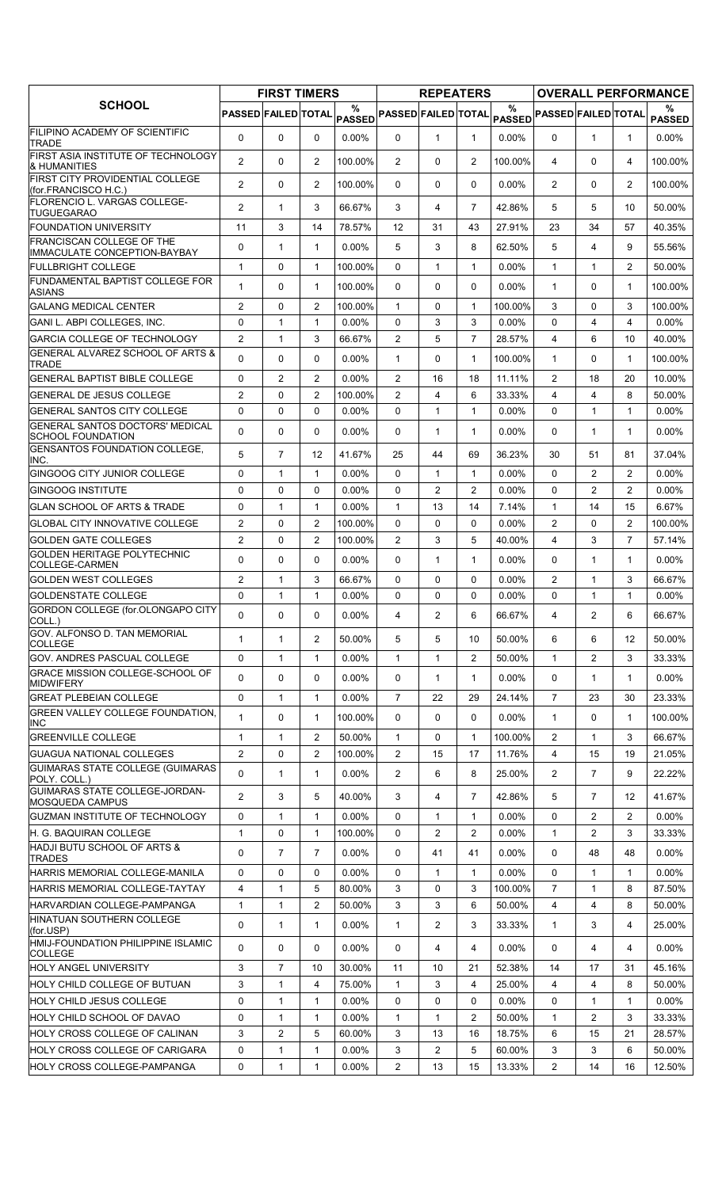| SCHOOL | FIRST TIMERS | | | | REPEATERS | | | | OVERALL PERFORMANCE | | | |
|---|---|---|---|---|---|---|---|---|---|---|---|---|
| | PASSED | FAILED | TOTAL | % PASSED | PASSED | FAILED | TOTAL | % PASSED | PASSED | FAILED | TOTAL | % PASSED |
| FILIPINO ACADEMY OF SCIENTIFIC TRADE | 0 | 0 | 0 | 0.00% | 0 | 1 | 1 | 0.00% | 0 | 1 | 1 | 0.00% |
| FIRST ASIA INSTITUTE OF TECHNOLOGY & HUMANITIES | 2 | 0 | 2 | 100.00% | 2 | 0 | 2 | 100.00% | 4 | 0 | 4 | 100.00% |
| FIRST CITY PROVIDENTIAL COLLEGE (for.FRANCISCO H.C.) | 2 | 0 | 2 | 100.00% | 0 | 0 | 0 | 0.00% | 2 | 0 | 2 | 100.00% |
| FLORENCIO L. VARGAS COLLEGE-TUGUEGARAO | 2 | 1 | 3 | 66.67% | 3 | 4 | 7 | 42.86% | 5 | 5 | 10 | 50.00% |
| FOUNDATION UNIVERSITY | 11 | 3 | 14 | 78.57% | 12 | 31 | 43 | 27.91% | 23 | 34 | 57 | 40.35% |
| FRANCISCAN COLLEGE OF THE IMMACULATE CONCEPTION-BAYBAY | 0 | 1 | 1 | 0.00% | 5 | 3 | 8 | 62.50% | 5 | 4 | 9 | 55.56% |
| FULLBRIGHT COLLEGE | 1 | 0 | 1 | 100.00% | 0 | 1 | 1 | 0.00% | 1 | 1 | 2 | 50.00% |
| FUNDAMENTAL BAPTIST COLLEGE FOR ASIANS | 1 | 0 | 1 | 100.00% | 0 | 0 | 0 | 0.00% | 1 | 0 | 1 | 100.00% |
| GALANG MEDICAL CENTER | 2 | 0 | 2 | 100.00% | 1 | 0 | 1 | 100.00% | 3 | 0 | 3 | 100.00% |
| GANI L. ABPI COLLEGES, INC. | 0 | 1 | 1 | 0.00% | 0 | 3 | 3 | 0.00% | 0 | 4 | 4 | 0.00% |
| GARCIA COLLEGE OF TECHNOLOGY | 2 | 1 | 3 | 66.67% | 2 | 5 | 7 | 28.57% | 4 | 6 | 10 | 40.00% |
| GENERAL ALVAREZ SCHOOL OF ARTS & TRADE | 0 | 0 | 0 | 0.00% | 1 | 0 | 1 | 100.00% | 1 | 0 | 1 | 100.00% |
| GENERAL BAPTIST BIBLE COLLEGE | 0 | 2 | 2 | 0.00% | 2 | 16 | 18 | 11.11% | 2 | 18 | 20 | 10.00% |
| GENERAL DE JESUS COLLEGE | 2 | 0 | 2 | 100.00% | 2 | 4 | 6 | 33.33% | 4 | 4 | 8 | 50.00% |
| GENERAL SANTOS CITY COLLEGE | 0 | 0 | 0 | 0.00% | 0 | 1 | 1 | 0.00% | 0 | 1 | 1 | 0.00% |
| GENERAL SANTOS DOCTORS' MEDICAL SCHOOL FOUNDATION | 0 | 0 | 0 | 0.00% | 0 | 1 | 1 | 0.00% | 0 | 1 | 1 | 0.00% |
| GENSANTOS FOUNDATION COLLEGE, INC. | 5 | 7 | 12 | 41.67% | 25 | 44 | 69 | 36.23% | 30 | 51 | 81 | 37.04% |
| GINGOOG CITY JUNIOR COLLEGE | 0 | 1 | 1 | 0.00% | 0 | 1 | 1 | 0.00% | 0 | 2 | 2 | 0.00% |
| GINGOOG INSTITUTE | 0 | 0 | 0 | 0.00% | 0 | 2 | 2 | 0.00% | 0 | 2 | 2 | 0.00% |
| GLAN SCHOOL OF ARTS & TRADE | 0 | 1 | 1 | 0.00% | 1 | 13 | 14 | 7.14% | 1 | 14 | 15 | 6.67% |
| GLOBAL CITY INNOVATIVE COLLEGE | 2 | 0 | 2 | 100.00% | 0 | 0 | 0 | 0.00% | 2 | 0 | 2 | 100.00% |
| GOLDEN GATE COLLEGES | 2 | 0 | 2 | 100.00% | 2 | 3 | 5 | 40.00% | 4 | 3 | 7 | 57.14% |
| GOLDEN HERITAGE POLYTECHNIC COLLEGE-CARMEN | 0 | 0 | 0 | 0.00% | 0 | 1 | 1 | 0.00% | 0 | 1 | 1 | 0.00% |
| GOLDEN WEST COLLEGES | 2 | 1 | 3 | 66.67% | 0 | 0 | 0 | 0.00% | 2 | 1 | 3 | 66.67% |
| GOLDENSTATE COLLEGE | 0 | 1 | 1 | 0.00% | 0 | 0 | 0 | 0.00% | 0 | 1 | 1 | 0.00% |
| GORDON COLLEGE (for.OLONGAPO CITY COLL.) | 0 | 0 | 0 | 0.00% | 4 | 2 | 6 | 66.67% | 4 | 2 | 6 | 66.67% |
| GOV. ALFONSO D. TAN MEMORIAL COLLEGE | 1 | 1 | 2 | 50.00% | 5 | 5 | 10 | 50.00% | 6 | 6 | 12 | 50.00% |
| GOV. ANDRES PASCUAL COLLEGE | 0 | 1 | 1 | 0.00% | 1 | 1 | 2 | 50.00% | 1 | 2 | 3 | 33.33% |
| GRACE MISSION COLLEGE-SCHOOL OF MIDWIFERY | 0 | 0 | 0 | 0.00% | 0 | 1 | 1 | 0.00% | 0 | 1 | 1 | 0.00% |
| GREAT PLEBEIAN COLLEGE | 0 | 1 | 1 | 0.00% | 7 | 22 | 29 | 24.14% | 7 | 23 | 30 | 23.33% |
| GREEN VALLEY COLLEGE FOUNDATION, INC | 1 | 0 | 1 | 100.00% | 0 | 0 | 0 | 0.00% | 1 | 0 | 1 | 100.00% |
| GREENVILLE COLLEGE | 1 | 1 | 2 | 50.00% | 1 | 0 | 1 | 100.00% | 2 | 1 | 3 | 66.67% |
| GUAGUA NATIONAL COLLEGES | 2 | 0 | 2 | 100.00% | 2 | 15 | 17 | 11.76% | 4 | 15 | 19 | 21.05% |
| GUIMARAS STATE COLLEGE (GUIMARAS POLY. COLL.) | 0 | 1 | 1 | 0.00% | 2 | 6 | 8 | 25.00% | 2 | 7 | 9 | 22.22% |
| GUIMARAS STATE COLLEGE-JORDAN-MOSQUEDA CAMPUS | 2 | 3 | 5 | 40.00% | 3 | 4 | 7 | 42.86% | 5 | 7 | 12 | 41.67% |
| GUZMAN INSTITUTE OF TECHNOLOGY | 0 | 1 | 1 | 0.00% | 0 | 1 | 1 | 0.00% | 0 | 2 | 2 | 0.00% |
| H. G. BAQUIRAN COLLEGE | 1 | 0 | 1 | 100.00% | 0 | 2 | 2 | 0.00% | 1 | 2 | 3 | 33.33% |
| HADJI BUTU SCHOOL OF ARTS & TRADES | 0 | 7 | 7 | 0.00% | 0 | 41 | 41 | 0.00% | 0 | 48 | 48 | 0.00% |
| HARRIS MEMORIAL COLLEGE-MANILA | 0 | 0 | 0 | 0.00% | 0 | 1 | 1 | 0.00% | 0 | 1 | 1 | 0.00% |
| HARRIS MEMORIAL COLLEGE-TAYTAY | 4 | 1 | 5 | 80.00% | 3 | 0 | 3 | 100.00% | 7 | 1 | 8 | 87.50% |
| HARVARDIAN COLLEGE-PAMPANGA | 1 | 1 | 2 | 50.00% | 3 | 3 | 6 | 50.00% | 4 | 4 | 8 | 50.00% |
| HINATUAN SOUTHERN COLLEGE (for.USP) | 0 | 1 | 1 | 0.00% | 1 | 2 | 3 | 33.33% | 1 | 3 | 4 | 25.00% |
| HMIJ-FOUNDATION PHILIPPINE ISLAMIC COLLEGE | 0 | 0 | 0 | 0.00% | 0 | 4 | 4 | 0.00% | 0 | 4 | 4 | 0.00% |
| HOLY ANGEL UNIVERSITY | 3 | 7 | 10 | 30.00% | 11 | 10 | 21 | 52.38% | 14 | 17 | 31 | 45.16% |
| HOLY CHILD COLLEGE OF BUTUAN | 3 | 1 | 4 | 75.00% | 1 | 3 | 4 | 25.00% | 4 | 4 | 8 | 50.00% |
| HOLY CHILD JESUS COLLEGE | 0 | 1 | 1 | 0.00% | 0 | 0 | 0 | 0.00% | 0 | 1 | 1 | 0.00% |
| HOLY CHILD SCHOOL OF DAVAO | 0 | 1 | 1 | 0.00% | 1 | 1 | 2 | 50.00% | 1 | 2 | 3 | 33.33% |
| HOLY CROSS COLLEGE OF CALINAN | 3 | 2 | 5 | 60.00% | 3 | 13 | 16 | 18.75% | 6 | 15 | 21 | 28.57% |
| HOLY CROSS COLLEGE OF CARIGARA | 0 | 1 | 1 | 0.00% | 3 | 2 | 5 | 60.00% | 3 | 3 | 6 | 50.00% |
| HOLY CROSS COLLEGE-PAMPANGA | 0 | 1 | 1 | 0.00% | 2 | 13 | 15 | 13.33% | 2 | 14 | 16 | 12.50% |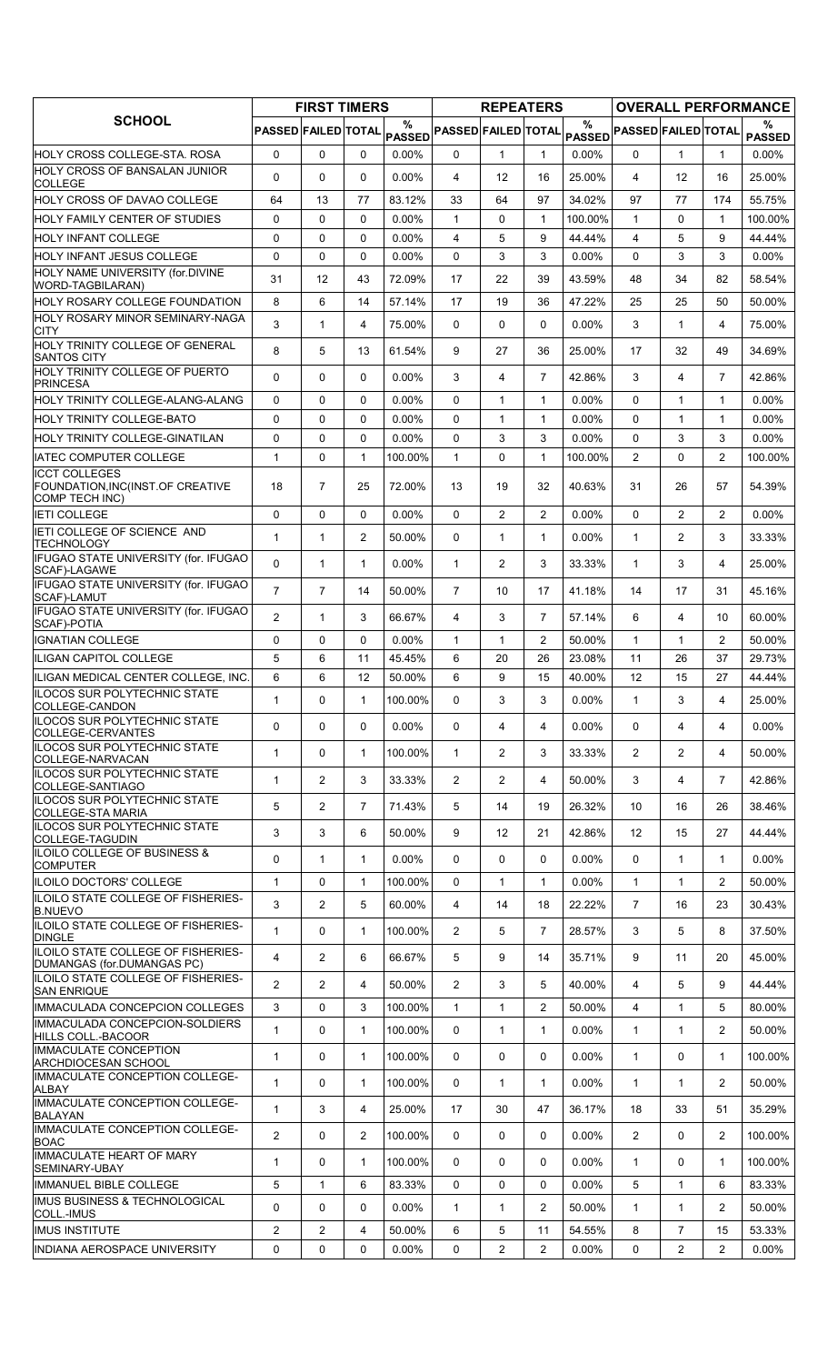| SCHOOL | FIRST TIMERS | | | | REPEATERS | | | | OVERALL PERFORMANCE | | | |
|---|---|---|---|---|---|---|---|---|---|---|---|---|
| | PASSED | FAILED | TOTAL | % PASSED | PASSED | FAILED | TOTAL | % PASSED | PASSED | FAILED | TOTAL | % PASSED |
| HOLY CROSS COLLEGE-STA. ROSA | 0 | 0 | 0 | 0.00% | 0 | 1 | 1 | 0.00% | 0 | 1 | 1 | 0.00% |
| HOLY CROSS OF BANSALAN JUNIOR COLLEGE | 0 | 0 | 0 | 0.00% | 4 | 12 | 16 | 25.00% | 4 | 12 | 16 | 25.00% |
| HOLY CROSS OF DAVAO COLLEGE | 64 | 13 | 77 | 83.12% | 33 | 64 | 97 | 34.02% | 97 | 77 | 174 | 55.75% |
| HOLY FAMILY CENTER OF STUDIES | 0 | 0 | 0 | 0.00% | 1 | 0 | 1 | 100.00% | 1 | 0 | 1 | 100.00% |
| HOLY INFANT COLLEGE | 0 | 0 | 0 | 0.00% | 4 | 5 | 9 | 44.44% | 4 | 5 | 9 | 44.44% |
| HOLY INFANT JESUS COLLEGE | 0 | 0 | 0 | 0.00% | 0 | 3 | 3 | 0.00% | 0 | 3 | 3 | 0.00% |
| HOLY NAME UNIVERSITY (for.DIVINE WORD-TAGBILARAN) | 31 | 12 | 43 | 72.09% | 17 | 22 | 39 | 43.59% | 48 | 34 | 82 | 58.54% |
| HOLY ROSARY COLLEGE FOUNDATION | 8 | 6 | 14 | 57.14% | 17 | 19 | 36 | 47.22% | 25 | 25 | 50 | 50.00% |
| HOLY ROSARY MINOR SEMINARY-NAGA CITY | 3 | 1 | 4 | 75.00% | 0 | 0 | 0 | 0.00% | 3 | 1 | 4 | 75.00% |
| HOLY TRINITY COLLEGE OF GENERAL SANTOS CITY | 8 | 5 | 13 | 61.54% | 9 | 27 | 36 | 25.00% | 17 | 32 | 49 | 34.69% |
| HOLY TRINITY COLLEGE OF PUERTO PRINCESA | 0 | 0 | 0 | 0.00% | 3 | 4 | 7 | 42.86% | 3 | 4 | 7 | 42.86% |
| HOLY TRINITY COLLEGE-ALANG-ALANG | 0 | 0 | 0 | 0.00% | 0 | 1 | 1 | 0.00% | 0 | 1 | 1 | 0.00% |
| HOLY TRINITY COLLEGE-BATO | 0 | 0 | 0 | 0.00% | 0 | 1 | 1 | 0.00% | 0 | 1 | 1 | 0.00% |
| HOLY TRINITY COLLEGE-GINATILAN | 0 | 0 | 0 | 0.00% | 0 | 3 | 3 | 0.00% | 0 | 3 | 3 | 0.00% |
| IATEC COMPUTER COLLEGE | 1 | 0 | 1 | 100.00% | 1 | 0 | 1 | 100.00% | 2 | 0 | 2 | 100.00% |
| ICCT COLLEGES FOUNDATION,INC(INST.OF CREATIVE COMP TECH INC) | 18 | 7 | 25 | 72.00% | 13 | 19 | 32 | 40.63% | 31 | 26 | 57 | 54.39% |
| IETI COLLEGE | 0 | 0 | 0 | 0.00% | 0 | 2 | 2 | 0.00% | 0 | 2 | 2 | 0.00% |
| IETI COLLEGE OF SCIENCE AND TECHNOLOGY | 1 | 1 | 2 | 50.00% | 0 | 1 | 1 | 0.00% | 1 | 2 | 3 | 33.33% |
| IFUGAO STATE UNIVERSITY (for. IFUGAO SCAF)-LAGAWE | 0 | 1 | 1 | 0.00% | 1 | 2 | 3 | 33.33% | 1 | 3 | 4 | 25.00% |
| IFUGAO STATE UNIVERSITY (for. IFUGAO SCAF)-LAMUT | 7 | 7 | 14 | 50.00% | 7 | 10 | 17 | 41.18% | 14 | 17 | 31 | 45.16% |
| IFUGAO STATE UNIVERSITY (for. IFUGAO SCAF)-POTIA | 2 | 1 | 3 | 66.67% | 4 | 3 | 7 | 57.14% | 6 | 4 | 10 | 60.00% |
| IGNATIAN COLLEGE | 0 | 0 | 0 | 0.00% | 1 | 1 | 2 | 50.00% | 1 | 1 | 2 | 50.00% |
| ILIGAN CAPITOL COLLEGE | 5 | 6 | 11 | 45.45% | 6 | 20 | 26 | 23.08% | 11 | 26 | 37 | 29.73% |
| ILIGAN MEDICAL CENTER COLLEGE, INC. | 6 | 6 | 12 | 50.00% | 6 | 9 | 15 | 40.00% | 12 | 15 | 27 | 44.44% |
| ILOCOS SUR POLYTECHNIC STATE COLLEGE-CANDON | 1 | 0 | 1 | 100.00% | 0 | 3 | 3 | 0.00% | 1 | 3 | 4 | 25.00% |
| ILOCOS SUR POLYTECHNIC STATE COLLEGE-CERVANTES | 0 | 0 | 0 | 0.00% | 0 | 4 | 4 | 0.00% | 0 | 4 | 4 | 0.00% |
| ILOCOS SUR POLYTECHNIC STATE COLLEGE-NARVACAN | 1 | 0 | 1 | 100.00% | 1 | 2 | 3 | 33.33% | 2 | 2 | 4 | 50.00% |
| ILOCOS SUR POLYTECHNIC STATE COLLEGE-SANTIAGO | 1 | 2 | 3 | 33.33% | 2 | 2 | 4 | 50.00% | 3 | 4 | 7 | 42.86% |
| ILOCOS SUR POLYTECHNIC STATE COLLEGE-STA MARIA | 5 | 2 | 7 | 71.43% | 5 | 14 | 19 | 26.32% | 10 | 16 | 26 | 38.46% |
| ILOCOS SUR POLYTECHNIC STATE COLLEGE-TAGUDIN | 3 | 3 | 6 | 50.00% | 9 | 12 | 21 | 42.86% | 12 | 15 | 27 | 44.44% |
| ILOILO COLLEGE OF BUSINESS & COMPUTER | 0 | 1 | 1 | 0.00% | 0 | 0 | 0 | 0.00% | 0 | 1 | 1 | 0.00% |
| ILOILO DOCTORS' COLLEGE | 1 | 0 | 1 | 100.00% | 0 | 1 | 1 | 0.00% | 1 | 1 | 2 | 50.00% |
| ILOILO STATE COLLEGE OF FISHERIES-B.NUEVO | 3 | 2 | 5 | 60.00% | 4 | 14 | 18 | 22.22% | 7 | 16 | 23 | 30.43% |
| ILOILO STATE COLLEGE OF FISHERIES-DINGLE | 1 | 0 | 1 | 100.00% | 2 | 5 | 7 | 28.57% | 3 | 5 | 8 | 37.50% |
| ILOILO STATE COLLEGE OF FISHERIES-DUMANGAS (for.DUMANGAS PC) | 4 | 2 | 6 | 66.67% | 5 | 9 | 14 | 35.71% | 9 | 11 | 20 | 45.00% |
| ILOILO STATE COLLEGE OF FISHERIES-SAN ENRIQUE | 2 | 2 | 4 | 50.00% | 2 | 3 | 5 | 40.00% | 4 | 5 | 9 | 44.44% |
| IMMACULADA CONCEPCION COLLEGES | 3 | 0 | 3 | 100.00% | 1 | 1 | 2 | 50.00% | 4 | 1 | 5 | 80.00% |
| IMMACULADA CONCEPCION-SOLDIERS HILLS COLL.-BACOOR | 1 | 0 | 1 | 100.00% | 0 | 1 | 1 | 0.00% | 1 | 1 | 2 | 50.00% |
| IMMACULATE CONCEPTION ARCHDIOCESAN SCHOOL | 1 | 0 | 1 | 100.00% | 0 | 0 | 0 | 0.00% | 1 | 0 | 1 | 100.00% |
| IMMACULATE CONCEPTION COLLEGE-ALBAY | 1 | 0 | 1 | 100.00% | 0 | 1 | 1 | 0.00% | 1 | 1 | 2 | 50.00% |
| IMMACULATE CONCEPTION COLLEGE-BALAYAN | 1 | 3 | 4 | 25.00% | 17 | 30 | 47 | 36.17% | 18 | 33 | 51 | 35.29% |
| IMMACULATE CONCEPTION COLLEGE-BOAC | 2 | 0 | 2 | 100.00% | 0 | 0 | 0 | 0.00% | 2 | 0 | 2 | 100.00% |
| IMMACULATE HEART OF MARY SEMINARY-UBAY | 1 | 0 | 1 | 100.00% | 0 | 0 | 0 | 0.00% | 1 | 0 | 1 | 100.00% |
| IMMANUEL BIBLE COLLEGE | 5 | 1 | 6 | 83.33% | 0 | 0 | 0 | 0.00% | 5 | 1 | 6 | 83.33% |
| IMUS BUSINESS & TECHNOLOGICAL COLL.-IMUS | 0 | 0 | 0 | 0.00% | 1 | 1 | 2 | 50.00% | 1 | 1 | 2 | 50.00% |
| IMUS INSTITUTE | 2 | 2 | 4 | 50.00% | 6 | 5 | 11 | 54.55% | 8 | 7 | 15 | 53.33% |
| INDIANA AEROSPACE UNIVERSITY | 0 | 0 | 0 | 0.00% | 0 | 2 | 2 | 0.00% | 0 | 2 | 2 | 0.00% |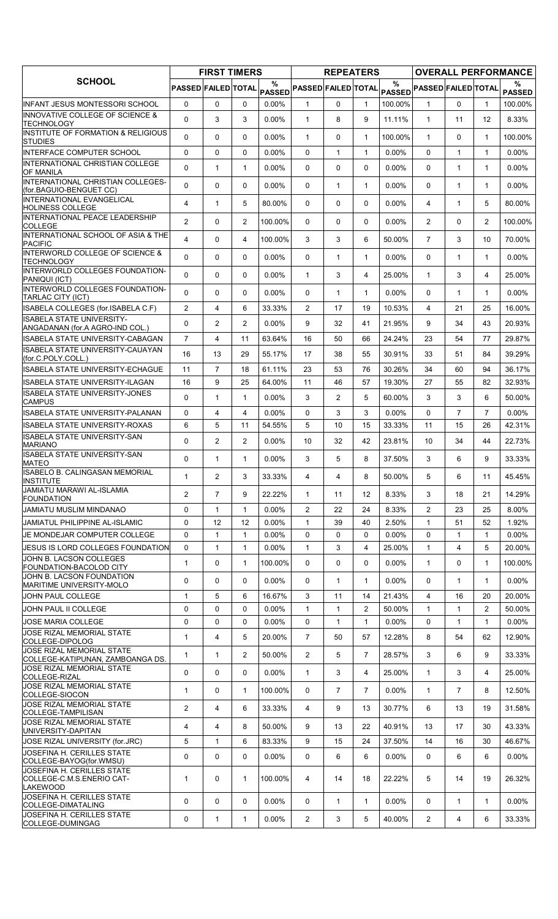| SCHOOL | FIRST TIMERS | | | | REPEATERS | | | | OVERALL PERFORMANCE | | | |
|---|---|---|---|---|---|---|---|---|---|---|---|---|
| | PASSED | FAILED | TOTAL | % PASSED | PASSED | FAILED | TOTAL | % PASSED | PASSED | FAILED | TOTAL | % PASSED |
| INFANT JESUS MONTESSORI SCHOOL | 0 | 0 | 0 | 0.00% | 1 | 0 | 1 | 100.00% | 1 | 0 | 1 | 100.00% |
| INNOVATIVE COLLEGE OF SCIENCE & TECHNOLOGY | 0 | 3 | 3 | 0.00% | 1 | 8 | 9 | 11.11% | 1 | 11 | 12 | 8.33% |
| INSTITUTE OF FORMATION & RELIGIOUS STUDIES | 0 | 0 | 0 | 0.00% | 1 | 0 | 1 | 100.00% | 1 | 0 | 1 | 100.00% |
| INTERFACE COMPUTER SCHOOL | 0 | 0 | 0 | 0.00% | 0 | 1 | 1 | 0.00% | 0 | 1 | 1 | 0.00% |
| INTERNATIONAL CHRISTIAN COLLEGE OF MANILA | 0 | 1 | 1 | 0.00% | 0 | 0 | 0 | 0.00% | 0 | 1 | 1 | 0.00% |
| INTERNATIONAL CHRISTIAN COLLEGES-(for.BAGUIO-BENGUET CC) | 0 | 0 | 0 | 0.00% | 0 | 1 | 1 | 0.00% | 0 | 1 | 1 | 0.00% |
| INTERNATIONAL EVANGELICAL HOLINESS COLLEGE | 4 | 1 | 5 | 80.00% | 0 | 0 | 0 | 0.00% | 4 | 1 | 5 | 80.00% |
| INTERNATIONAL PEACE LEADERSHIP COLLEGE | 2 | 0 | 2 | 100.00% | 0 | 0 | 0 | 0.00% | 2 | 0 | 2 | 100.00% |
| INTERNATIONAL SCHOOL OF ASIA & THE PACIFIC | 4 | 0 | 4 | 100.00% | 3 | 3 | 6 | 50.00% | 7 | 3 | 10 | 70.00% |
| INTERWORLD COLLEGE OF SCIENCE & TECHNOLOGY | 0 | 0 | 0 | 0.00% | 0 | 1 | 1 | 0.00% | 0 | 1 | 1 | 0.00% |
| INTERWORLD COLLEGES FOUNDATION-PANIQUI (ICT) | 0 | 0 | 0 | 0.00% | 1 | 3 | 4 | 25.00% | 1 | 3 | 4 | 25.00% |
| INTERWORLD COLLEGES FOUNDATION-TARLAC CITY (ICT) | 0 | 0 | 0 | 0.00% | 0 | 1 | 1 | 0.00% | 0 | 1 | 1 | 0.00% |
| ISABELA COLLEGES (for.ISABELA C.F) | 2 | 4 | 6 | 33.33% | 2 | 17 | 19 | 10.53% | 4 | 21 | 25 | 16.00% |
| ISABELA STATE UNIVERSITY-ANGADANAN (for.A AGRO-IND COL.) | 0 | 2 | 2 | 0.00% | 9 | 32 | 41 | 21.95% | 9 | 34 | 43 | 20.93% |
| ISABELA STATE UNIVERSITY-CABAGAN | 7 | 4 | 11 | 63.64% | 16 | 50 | 66 | 24.24% | 23 | 54 | 77 | 29.87% |
| ISABELA STATE UNIVERSITY-CAUAYAN (for.C.POLY.COLL.) | 16 | 13 | 29 | 55.17% | 17 | 38 | 55 | 30.91% | 33 | 51 | 84 | 39.29% |
| ISABELA STATE UNIVERSITY-ECHAGUE | 11 | 7 | 18 | 61.11% | 23 | 53 | 76 | 30.26% | 34 | 60 | 94 | 36.17% |
| ISABELA STATE UNIVERSITY-ILAGAN | 16 | 9 | 25 | 64.00% | 11 | 46 | 57 | 19.30% | 27 | 55 | 82 | 32.93% |
| ISABELA STATE UNIVERSITY-JONES CAMPUS | 0 | 1 | 1 | 0.00% | 3 | 2 | 5 | 60.00% | 3 | 3 | 6 | 50.00% |
| ISABELA STATE UNIVERSITY-PALANAN | 0 | 4 | 4 | 0.00% | 0 | 3 | 3 | 0.00% | 0 | 7 | 7 | 0.00% |
| ISABELA STATE UNIVERSITY-ROXAS | 6 | 5 | 11 | 54.55% | 5 | 10 | 15 | 33.33% | 11 | 15 | 26 | 42.31% |
| ISABELA STATE UNIVERSITY-SAN MARIANO | 0 | 2 | 2 | 0.00% | 10 | 32 | 42 | 23.81% | 10 | 34 | 44 | 22.73% |
| ISABELA STATE UNIVERSITY-SAN MATEO | 0 | 1 | 1 | 0.00% | 3 | 5 | 8 | 37.50% | 3 | 6 | 9 | 33.33% |
| ISABELO B. CALINGASAN MEMORIAL INSTITUTE | 1 | 2 | 3 | 33.33% | 4 | 4 | 8 | 50.00% | 5 | 6 | 11 | 45.45% |
| JAMIATU MARAWI AL-ISLAMIA FOUNDATION | 2 | 7 | 9 | 22.22% | 1 | 11 | 12 | 8.33% | 3 | 18 | 21 | 14.29% |
| JAMIATU MUSLIM MINDANAO | 0 | 1 | 1 | 0.00% | 2 | 22 | 24 | 8.33% | 2 | 23 | 25 | 8.00% |
| JAMIATUL PHILIPPINE AL-ISLAMIC | 0 | 12 | 12 | 0.00% | 1 | 39 | 40 | 2.50% | 1 | 51 | 52 | 1.92% |
| JE MONDEJAR COMPUTER COLLEGE | 0 | 1 | 1 | 0.00% | 0 | 0 | 0 | 0.00% | 0 | 1 | 1 | 0.00% |
| JESUS IS LORD COLLEGES FOUNDATION | 0 | 1 | 1 | 0.00% | 1 | 3 | 4 | 25.00% | 1 | 4 | 5 | 20.00% |
| JOHN B. LACSON COLLEGES FOUNDATION-BACOLOD CITY | 1 | 0 | 1 | 100.00% | 0 | 0 | 0 | 0.00% | 1 | 0 | 1 | 100.00% |
| JOHN B. LACSON FOUNDATION MARITIME UNIVERSITY-MOLO | 0 | 0 | 0 | 0.00% | 0 | 1 | 1 | 0.00% | 0 | 1 | 1 | 0.00% |
| JOHN PAUL COLLEGE | 1 | 5 | 6 | 16.67% | 3 | 11 | 14 | 21.43% | 4 | 16 | 20 | 20.00% |
| JOHN PAUL II COLLEGE | 0 | 0 | 0 | 0.00% | 1 | 1 | 2 | 50.00% | 1 | 1 | 2 | 50.00% |
| JOSE MARIA COLLEGE | 0 | 0 | 0 | 0.00% | 0 | 1 | 1 | 0.00% | 0 | 1 | 1 | 0.00% |
| JOSE RIZAL MEMORIAL STATE COLLEGE-DIPOLOG | 1 | 4 | 5 | 20.00% | 7 | 50 | 57 | 12.28% | 8 | 54 | 62 | 12.90% |
| JOSE RIZAL MEMORIAL STATE COLLEGE-KATIPUNAN, ZAMBOANGA DS. | 1 | 1 | 2 | 50.00% | 2 | 5 | 7 | 28.57% | 3 | 6 | 9 | 33.33% |
| JOSE RIZAL MEMORIAL STATE COLLEGE-RIZAL | 0 | 0 | 0 | 0.00% | 1 | 3 | 4 | 25.00% | 1 | 3 | 4 | 25.00% |
| JOSE RIZAL MEMORIAL STATE COLLEGE-SIOCON | 1 | 0 | 1 | 100.00% | 0 | 7 | 7 | 0.00% | 1 | 7 | 8 | 12.50% |
| JOSE RIZAL MEMORIAL STATE COLLEGE-TAMPILISAN | 2 | 4 | 6 | 33.33% | 4 | 9 | 13 | 30.77% | 6 | 13 | 19 | 31.58% |
| JOSE RIZAL MEMORIAL STATE UNIVERSITY-DAPITAN | 4 | 4 | 8 | 50.00% | 9 | 13 | 22 | 40.91% | 13 | 17 | 30 | 43.33% |
| JOSE RIZAL UNIVERSITY (for.JRC) | 5 | 1 | 6 | 83.33% | 9 | 15 | 24 | 37.50% | 14 | 16 | 30 | 46.67% |
| JOSEFINA H. CERILLES STATE COLLEGE-BAYOG(for.WMSU) | 0 | 0 | 0 | 0.00% | 0 | 6 | 6 | 0.00% | 0 | 6 | 6 | 0.00% |
| JOSEFINA H. CERILLES STATE COLLEGE-C.M.S.ENERIO CAT-LAKEWOOD | 1 | 0 | 1 | 100.00% | 4 | 14 | 18 | 22.22% | 5 | 14 | 19 | 26.32% |
| JOSEFINA H. CERILLES STATE COLLEGE-DIMATALING | 0 | 0 | 0 | 0.00% | 0 | 1 | 1 | 0.00% | 0 | 1 | 1 | 0.00% |
| JOSEFINA H. CERILLES STATE COLLEGE-DUMINGAG | 0 | 1 | 1 | 0.00% | 2 | 3 | 5 | 40.00% | 2 | 4 | 6 | 33.33% |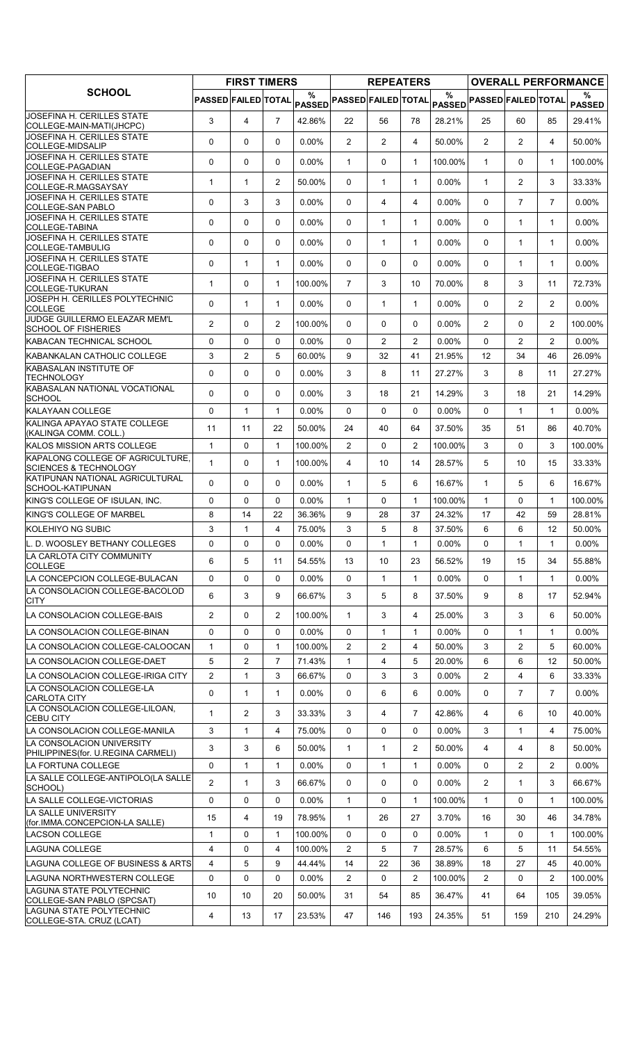| SCHOOL | FIRST TIMERS | | | | REPEATERS | | | | OVERALL PERFORMANCE | | | |
|---|---|---|---|---|---|---|---|---|---|---|---|---|
| | PASSED | FAILED | TOTAL | % PASSED | PASSED | FAILED | TOTAL | % PASSED | PASSED | FAILED | TOTAL | % PASSED |
| JOSEFINA H. CERILLES STATE COLLEGE-MAIN-MATI(JHCPC) | 3 | 4 | 7 | 42.86% | 22 | 56 | 78 | 28.21% | 25 | 60 | 85 | 29.41% |
| JOSEFINA H. CERILLES STATE COLLEGE-MIDSALIP | 0 | 0 | 0 | 0.00% | 2 | 2 | 4 | 50.00% | 2 | 2 | 4 | 50.00% |
| JOSEFINA H. CERILLES STATE COLLEGE-PAGADIAN | 0 | 0 | 0 | 0.00% | 1 | 0 | 1 | 100.00% | 1 | 0 | 1 | 100.00% |
| JOSEFINA H. CERILLES STATE COLLEGE-R.MAGSAYSAY | 1 | 1 | 2 | 50.00% | 0 | 1 | 1 | 0.00% | 1 | 2 | 3 | 33.33% |
| JOSEFINA H. CERILLES STATE COLLEGE-SAN PABLO | 0 | 3 | 3 | 0.00% | 0 | 4 | 4 | 0.00% | 0 | 7 | 7 | 0.00% |
| JOSEFINA H. CERILLES STATE COLLEGE-TABINA | 0 | 0 | 0 | 0.00% | 0 | 1 | 1 | 0.00% | 0 | 1 | 1 | 0.00% |
| JOSEFINA H. CERILLES STATE COLLEGE-TAMBULIG | 0 | 0 | 0 | 0.00% | 0 | 1 | 1 | 0.00% | 0 | 1 | 1 | 0.00% |
| JOSEFINA H. CERILLES STATE COLLEGE-TIGBAO | 0 | 1 | 1 | 0.00% | 0 | 0 | 0 | 0.00% | 0 | 1 | 1 | 0.00% |
| JOSEFINA H. CERILLES STATE COLLEGE-TUKURAN | 1 | 0 | 1 | 100.00% | 7 | 3 | 10 | 70.00% | 8 | 3 | 11 | 72.73% |
| JOSEPH H. CERILLES POLYTECHNIC COLLEGE | 0 | 1 | 1 | 0.00% | 0 | 1 | 1 | 0.00% | 0 | 2 | 2 | 0.00% |
| JUDGE GUILLERMO ELEAZAR MEM'L SCHOOL OF FISHERIES | 2 | 0 | 2 | 100.00% | 0 | 0 | 0 | 0.00% | 2 | 0 | 2 | 100.00% |
| KABACAN TECHNICAL SCHOOL | 0 | 0 | 0 | 0.00% | 0 | 2 | 2 | 0.00% | 0 | 2 | 2 | 0.00% |
| KABANKALAN CATHOLIC COLLEGE | 3 | 2 | 5 | 60.00% | 9 | 32 | 41 | 21.95% | 12 | 34 | 46 | 26.09% |
| KABASALAN INSTITUTE OF TECHNOLOGY | 0 | 0 | 0 | 0.00% | 3 | 8 | 11 | 27.27% | 3 | 8 | 11 | 27.27% |
| KABASALAN NATIONAL VOCATIONAL SCHOOL | 0 | 0 | 0 | 0.00% | 3 | 18 | 21 | 14.29% | 3 | 18 | 21 | 14.29% |
| KALAYAAN COLLEGE | 0 | 1 | 1 | 0.00% | 0 | 0 | 0 | 0.00% | 0 | 1 | 1 | 0.00% |
| KALINGA APAYAO STATE COLLEGE (KALINGA COMM. COLL.) | 11 | 11 | 22 | 50.00% | 24 | 40 | 64 | 37.50% | 35 | 51 | 86 | 40.70% |
| KALOS MISSION ARTS COLLEGE | 1 | 0 | 1 | 100.00% | 2 | 0 | 2 | 100.00% | 3 | 0 | 3 | 100.00% |
| KAPALONG COLLEGE OF AGRICULTURE, SCIENCES & TECHNOLOGY | 1 | 0 | 1 | 100.00% | 4 | 10 | 14 | 28.57% | 5 | 10 | 15 | 33.33% |
| KATIPUNAN NATIONAL AGRICULTURAL SCHOOL-KATIPUNAN | 0 | 0 | 0 | 0.00% | 1 | 5 | 6 | 16.67% | 1 | 5 | 6 | 16.67% |
| KING'S COLLEGE OF ISULAN, INC. | 0 | 0 | 0 | 0.00% | 1 | 0 | 1 | 100.00% | 1 | 0 | 1 | 100.00% |
| KING'S COLLEGE OF MARBEL | 8 | 14 | 22 | 36.36% | 9 | 28 | 37 | 24.32% | 17 | 42 | 59 | 28.81% |
| KOLEHIYO NG SUBIC | 3 | 1 | 4 | 75.00% | 3 | 5 | 8 | 37.50% | 6 | 6 | 12 | 50.00% |
| L. D. WOOSLEY BETHANY COLLEGES | 0 | 0 | 0 | 0.00% | 0 | 1 | 1 | 0.00% | 0 | 1 | 1 | 0.00% |
| LA CARLOTA CITY COMMUNITY COLLEGE | 6 | 5 | 11 | 54.55% | 13 | 10 | 23 | 56.52% | 19 | 15 | 34 | 55.88% |
| LA CONCEPCION COLLEGE-BULACAN | 0 | 0 | 0 | 0.00% | 0 | 1 | 1 | 0.00% | 0 | 1 | 1 | 0.00% |
| LA CONSOLACION COLLEGE-BACOLOD CITY | 6 | 3 | 9 | 66.67% | 3 | 5 | 8 | 37.50% | 9 | 8 | 17 | 52.94% |
| LA CONSOLACION COLLEGE-BAIS | 2 | 0 | 2 | 100.00% | 1 | 3 | 4 | 25.00% | 3 | 3 | 6 | 50.00% |
| LA CONSOLACION COLLEGE-BINAN | 0 | 0 | 0 | 0.00% | 0 | 1 | 1 | 0.00% | 0 | 1 | 1 | 0.00% |
| LA CONSOLACION COLLEGE-CALOOCAN | 1 | 0 | 1 | 100.00% | 2 | 2 | 4 | 50.00% | 3 | 2 | 5 | 60.00% |
| LA CONSOLACION COLLEGE-DAET | 5 | 2 | 7 | 71.43% | 1 | 4 | 5 | 20.00% | 6 | 6 | 12 | 50.00% |
| LA CONSOLACION COLLEGE-IRIGA CITY | 2 | 1 | 3 | 66.67% | 0 | 3 | 3 | 0.00% | 2 | 4 | 6 | 33.33% |
| LA CONSOLACION COLLEGE-LA CARLOTA CITY | 0 | 1 | 1 | 0.00% | 0 | 6 | 6 | 0.00% | 0 | 7 | 7 | 0.00% |
| LA CONSOLACION COLLEGE-LILOAN, CEBU CITY | 1 | 2 | 3 | 33.33% | 3 | 4 | 7 | 42.86% | 4 | 6 | 10 | 40.00% |
| LA CONSOLACION COLLEGE-MANILA | 3 | 1 | 4 | 75.00% | 0 | 0 | 0 | 0.00% | 3 | 1 | 4 | 75.00% |
| LA CONSOLACION UNIVERSITY PHILIPPINES(for. U.REGINA CARMELI) | 3 | 3 | 6 | 50.00% | 1 | 1 | 2 | 50.00% | 4 | 4 | 8 | 50.00% |
| LA FORTUNA COLLEGE | 0 | 1 | 1 | 0.00% | 0 | 1 | 1 | 0.00% | 0 | 2 | 2 | 0.00% |
| LA SALLE COLLEGE-ANTIPOLO(LA SALLE SCHOOL) | 2 | 1 | 3 | 66.67% | 0 | 0 | 0 | 0.00% | 2 | 1 | 3 | 66.67% |
| LA SALLE COLLEGE-VICTORIAS | 0 | 0 | 0 | 0.00% | 1 | 0 | 1 | 100.00% | 1 | 0 | 1 | 100.00% |
| LA SALLE UNIVERSITY (for.IMMA.CONCEPCION-LA SALLE) | 15 | 4 | 19 | 78.95% | 1 | 26 | 27 | 3.70% | 16 | 30 | 46 | 34.78% |
| LACSON COLLEGE | 1 | 0 | 1 | 100.00% | 0 | 0 | 0 | 0.00% | 1 | 0 | 1 | 100.00% |
| LAGUNA COLLEGE | 4 | 0 | 4 | 100.00% | 2 | 5 | 7 | 28.57% | 6 | 5 | 11 | 54.55% |
| LAGUNA COLLEGE OF BUSINESS & ARTS | 4 | 5 | 9 | 44.44% | 14 | 22 | 36 | 38.89% | 18 | 27 | 45 | 40.00% |
| LAGUNA NORTHWESTERN COLLEGE | 0 | 0 | 0 | 0.00% | 2 | 0 | 2 | 100.00% | 2 | 0 | 2 | 100.00% |
| LAGUNA STATE POLYTECHNIC COLLEGE-SAN PABLO (SPCSAT) | 10 | 10 | 20 | 50.00% | 31 | 54 | 85 | 36.47% | 41 | 64 | 105 | 39.05% |
| LAGUNA STATE POLYTECHNIC COLLEGE-STA. CRUZ (LCAT) | 4 | 13 | 17 | 23.53% | 47 | 146 | 193 | 24.35% | 51 | 159 | 210 | 24.29% |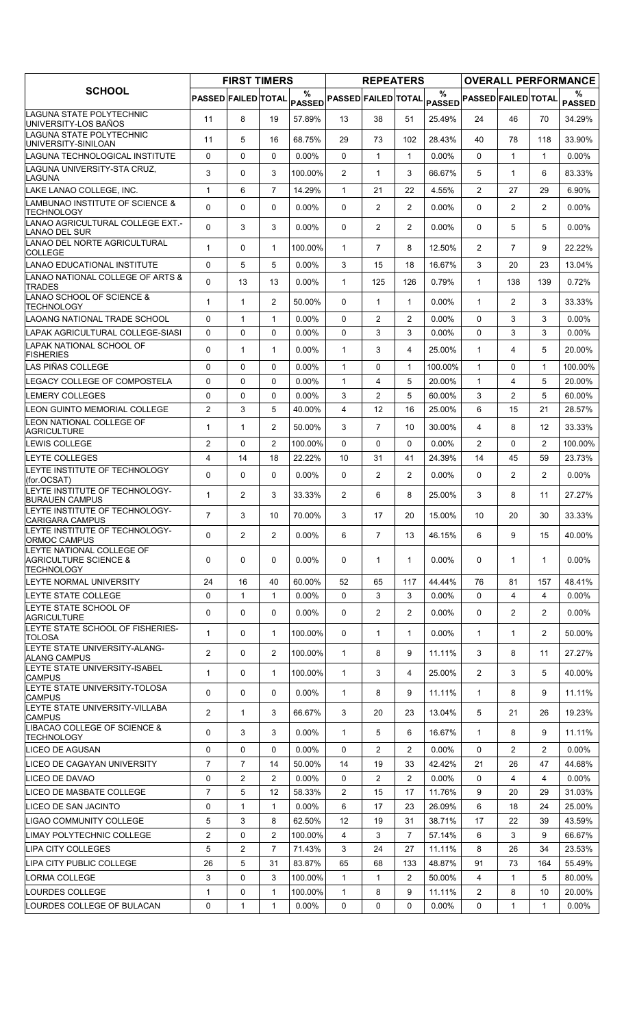| SCHOOL | FIRST TIMERS | | | | REPEATERS | | | | OVERALL PERFORMANCE | | | |
|---|---|---|---|---|---|---|---|---|---|---|---|---|
| | PASSED | FAILED | TOTAL | % PASSED | PASSED | FAILED | TOTAL | % PASSED | PASSED | FAILED | TOTAL | % PASSED |
| LAGUNA STATE POLYTECHNIC UNIVERSITY-LOS BAÑOS | 11 | 8 | 19 | 57.89% | 13 | 38 | 51 | 25.49% | 24 | 46 | 70 | 34.29% |
| LAGUNA STATE POLYTECHNIC UNIVERSITY-SINILOAN | 11 | 5 | 16 | 68.75% | 29 | 73 | 102 | 28.43% | 40 | 78 | 118 | 33.90% |
| LAGUNA TECHNOLOGICAL INSTITUTE | 0 | 0 | 0 | 0.00% | 0 | 1 | 1 | 0.00% | 0 | 1 | 1 | 0.00% |
| LAGUNA UNIVERSITY-STA CRUZ, LAGUNA | 3 | 0 | 3 | 100.00% | 2 | 1 | 3 | 66.67% | 5 | 1 | 6 | 83.33% |
| LAKE LANAO COLLEGE, INC. | 1 | 6 | 7 | 14.29% | 1 | 21 | 22 | 4.55% | 2 | 27 | 29 | 6.90% |
| LAMBUNAO INSTITUTE OF SCIENCE & TECHNOLOGY | 0 | 0 | 0 | 0.00% | 0 | 2 | 2 | 0.00% | 0 | 2 | 2 | 0.00% |
| LANAO AGRICULTURAL COLLEGE EXT.-LANAO DEL SUR | 0 | 3 | 3 | 0.00% | 0 | 2 | 2 | 0.00% | 0 | 5 | 5 | 0.00% |
| LANAO DEL NORTE AGRICULTURAL COLLEGE | 1 | 0 | 1 | 100.00% | 1 | 7 | 8 | 12.50% | 2 | 7 | 9 | 22.22% |
| LANAO EDUCATIONAL INSTITUTE | 0 | 5 | 5 | 0.00% | 3 | 15 | 18 | 16.67% | 3 | 20 | 23 | 13.04% |
| LANAO NATIONAL COLLEGE OF ARTS & TRADES | 0 | 13 | 13 | 0.00% | 1 | 125 | 126 | 0.79% | 1 | 138 | 139 | 0.72% |
| LANAO SCHOOL OF SCIENCE & TECHNOLOGY | 1 | 1 | 2 | 50.00% | 0 | 1 | 1 | 0.00% | 1 | 2 | 3 | 33.33% |
| LAOANG NATIONAL TRADE SCHOOL | 0 | 1 | 1 | 0.00% | 0 | 2 | 2 | 0.00% | 0 | 3 | 3 | 0.00% |
| LAPAK AGRICULTURAL COLLEGE-SIASI | 0 | 0 | 0 | 0.00% | 0 | 3 | 3 | 0.00% | 0 | 3 | 3 | 0.00% |
| LAPAK NATIONAL SCHOOL OF FISHERIES | 0 | 1 | 1 | 0.00% | 1 | 3 | 4 | 25.00% | 1 | 4 | 5 | 20.00% |
| LAS PIÑAS COLLEGE | 0 | 0 | 0 | 0.00% | 1 | 0 | 1 | 100.00% | 1 | 0 | 1 | 100.00% |
| LEGACY COLLEGE OF COMPOSTELA | 0 | 0 | 0 | 0.00% | 1 | 4 | 5 | 20.00% | 1 | 4 | 5 | 20.00% |
| LEMERY COLLEGES | 0 | 0 | 0 | 0.00% | 3 | 2 | 5 | 60.00% | 3 | 2 | 5 | 60.00% |
| LEON GUINTO MEMORIAL COLLEGE | 2 | 3 | 5 | 40.00% | 4 | 12 | 16 | 25.00% | 6 | 15 | 21 | 28.57% |
| LEON NATIONAL COLLEGE OF AGRICULTURE | 1 | 1 | 2 | 50.00% | 3 | 7 | 10 | 30.00% | 4 | 8 | 12 | 33.33% |
| LEWIS COLLEGE | 2 | 0 | 2 | 100.00% | 0 | 0 | 0 | 0.00% | 2 | 0 | 2 | 100.00% |
| LEYTE COLLEGES | 4 | 14 | 18 | 22.22% | 10 | 31 | 41 | 24.39% | 14 | 45 | 59 | 23.73% |
| LEYTE INSTITUTE OF TECHNOLOGY (for.OCSAT) | 0 | 0 | 0 | 0.00% | 0 | 2 | 2 | 0.00% | 0 | 2 | 2 | 0.00% |
| LEYTE INSTITUTE OF TECHNOLOGY-BURAUEN CAMPUS | 1 | 2 | 3 | 33.33% | 2 | 6 | 8 | 25.00% | 3 | 8 | 11 | 27.27% |
| LEYTE INSTITUTE OF TECHNOLOGY-CARIGARA CAMPUS | 7 | 3 | 10 | 70.00% | 3 | 17 | 20 | 15.00% | 10 | 20 | 30 | 33.33% |
| LEYTE INSTITUTE OF TECHNOLOGY-ORMOC CAMPUS | 0 | 2 | 2 | 0.00% | 6 | 7 | 13 | 46.15% | 6 | 9 | 15 | 40.00% |
| LEYTE NATIONAL COLLEGE OF AGRICULTURE SCIENCE & TECHNOLOGY | 0 | 0 | 0 | 0.00% | 0 | 1 | 1 | 0.00% | 0 | 1 | 1 | 0.00% |
| LEYTE NORMAL UNIVERSITY | 24 | 16 | 40 | 60.00% | 52 | 65 | 117 | 44.44% | 76 | 81 | 157 | 48.41% |
| LEYTE STATE COLLEGE | 0 | 1 | 1 | 0.00% | 0 | 3 | 3 | 0.00% | 0 | 4 | 4 | 0.00% |
| LEYTE STATE SCHOOL OF AGRICULTURE | 0 | 0 | 0 | 0.00% | 0 | 2 | 2 | 0.00% | 0 | 2 | 2 | 0.00% |
| LEYTE STATE SCHOOL OF FISHERIES-TOLOSA | 1 | 0 | 1 | 100.00% | 0 | 1 | 1 | 0.00% | 1 | 1 | 2 | 50.00% |
| LEYTE STATE UNIVERSITY-ALANG-ALANG CAMPUS | 2 | 0 | 2 | 100.00% | 1 | 8 | 9 | 11.11% | 3 | 8 | 11 | 27.27% |
| LEYTE STATE UNIVERSITY-ISABEL CAMPUS | 1 | 0 | 1 | 100.00% | 1 | 3 | 4 | 25.00% | 2 | 3 | 5 | 40.00% |
| LEYTE STATE UNIVERSITY-TOLOSA CAMPUS | 0 | 0 | 0 | 0.00% | 1 | 8 | 9 | 11.11% | 1 | 8 | 9 | 11.11% |
| LEYTE STATE UNIVERSITY-VILLABA CAMPUS | 2 | 1 | 3 | 66.67% | 3 | 20 | 23 | 13.04% | 5 | 21 | 26 | 19.23% |
| LIBACAO COLLEGE OF SCIENCE & TECHNOLOGY | 0 | 3 | 3 | 0.00% | 1 | 5 | 6 | 16.67% | 1 | 8 | 9 | 11.11% |
| LICEO DE AGUSAN | 0 | 0 | 0 | 0.00% | 0 | 2 | 2 | 0.00% | 0 | 2 | 2 | 0.00% |
| LICEO DE CAGAYAN UNIVERSITY | 7 | 7 | 14 | 50.00% | 14 | 19 | 33 | 42.42% | 21 | 26 | 47 | 44.68% |
| LICEO DE DAVAO | 0 | 2 | 2 | 0.00% | 0 | 2 | 2 | 0.00% | 0 | 4 | 4 | 0.00% |
| LICEO DE MASBATE COLLEGE | 7 | 5 | 12 | 58.33% | 2 | 15 | 17 | 11.76% | 9 | 20 | 29 | 31.03% |
| LICEO DE SAN JACINTO | 0 | 1 | 1 | 0.00% | 6 | 17 | 23 | 26.09% | 6 | 18 | 24 | 25.00% |
| LIGAO COMMUNITY COLLEGE | 5 | 3 | 8 | 62.50% | 12 | 19 | 31 | 38.71% | 17 | 22 | 39 | 43.59% |
| LIMAY POLYTECHNIC COLLEGE | 2 | 0 | 2 | 100.00% | 4 | 3 | 7 | 57.14% | 6 | 3 | 9 | 66.67% |
| LIPA CITY COLLEGES | 5 | 2 | 7 | 71.43% | 3 | 24 | 27 | 11.11% | 8 | 26 | 34 | 23.53% |
| LIPA CITY PUBLIC COLLEGE | 26 | 5 | 31 | 83.87% | 65 | 68 | 133 | 48.87% | 91 | 73 | 164 | 55.49% |
| LORMA COLLEGE | 3 | 0 | 3 | 100.00% | 1 | 1 | 2 | 50.00% | 4 | 1 | 5 | 80.00% |
| LOURDES COLLEGE | 1 | 0 | 1 | 100.00% | 1 | 8 | 9 | 11.11% | 2 | 8 | 10 | 20.00% |
| LOURDES COLLEGE OF BULACAN | 0 | 1 | 1 | 0.00% | 0 | 0 | 0 | 0.00% | 0 | 1 | 1 | 0.00% |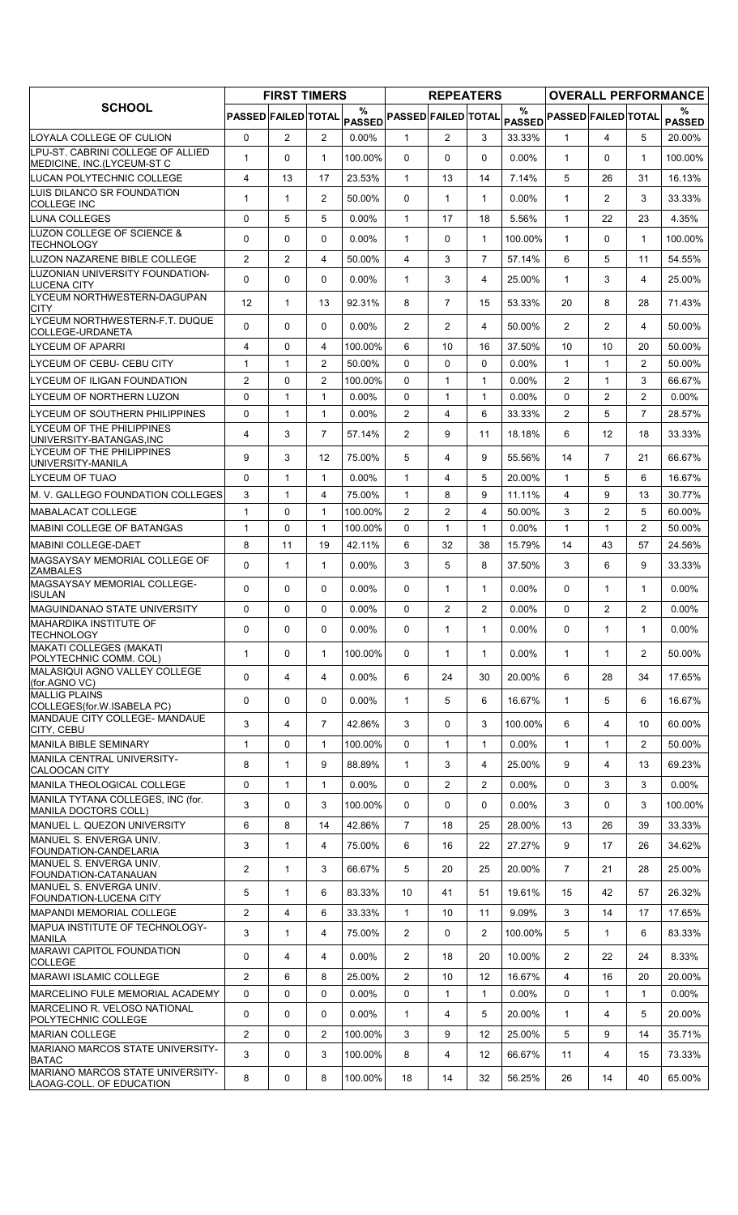| SCHOOL | FIRST TIMERS | | | | REPEATERS | | | | OVERALL PERFORMANCE | | | |
|---|---|---|---|---|---|---|---|---|---|---|---|---|
| | PASSED | FAILED | TOTAL | % PASSED | PASSED | FAILED | TOTAL | % PASSED | PASSED | FAILED | TOTAL | % PASSED |
| LOYALA COLLEGE OF CULION | 0 | 2 | 2 | 0.00% | 1 | 2 | 3 | 33.33% | 1 | 4 | 5 | 20.00% |
| LPU-ST. CABRINI COLLEGE OF ALLIED MEDICINE, INC.(LYCEUM-ST C | 1 | 0 | 1 | 100.00% | 0 | 0 | 0 | 0.00% | 1 | 0 | 1 | 100.00% |
| LUCAN POLYTECHNIC COLLEGE | 4 | 13 | 17 | 23.53% | 1 | 13 | 14 | 7.14% | 5 | 26 | 31 | 16.13% |
| LUIS DILANCO SR FOUNDATION COLLEGE INC | 1 | 1 | 2 | 50.00% | 0 | 1 | 1 | 0.00% | 1 | 2 | 3 | 33.33% |
| LUNA COLLEGES | 0 | 5 | 5 | 0.00% | 1 | 17 | 18 | 5.56% | 1 | 22 | 23 | 4.35% |
| LUZON COLLEGE OF SCIENCE & TECHNOLOGY | 0 | 0 | 0 | 0.00% | 1 | 0 | 1 | 100.00% | 1 | 0 | 1 | 100.00% |
| LUZON NAZARENE BIBLE COLLEGE | 2 | 2 | 4 | 50.00% | 4 | 3 | 7 | 57.14% | 6 | 5 | 11 | 54.55% |
| LUZONIAN UNIVERSITY FOUNDATION-LUCENA CITY | 0 | 0 | 0 | 0.00% | 1 | 3 | 4 | 25.00% | 1 | 3 | 4 | 25.00% |
| LYCEUM NORTHWESTERN-DAGUPAN CITY | 12 | 1 | 13 | 92.31% | 8 | 7 | 15 | 53.33% | 20 | 8 | 28 | 71.43% |
| LYCEUM NORTHWESTERN-F.T. DUQUE COLLEGE-URDANETA | 0 | 0 | 0 | 0.00% | 2 | 2 | 4 | 50.00% | 2 | 2 | 4 | 50.00% |
| LYCEUM OF APARRI | 4 | 0 | 4 | 100.00% | 6 | 10 | 16 | 37.50% | 10 | 10 | 20 | 50.00% |
| LYCEUM OF CEBU- CEBU CITY | 1 | 1 | 2 | 50.00% | 0 | 0 | 0 | 0.00% | 1 | 1 | 2 | 50.00% |
| LYCEUM OF ILIGAN FOUNDATION | 2 | 0 | 2 | 100.00% | 0 | 1 | 1 | 0.00% | 2 | 1 | 3 | 66.67% |
| LYCEUM OF NORTHERN LUZON | 0 | 1 | 1 | 0.00% | 0 | 1 | 1 | 0.00% | 0 | 2 | 2 | 0.00% |
| LYCEUM OF SOUTHERN PHILIPPINES | 0 | 1 | 1 | 0.00% | 2 | 4 | 6 | 33.33% | 2 | 5 | 7 | 28.57% |
| LYCEUM OF THE PHILIPPINES UNIVERSITY-BATANGAS,INC | 4 | 3 | 7 | 57.14% | 2 | 9 | 11 | 18.18% | 6 | 12 | 18 | 33.33% |
| LYCEUM OF THE PHILIPPINES UNIVERSITY-MANILA | 9 | 3 | 12 | 75.00% | 5 | 4 | 9 | 55.56% | 14 | 7 | 21 | 66.67% |
| LYCEUM OF TUAO | 0 | 1 | 1 | 0.00% | 1 | 4 | 5 | 20.00% | 1 | 5 | 6 | 16.67% |
| M. V. GALLEGO FOUNDATION COLLEGES | 3 | 1 | 4 | 75.00% | 1 | 8 | 9 | 11.11% | 4 | 9 | 13 | 30.77% |
| MABALACAT COLLEGE | 1 | 0 | 1 | 100.00% | 2 | 2 | 4 | 50.00% | 3 | 2 | 5 | 60.00% |
| MABINI COLLEGE OF BATANGAS | 1 | 0 | 1 | 100.00% | 0 | 1 | 1 | 0.00% | 1 | 1 | 2 | 50.00% |
| MABINI COLLEGE-DAET | 8 | 11 | 19 | 42.11% | 6 | 32 | 38 | 15.79% | 14 | 43 | 57 | 24.56% |
| MAGSAYSAY MEMORIAL COLLEGE OF ZAMBALES | 0 | 1 | 1 | 0.00% | 3 | 5 | 8 | 37.50% | 3 | 6 | 9 | 33.33% |
| MAGSAYSAY MEMORIAL COLLEGE-ISULAN | 0 | 0 | 0 | 0.00% | 0 | 1 | 1 | 0.00% | 0 | 1 | 1 | 0.00% |
| MAGUINDANAO STATE UNIVERSITY | 0 | 0 | 0 | 0.00% | 0 | 2 | 2 | 0.00% | 0 | 2 | 2 | 0.00% |
| MAHARDIKA INSTITUTE OF TECHNOLOGY | 0 | 0 | 0 | 0.00% | 0 | 1 | 1 | 0.00% | 0 | 1 | 1 | 0.00% |
| MAKATI COLLEGES (MAKATI POLYTECHNIC COMM. COL) | 1 | 0 | 1 | 100.00% | 0 | 1 | 1 | 0.00% | 1 | 1 | 2 | 50.00% |
| MALASIQUI AGNO VALLEY COLLEGE (for.AGNO VC) | 0 | 4 | 4 | 0.00% | 6 | 24 | 30 | 20.00% | 6 | 28 | 34 | 17.65% |
| MALLIG PLAINS COLLEGES(for.W.ISABELA PC) | 0 | 0 | 0 | 0.00% | 1 | 5 | 6 | 16.67% | 1 | 5 | 6 | 16.67% |
| MANDAUE CITY COLLEGE- MANDAUE CITY, CEBU | 3 | 4 | 7 | 42.86% | 3 | 0 | 3 | 100.00% | 6 | 4 | 10 | 60.00% |
| MANILA BIBLE SEMINARY | 1 | 0 | 1 | 100.00% | 0 | 1 | 1 | 0.00% | 1 | 1 | 2 | 50.00% |
| MANILA CENTRAL UNIVERSITY-CALOOCAN CITY | 8 | 1 | 9 | 88.89% | 1 | 3 | 4 | 25.00% | 9 | 4 | 13 | 69.23% |
| MANILA THEOLOGICAL COLLEGE | 0 | 1 | 1 | 0.00% | 0 | 2 | 2 | 0.00% | 0 | 3 | 3 | 0.00% |
| MANILA TYTANA COLLEGES, INC (for. MANILA DOCTORS COLL) | 3 | 0 | 3 | 100.00% | 0 | 0 | 0 | 0.00% | 3 | 0 | 3 | 100.00% |
| MANUEL L. QUEZON UNIVERSITY | 6 | 8 | 14 | 42.86% | 7 | 18 | 25 | 28.00% | 13 | 26 | 39 | 33.33% |
| MANUEL S. ENVERGA UNIV. FOUNDATION-CANDELARIA | 3 | 1 | 4 | 75.00% | 6 | 16 | 22 | 27.27% | 9 | 17 | 26 | 34.62% |
| MANUEL S. ENVERGA UNIV. FOUNDATION-CATANAUAN | 2 | 1 | 3 | 66.67% | 5 | 20 | 25 | 20.00% | 7 | 21 | 28 | 25.00% |
| MANUEL S. ENVERGA UNIV. FOUNDATION-LUCENA CITY | 5 | 1 | 6 | 83.33% | 10 | 41 | 51 | 19.61% | 15 | 42 | 57 | 26.32% |
| MAPANDI MEMORIAL COLLEGE | 2 | 4 | 6 | 33.33% | 1 | 10 | 11 | 9.09% | 3 | 14 | 17 | 17.65% |
| MAPUA INSTITUTE OF TECHNOLOGY-MANILA | 3 | 1 | 4 | 75.00% | 2 | 0 | 2 | 100.00% | 5 | 1 | 6 | 83.33% |
| MARAWI CAPITOL FOUNDATION COLLEGE | 0 | 4 | 4 | 0.00% | 2 | 18 | 20 | 10.00% | 2 | 22 | 24 | 8.33% |
| MARAWI ISLAMIC COLLEGE | 2 | 6 | 8 | 25.00% | 2 | 10 | 12 | 16.67% | 4 | 16 | 20 | 20.00% |
| MARCELINO FULE MEMORIAL ACADEMY | 0 | 0 | 0 | 0.00% | 0 | 1 | 1 | 0.00% | 0 | 1 | 1 | 0.00% |
| MARCELINO R. VELOSO NATIONAL POLYTECHNIC COLLEGE | 0 | 0 | 0 | 0.00% | 1 | 4 | 5 | 20.00% | 1 | 4 | 5 | 20.00% |
| MARIAN COLLEGE | 2 | 0 | 2 | 100.00% | 3 | 9 | 12 | 25.00% | 5 | 9 | 14 | 35.71% |
| MARIANO MARCOS STATE UNIVERSITY-BATAC | 3 | 0 | 3 | 100.00% | 8 | 4 | 12 | 66.67% | 11 | 4 | 15 | 73.33% |
| MARIANO MARCOS STATE UNIVERSITY-LAOAG-COLL. OF EDUCATION | 8 | 0 | 8 | 100.00% | 18 | 14 | 32 | 56.25% | 26 | 14 | 40 | 65.00% |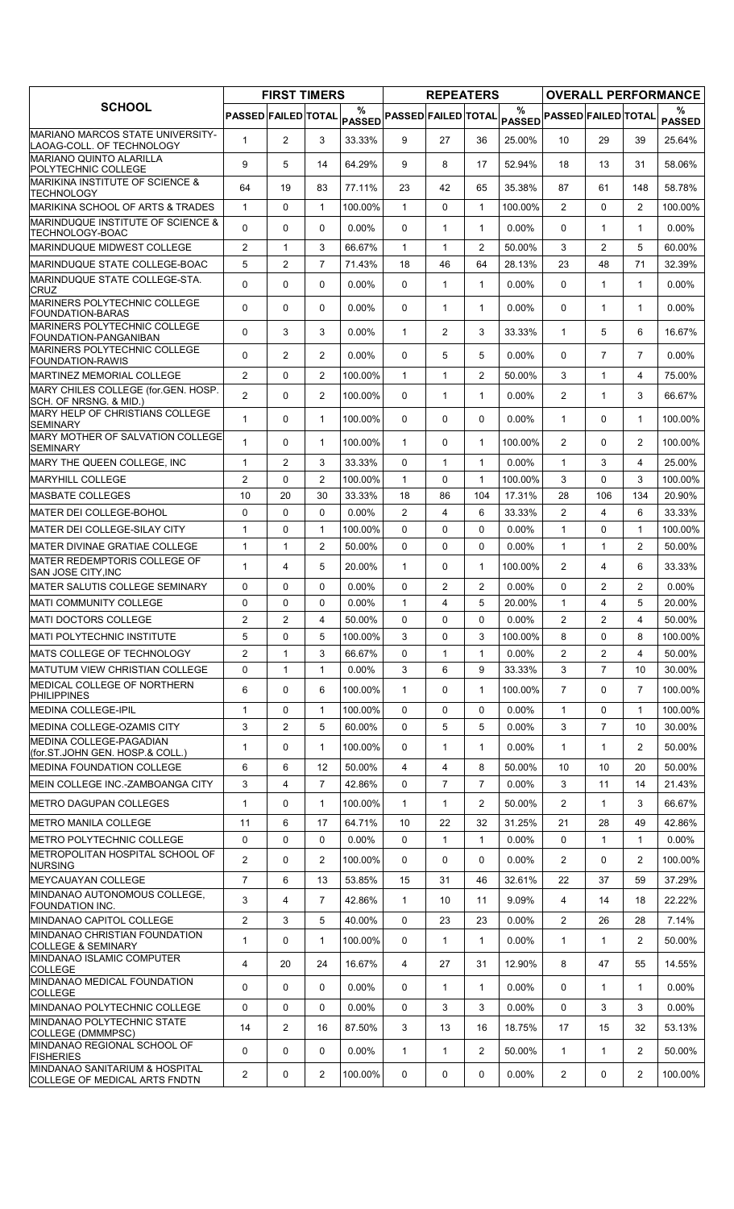| SCHOOL | FIRST TIMERS | | | | REPEATERS | | | | OVERALL PERFORMANCE | | | |
|---|---|---|---|---|---|---|---|---|---|---|---|---|
| | PASSED | FAILED | TOTAL | % PASSED | PASSED | FAILED | TOTAL | % PASSED | PASSED | FAILED | TOTAL | % PASSED |
| MARIANO MARCOS STATE UNIVERSITY-LAOAG-COLL. OF TECHNOLOGY | 1 | 2 | 3 | 33.33% | 9 | 27 | 36 | 25.00% | 10 | 29 | 39 | 25.64% |
| MARIANO QUINTO ALARILLA POLYTECHNIC COLLEGE | 9 | 5 | 14 | 64.29% | 9 | 8 | 17 | 52.94% | 18 | 13 | 31 | 58.06% |
| MARIKINA INSTITUTE OF SCIENCE & TECHNOLOGY | 64 | 19 | 83 | 77.11% | 23 | 42 | 65 | 35.38% | 87 | 61 | 148 | 58.78% |
| MARIKINA SCHOOL OF ARTS & TRADES | 1 | 0 | 1 | 100.00% | 1 | 0 | 1 | 100.00% | 2 | 0 | 2 | 100.00% |
| MARINDUQUE INSTITUTE OF SCIENCE & TECHNOLOGY-BOAC | 0 | 0 | 0 | 0.00% | 0 | 1 | 1 | 0.00% | 0 | 1 | 1 | 0.00% |
| MARINDUQUE MIDWEST COLLEGE | 2 | 1 | 3 | 66.67% | 1 | 1 | 2 | 50.00% | 3 | 2 | 5 | 60.00% |
| MARINDUQUE STATE COLLEGE-BOAC | 5 | 2 | 7 | 71.43% | 18 | 46 | 64 | 28.13% | 23 | 48 | 71 | 32.39% |
| MARINDUQUE STATE COLLEGE-STA. CRUZ | 0 | 0 | 0 | 0.00% | 0 | 1 | 1 | 0.00% | 0 | 1 | 1 | 0.00% |
| MARINERS POLYTECHNIC COLLEGE FOUNDATION-BARAS | 0 | 0 | 0 | 0.00% | 0 | 1 | 1 | 0.00% | 0 | 1 | 1 | 0.00% |
| MARINERS POLYTECHNIC COLLEGE FOUNDATION-PANGANIBAN | 0 | 3 | 3 | 0.00% | 1 | 2 | 3 | 33.33% | 1 | 5 | 6 | 16.67% |
| MARINERS POLYTECHNIC COLLEGE FOUNDATION-RAWIS | 0 | 2 | 2 | 0.00% | 0 | 5 | 5 | 0.00% | 0 | 7 | 7 | 0.00% |
| MARTINEZ MEMORIAL COLLEGE | 2 | 0 | 2 | 100.00% | 1 | 1 | 2 | 50.00% | 3 | 1 | 4 | 75.00% |
| MARY CHILES COLLEGE (for.GEN. HOSP. SCH. OF NRSNG. & MID.) | 2 | 0 | 2 | 100.00% | 0 | 1 | 1 | 0.00% | 2 | 1 | 3 | 66.67% |
| MARY HELP OF CHRISTIANS COLLEGE SEMINARY | 1 | 0 | 1 | 100.00% | 0 | 0 | 0 | 0.00% | 1 | 0 | 1 | 100.00% |
| MARY MOTHER OF SALVATION COLLEGE SEMINARY | 1 | 0 | 1 | 100.00% | 1 | 0 | 1 | 100.00% | 2 | 0 | 2 | 100.00% |
| MARY THE QUEEN COLLEGE, INC | 1 | 2 | 3 | 33.33% | 0 | 1 | 1 | 0.00% | 1 | 3 | 4 | 25.00% |
| MARYHILL COLLEGE | 2 | 0 | 2 | 100.00% | 1 | 0 | 1 | 100.00% | 3 | 0 | 3 | 100.00% |
| MASBATE COLLEGES | 10 | 20 | 30 | 33.33% | 18 | 86 | 104 | 17.31% | 28 | 106 | 134 | 20.90% |
| MATER DEI COLLEGE-BOHOL | 0 | 0 | 0 | 0.00% | 2 | 4 | 6 | 33.33% | 2 | 4 | 6 | 33.33% |
| MATER DEI COLLEGE-SILAY CITY | 1 | 0 | 1 | 100.00% | 0 | 0 | 0 | 0.00% | 1 | 0 | 1 | 100.00% |
| MATER DIVINAE GRATIAE COLLEGE | 1 | 1 | 2 | 50.00% | 0 | 0 | 0 | 0.00% | 1 | 1 | 2 | 50.00% |
| MATER REDEMPTORIS COLLEGE OF SAN JOSE CITY,INC | 1 | 4 | 5 | 20.00% | 1 | 0 | 1 | 100.00% | 2 | 4 | 6 | 33.33% |
| MATER SALUTIS COLLEGE SEMINARY | 0 | 0 | 0 | 0.00% | 0 | 2 | 2 | 0.00% | 0 | 2 | 2 | 0.00% |
| MATI COMMUNITY COLLEGE | 0 | 0 | 0 | 0.00% | 1 | 4 | 5 | 20.00% | 1 | 4 | 5 | 20.00% |
| MATI DOCTORS COLLEGE | 2 | 2 | 4 | 50.00% | 0 | 0 | 0 | 0.00% | 2 | 2 | 4 | 50.00% |
| MATI POLYTECHNIC INSTITUTE | 5 | 0 | 5 | 100.00% | 3 | 0 | 3 | 100.00% | 8 | 0 | 8 | 100.00% |
| MATS COLLEGE OF TECHNOLOGY | 2 | 1 | 3 | 66.67% | 0 | 1 | 1 | 0.00% | 2 | 2 | 4 | 50.00% |
| MATUTUM VIEW CHRISTIAN COLLEGE | 0 | 1 | 1 | 0.00% | 3 | 6 | 9 | 33.33% | 3 | 7 | 10 | 30.00% |
| MEDICAL COLLEGE OF NORTHERN PHILIPPINES | 6 | 0 | 6 | 100.00% | 1 | 0 | 1 | 100.00% | 7 | 0 | 7 | 100.00% |
| MEDINA COLLEGE-IPIL | 1 | 0 | 1 | 100.00% | 0 | 0 | 0 | 0.00% | 1 | 0 | 1 | 100.00% |
| MEDINA COLLEGE-OZAMIS CITY | 3 | 2 | 5 | 60.00% | 0 | 5 | 5 | 0.00% | 3 | 7 | 10 | 30.00% |
| MEDINA COLLEGE-PAGADIAN (for.ST.JOHN GEN. HOSP.& COLL.) | 1 | 0 | 1 | 100.00% | 0 | 1 | 1 | 0.00% | 1 | 1 | 2 | 50.00% |
| MEDINA FOUNDATION COLLEGE | 6 | 6 | 12 | 50.00% | 4 | 4 | 8 | 50.00% | 10 | 10 | 20 | 50.00% |
| MEIN COLLEGE INC.-ZAMBOANGA CITY | 3 | 4 | 7 | 42.86% | 0 | 7 | 7 | 0.00% | 3 | 11 | 14 | 21.43% |
| METRO DAGUPAN COLLEGES | 1 | 0 | 1 | 100.00% | 1 | 1 | 2 | 50.00% | 2 | 1 | 3 | 66.67% |
| METRO MANILA COLLEGE | 11 | 6 | 17 | 64.71% | 10 | 22 | 32 | 31.25% | 21 | 28 | 49 | 42.86% |
| METRO POLYTECHNIC COLLEGE | 0 | 0 | 0 | 0.00% | 0 | 1 | 1 | 0.00% | 0 | 1 | 1 | 0.00% |
| METROPOLITAN HOSPITAL SCHOOL OF NURSING | 2 | 0 | 2 | 100.00% | 0 | 0 | 0 | 0.00% | 2 | 0 | 2 | 100.00% |
| MEYCAUAYAN COLLEGE | 7 | 6 | 13 | 53.85% | 15 | 31 | 46 | 32.61% | 22 | 37 | 59 | 37.29% |
| MINDANAO AUTONOMOUS COLLEGE, FOUNDATION INC. | 3 | 4 | 7 | 42.86% | 1 | 10 | 11 | 9.09% | 4 | 14 | 18 | 22.22% |
| MINDANAO CAPITOL COLLEGE | 2 | 3 | 5 | 40.00% | 0 | 23 | 23 | 0.00% | 2 | 26 | 28 | 7.14% |
| MINDANAO CHRISTIAN FOUNDATION COLLEGE & SEMINARY | 1 | 0 | 1 | 100.00% | 0 | 1 | 1 | 0.00% | 1 | 1 | 2 | 50.00% |
| MINDANAO ISLAMIC COMPUTER COLLEGE | 4 | 20 | 24 | 16.67% | 4 | 27 | 31 | 12.90% | 8 | 47 | 55 | 14.55% |
| MINDANAO MEDICAL FOUNDATION COLLEGE | 0 | 0 | 0 | 0.00% | 0 | 1 | 1 | 0.00% | 0 | 1 | 1 | 0.00% |
| MINDANAO POLYTECHNIC COLLEGE | 0 | 0 | 0 | 0.00% | 0 | 3 | 3 | 0.00% | 0 | 3 | 3 | 0.00% |
| MINDANAO POLYTECHNIC STATE COLLEGE (DMMMPSC) | 14 | 2 | 16 | 87.50% | 3 | 13 | 16 | 18.75% | 17 | 15 | 32 | 53.13% |
| MINDANAO REGIONAL SCHOOL OF FISHERIES | 0 | 0 | 0 | 0.00% | 1 | 1 | 2 | 50.00% | 1 | 1 | 2 | 50.00% |
| MINDANAO SANITARIUM & HOSPITAL COLLEGE OF MEDICAL ARTS FNDTN | 2 | 0 | 2 | 100.00% | 0 | 0 | 0 | 0.00% | 2 | 0 | 2 | 100.00% |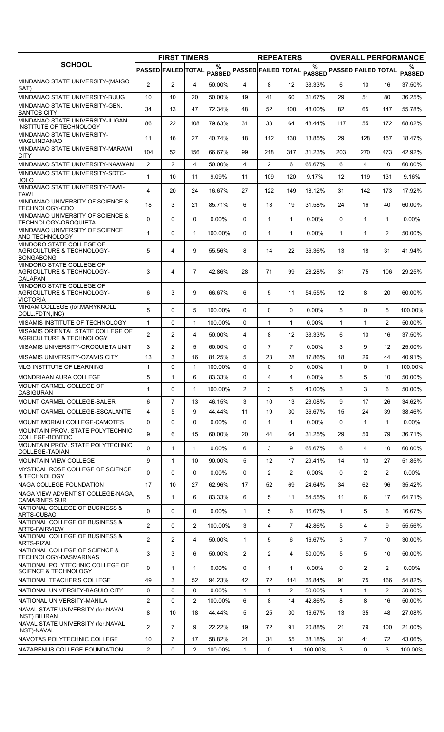| SCHOOL | FIRST TIMERS | | | | REPEATERS | | | | OVERALL PERFORMANCE | | | |
|---|---|---|---|---|---|---|---|---|---|---|---|---|
| | PASSED | FAILED | TOTAL | % PASSED | PASSED | FAILED | TOTAL | % PASSED | PASSED | FAILED | TOTAL | % PASSED |
| MINDANAO STATE UNIVERSITY-(MAIGO SAT) | 2 | 2 | 4 | 50.00% | 4 | 8 | 12 | 33.33% | 6 | 10 | 16 | 37.50% |
| MINDANAO STATE UNIVERSITY-BUUG | 10 | 10 | 20 | 50.00% | 19 | 41 | 60 | 31.67% | 29 | 51 | 80 | 36.25% |
| MINDANAO STATE UNIVERSITY-GEN. SANTOS CITY | 34 | 13 | 47 | 72.34% | 48 | 52 | 100 | 48.00% | 82 | 65 | 147 | 55.78% |
| MINDANAO STATE UNIVERSITY-ILIGAN INSTITUTE OF TECHNOLOGY | 86 | 22 | 108 | 79.63% | 31 | 33 | 64 | 48.44% | 117 | 55 | 172 | 68.02% |
| MINDANAO STATE UNIVERSITY-MAGUINDANAO | 11 | 16 | 27 | 40.74% | 18 | 112 | 130 | 13.85% | 29 | 128 | 157 | 18.47% |
| MINDANAO STATE UNIVERSITY-MARAWI CITY | 104 | 52 | 156 | 66.67% | 99 | 218 | 317 | 31.23% | 203 | 270 | 473 | 42.92% |
| MINDANAO STATE UNIVERSITY-NAAWAN | 2 | 2 | 4 | 50.00% | 4 | 2 | 6 | 66.67% | 6 | 4 | 10 | 60.00% |
| MINDANAO STATE UNIVERSITY-SDTC-JOLO | 1 | 10 | 11 | 9.09% | 11 | 109 | 120 | 9.17% | 12 | 119 | 131 | 9.16% |
| MINDANAO STATE UNIVERSITY-TAWI-TAWI | 4 | 20 | 24 | 16.67% | 27 | 122 | 149 | 18.12% | 31 | 142 | 173 | 17.92% |
| MINDANAO UNIVERSITY OF SCIENCE & TECHNOLOGY-CDO | 18 | 3 | 21 | 85.71% | 6 | 13 | 19 | 31.58% | 24 | 16 | 40 | 60.00% |
| MINDANAO UNIVERSITY OF SCIENCE & TECHNOLOGY-OROQUIETA | 0 | 0 | 0 | 0.00% | 0 | 1 | 1 | 0.00% | 0 | 1 | 1 | 0.00% |
| MINDANAO UNIVERSITY OF SCIENCE AND TECHNOLOGY | 1 | 0 | 1 | 100.00% | 0 | 1 | 1 | 0.00% | 1 | 1 | 2 | 50.00% |
| MINDORO STATE COLLEGE OF AGRICULTURE & TECHNOLOGY-BONGABONG | 5 | 4 | 9 | 55.56% | 8 | 14 | 22 | 36.36% | 13 | 18 | 31 | 41.94% |
| MINDORO STATE COLLEGE OF AGRICULTURE & TECHNOLOGY-CALAPAN | 3 | 4 | 7 | 42.86% | 28 | 71 | 99 | 28.28% | 31 | 75 | 106 | 29.25% |
| MINDORO STATE COLLEGE OF AGRICULTURE & TECHNOLOGY-VICTORIA | 6 | 3 | 9 | 66.67% | 6 | 5 | 11 | 54.55% | 12 | 8 | 20 | 60.00% |
| MIRIAM COLLEGE (for.MARYKNOLL COLL.FDTN,INC) | 5 | 0 | 5 | 100.00% | 0 | 0 | 0 | 0.00% | 5 | 0 | 5 | 100.00% |
| MISAMIS INSTITUTE OF TECHNOLOGY | 1 | 0 | 1 | 100.00% | 0 | 1 | 1 | 0.00% | 1 | 1 | 2 | 50.00% |
| MISAMIS ORIENTAL STATE COLLEGE OF AGRICULTURE & TECHNOLOGY | 2 | 2 | 4 | 50.00% | 4 | 8 | 12 | 33.33% | 6 | 10 | 16 | 37.50% |
| MISAMIS UNIVERSITY-OROQUIETA UNIT | 3 | 2 | 5 | 60.00% | 0 | 7 | 7 | 0.00% | 3 | 9 | 12 | 25.00% |
| MISAMIS UNIVERSITY-OZAMIS CITY | 13 | 3 | 16 | 81.25% | 5 | 23 | 28 | 17.86% | 18 | 26 | 44 | 40.91% |
| MLG INSTITUTE OF LEARNING | 1 | 0 | 1 | 100.00% | 0 | 0 | 0 | 0.00% | 1 | 0 | 1 | 100.00% |
| MONDRIAAN AURA COLLEGE | 5 | 1 | 6 | 83.33% | 0 | 4 | 4 | 0.00% | 5 | 5 | 10 | 50.00% |
| MOUNT CARMEL COLLEGE OF CASIGURAN | 1 | 0 | 1 | 100.00% | 2 | 3 | 5 | 40.00% | 3 | 3 | 6 | 50.00% |
| MOUNT CARMEL COLLEGE-BALER | 6 | 7 | 13 | 46.15% | 3 | 10 | 13 | 23.08% | 9 | 17 | 26 | 34.62% |
| MOUNT CARMEL COLLEGE-ESCALANTE | 4 | 5 | 9 | 44.44% | 11 | 19 | 30 | 36.67% | 15 | 24 | 39 | 38.46% |
| MOUNT MORIAH COLLEGE-CAMOTES | 0 | 0 | 0 | 0.00% | 0 | 1 | 1 | 0.00% | 0 | 1 | 1 | 0.00% |
| MOUNTAIN PROV. STATE POLYTECHNIC COLLEGE-BONTOC | 9 | 6 | 15 | 60.00% | 20 | 44 | 64 | 31.25% | 29 | 50 | 79 | 36.71% |
| MOUNTAIN PROV. STATE POLYTECHNIC COLLEGE-TADIAN | 0 | 1 | 1 | 0.00% | 6 | 3 | 9 | 66.67% | 6 | 4 | 10 | 60.00% |
| MOUNTAIN VIEW COLLEGE | 9 | 1 | 10 | 90.00% | 5 | 12 | 17 | 29.41% | 14 | 13 | 27 | 51.85% |
| MYSTICAL ROSE COLLEGE OF SCIENCE & TECHNOLOGY | 0 | 0 | 0 | 0.00% | 0 | 2 | 2 | 0.00% | 0 | 2 | 2 | 0.00% |
| NAGA COLLEGE FOUNDATION | 17 | 10 | 27 | 62.96% | 17 | 52 | 69 | 24.64% | 34 | 62 | 96 | 35.42% |
| NAGA VIEW ADVENTIST COLLEGE-NAGA, CAMARINES SUR | 5 | 1 | 6 | 83.33% | 6 | 5 | 11 | 54.55% | 11 | 6 | 17 | 64.71% |
| NATIONAL COLLEGE OF BUSINESS & ARTS-CUBAO | 0 | 0 | 0 | 0.00% | 1 | 5 | 6 | 16.67% | 1 | 5 | 6 | 16.67% |
| NATIONAL COLLEGE OF BUSINESS & ARTS-FAIRVIEW | 2 | 0 | 2 | 100.00% | 3 | 4 | 7 | 42.86% | 5 | 4 | 9 | 55.56% |
| NATIONAL COLLEGE OF BUSINESS & ARTS-RIZAL | 2 | 2 | 4 | 50.00% | 1 | 5 | 6 | 16.67% | 3 | 7 | 10 | 30.00% |
| NATIONAL COLLEGE OF SCIENCE & TECHNOLOGY-DASMARINAS | 3 | 3 | 6 | 50.00% | 2 | 2 | 4 | 50.00% | 5 | 5 | 10 | 50.00% |
| NATIONAL POLYTECHNIC COLLEGE OF SCIENCE & TECHNOLOGY | 0 | 1 | 1 | 0.00% | 0 | 1 | 1 | 0.00% | 0 | 2 | 2 | 0.00% |
| NATIONAL TEACHER'S COLLEGE | 49 | 3 | 52 | 94.23% | 42 | 72 | 114 | 36.84% | 91 | 75 | 166 | 54.82% |
| NATIONAL UNIVERSITY-BAGUIO CITY | 0 | 0 | 0 | 0.00% | 1 | 1 | 2 | 50.00% | 1 | 1 | 2 | 50.00% |
| NATIONAL UNIVERSITY-MANILA | 2 | 0 | 2 | 100.00% | 6 | 8 | 14 | 42.86% | 8 | 8 | 16 | 50.00% |
| NAVAL STATE UNIVERSITY (for.NAVAL INST) BILIRAN | 8 | 10 | 18 | 44.44% | 5 | 25 | 30 | 16.67% | 13 | 35 | 48 | 27.08% |
| NAVAL STATE UNIVERSITY (for.NAVAL INST)-NAVAL | 2 | 7 | 9 | 22.22% | 19 | 72 | 91 | 20.88% | 21 | 79 | 100 | 21.00% |
| NAVOTAS POLYTECHNIC COLLEGE | 10 | 7 | 17 | 58.82% | 21 | 34 | 55 | 38.18% | 31 | 41 | 72 | 43.06% |
| NAZARENUS COLLEGE FOUNDATION | 2 | 0 | 2 | 100.00% | 1 | 0 | 1 | 100.00% | 3 | 0 | 3 | 100.00% |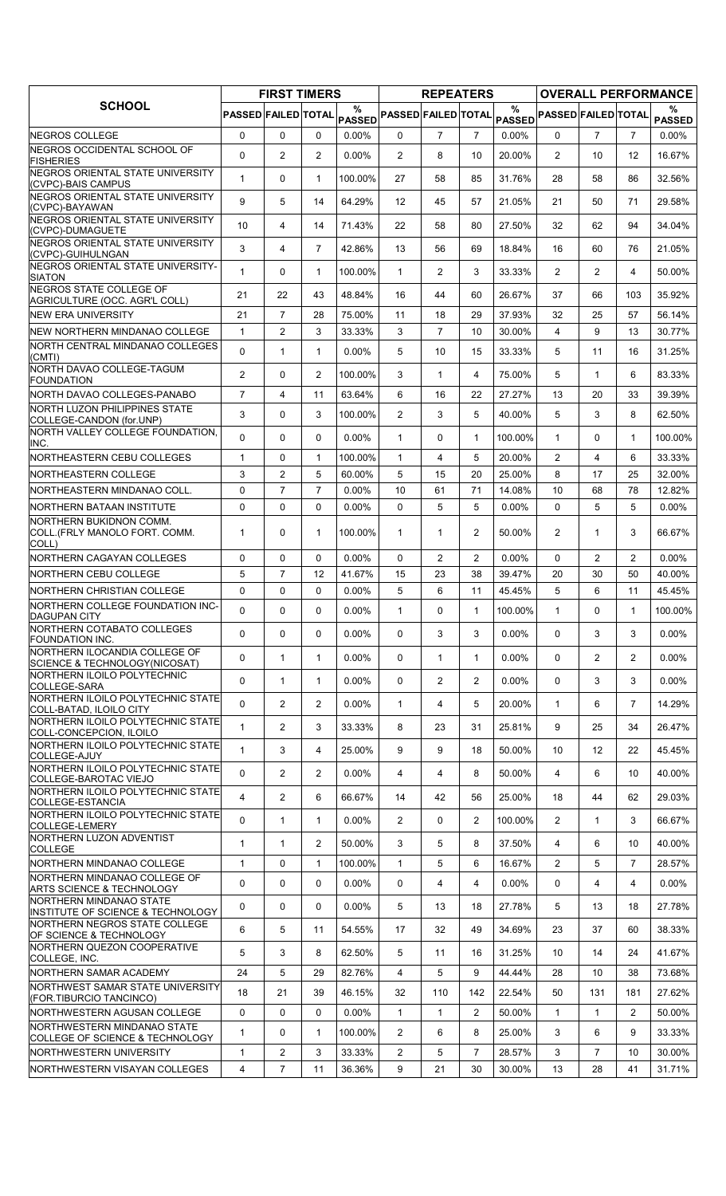| SCHOOL | FIRST TIMERS | | | | REPEATERS | | | | OVERALL PERFORMANCE | | | |
|---|---|---|---|---|---|---|---|---|---|---|---|---|
| | PASSED | FAILED | TOTAL | % PASSED | PASSED | FAILED | TOTAL | % PASSED | PASSED | FAILED | TOTAL | % PASSED |
| NEGROS COLLEGE | 0 | 0 | 0 | 0.00% | 0 | 7 | 7 | 0.00% | 0 | 7 | 7 | 0.00% |
| NEGROS OCCIDENTAL SCHOOL OF FISHERIES | 0 | 2 | 2 | 0.00% | 2 | 8 | 10 | 20.00% | 2 | 10 | 12 | 16.67% |
| NEGROS ORIENTAL STATE UNIVERSITY (CVPC)-BAIS CAMPUS | 1 | 0 | 1 | 100.00% | 27 | 58 | 85 | 31.76% | 28 | 58 | 86 | 32.56% |
| NEGROS ORIENTAL STATE UNIVERSITY (CVPC)-BAYAWAN | 9 | 5 | 14 | 64.29% | 12 | 45 | 57 | 21.05% | 21 | 50 | 71 | 29.58% |
| NEGROS ORIENTAL STATE UNIVERSITY (CVPC)-DUMAGUETE | 10 | 4 | 14 | 71.43% | 22 | 58 | 80 | 27.50% | 32 | 62 | 94 | 34.04% |
| NEGROS ORIENTAL STATE UNIVERSITY (CVPC)-GUIHULNGAN | 3 | 4 | 7 | 42.86% | 13 | 56 | 69 | 18.84% | 16 | 60 | 76 | 21.05% |
| NEGROS ORIENTAL STATE UNIVERSITY-SIATON | 1 | 0 | 1 | 100.00% | 1 | 2 | 3 | 33.33% | 2 | 2 | 4 | 50.00% |
| NEGROS STATE COLLEGE OF AGRICULTURE (OCC. AGR'L COLL) | 21 | 22 | 43 | 48.84% | 16 | 44 | 60 | 26.67% | 37 | 66 | 103 | 35.92% |
| NEW ERA UNIVERSITY | 21 | 7 | 28 | 75.00% | 11 | 18 | 29 | 37.93% | 32 | 25 | 57 | 56.14% |
| NEW NORTHERN MINDANAO COLLEGE | 1 | 2 | 3 | 33.33% | 3 | 7 | 10 | 30.00% | 4 | 9 | 13 | 30.77% |
| NORTH CENTRAL MINDANAO COLLEGES (CMTI) | 0 | 1 | 1 | 0.00% | 5 | 10 | 15 | 33.33% | 5 | 11 | 16 | 31.25% |
| NORTH DAVAO COLLEGE-TAGUM FOUNDATION | 2 | 0 | 2 | 100.00% | 3 | 1 | 4 | 75.00% | 5 | 1 | 6 | 83.33% |
| NORTH DAVAO COLLEGES-PANABO | 7 | 4 | 11 | 63.64% | 6 | 16 | 22 | 27.27% | 13 | 20 | 33 | 39.39% |
| NORTH LUZON PHILIPPINES STATE COLLEGE-CANDON (for.UNP) | 3 | 0 | 3 | 100.00% | 2 | 3 | 5 | 40.00% | 5 | 3 | 8 | 62.50% |
| NORTH VALLEY COLLEGE FOUNDATION, INC. | 0 | 0 | 0 | 0.00% | 1 | 0 | 1 | 100.00% | 1 | 0 | 1 | 100.00% |
| NORTHEASTERN CEBU COLLEGES | 1 | 0 | 1 | 100.00% | 1 | 4 | 5 | 20.00% | 2 | 4 | 6 | 33.33% |
| NORTHEASTERN COLLEGE | 3 | 2 | 5 | 60.00% | 5 | 15 | 20 | 25.00% | 8 | 17 | 25 | 32.00% |
| NORTHEASTERN MINDANAO COLL. | 0 | 7 | 7 | 0.00% | 10 | 61 | 71 | 14.08% | 10 | 68 | 78 | 12.82% |
| NORTHERN BATAAN INSTITUTE | 0 | 0 | 0 | 0.00% | 0 | 5 | 5 | 0.00% | 0 | 5 | 5 | 0.00% |
| NORTHERN BUKIDNON COMM. COLL.(FRLY MANOLO FORT. COMM. COLL) | 1 | 0 | 1 | 100.00% | 1 | 1 | 2 | 50.00% | 2 | 1 | 3 | 66.67% |
| NORTHERN CAGAYAN COLLEGES | 0 | 0 | 0 | 0.00% | 0 | 2 | 2 | 0.00% | 0 | 2 | 2 | 0.00% |
| NORTHERN CEBU COLLEGE | 5 | 7 | 12 | 41.67% | 15 | 23 | 38 | 39.47% | 20 | 30 | 50 | 40.00% |
| NORTHERN CHRISTIAN COLLEGE | 0 | 0 | 0 | 0.00% | 5 | 6 | 11 | 45.45% | 5 | 6 | 11 | 45.45% |
| NORTHERN COLLEGE FOUNDATION INC-DAGUPAN CITY | 0 | 0 | 0 | 0.00% | 1 | 0 | 1 | 100.00% | 1 | 0 | 1 | 100.00% |
| NORTHERN COTABATO COLLEGES FOUNDATION INC. | 0 | 0 | 0 | 0.00% | 0 | 3 | 3 | 0.00% | 0 | 3 | 3 | 0.00% |
| NORTHERN ILOCANDIA COLLEGE OF SCIENCE & TECHNOLOGY(NICOSAT) | 0 | 1 | 1 | 0.00% | 0 | 1 | 1 | 0.00% | 0 | 2 | 2 | 0.00% |
| NORTHERN ILOILO POLYTECHNIC COLLEGE-SARA | 0 | 1 | 1 | 0.00% | 0 | 2 | 2 | 0.00% | 0 | 3 | 3 | 0.00% |
| NORTHERN ILOILO POLYTECHNIC STATE COLL-BATAD, ILOILO CITY | 0 | 2 | 2 | 0.00% | 1 | 4 | 5 | 20.00% | 1 | 6 | 7 | 14.29% |
| NORTHERN ILOILO POLYTECHNIC STATE COLL-CONCEPCION, ILOILO | 1 | 2 | 3 | 33.33% | 8 | 23 | 31 | 25.81% | 9 | 25 | 34 | 26.47% |
| NORTHERN ILOILO POLYTECHNIC STATE COLLEGE-AJUY | 1 | 3 | 4 | 25.00% | 9 | 9 | 18 | 50.00% | 10 | 12 | 22 | 45.45% |
| NORTHERN ILOILO POLYTECHNIC STATE COLLEGE-BAROTAC VIEJO | 0 | 2 | 2 | 0.00% | 4 | 4 | 8 | 50.00% | 4 | 6 | 10 | 40.00% |
| NORTHERN ILOILO POLYTECHNIC STATE COLLEGE-ESTANCIA | 4 | 2 | 6 | 66.67% | 14 | 42 | 56 | 25.00% | 18 | 44 | 62 | 29.03% |
| NORTHERN ILOILO POLYTECHNIC STATE COLLEGE-LEMERY | 0 | 1 | 1 | 0.00% | 2 | 0 | 2 | 100.00% | 2 | 1 | 3 | 66.67% |
| NORTHERN LUZON ADVENTIST COLLEGE | 1 | 1 | 2 | 50.00% | 3 | 5 | 8 | 37.50% | 4 | 6 | 10 | 40.00% |
| NORTHERN MINDANAO COLLEGE | 1 | 0 | 1 | 100.00% | 1 | 5 | 6 | 16.67% | 2 | 5 | 7 | 28.57% |
| NORTHERN MINDANAO COLLEGE OF ARTS SCIENCE & TECHNOLOGY | 0 | 0 | 0 | 0.00% | 0 | 4 | 4 | 0.00% | 0 | 4 | 4 | 0.00% |
| NORTHERN MINDANAO STATE INSTITUTE OF SCIENCE & TECHNOLOGY | 0 | 0 | 0 | 0.00% | 5 | 13 | 18 | 27.78% | 5 | 13 | 18 | 27.78% |
| NORTHERN NEGROS STATE COLLEGE OF SCIENCE & TECHNOLOGY | 6 | 5 | 11 | 54.55% | 17 | 32 | 49 | 34.69% | 23 | 37 | 60 | 38.33% |
| NORTHERN QUEZON COOPERATIVE COLLEGE, INC. | 5 | 3 | 8 | 62.50% | 5 | 11 | 16 | 31.25% | 10 | 14 | 24 | 41.67% |
| NORTHERN SAMAR ACADEMY | 24 | 5 | 29 | 82.76% | 4 | 5 | 9 | 44.44% | 28 | 10 | 38 | 73.68% |
| NORTHWEST SAMAR STATE UNIVERSITY (FOR.TIBURCIO TANCINCO) | 18 | 21 | 39 | 46.15% | 32 | 110 | 142 | 22.54% | 50 | 131 | 181 | 27.62% |
| NORTHWESTERN AGUSAN COLLEGE | 0 | 0 | 0 | 0.00% | 1 | 1 | 2 | 50.00% | 1 | 1 | 2 | 50.00% |
| NORTHWESTERN MINDANAO STATE COLLEGE OF SCIENCE & TECHNOLOGY | 1 | 0 | 1 | 100.00% | 2 | 6 | 8 | 25.00% | 3 | 6 | 9 | 33.33% |
| NORTHWESTERN UNIVERSITY | 1 | 2 | 3 | 33.33% | 2 | 5 | 7 | 28.57% | 3 | 7 | 10 | 30.00% |
| NORTHWESTERN VISAYAN COLLEGES | 4 | 7 | 11 | 36.36% | 9 | 21 | 30 | 30.00% | 13 | 28 | 41 | 31.71% |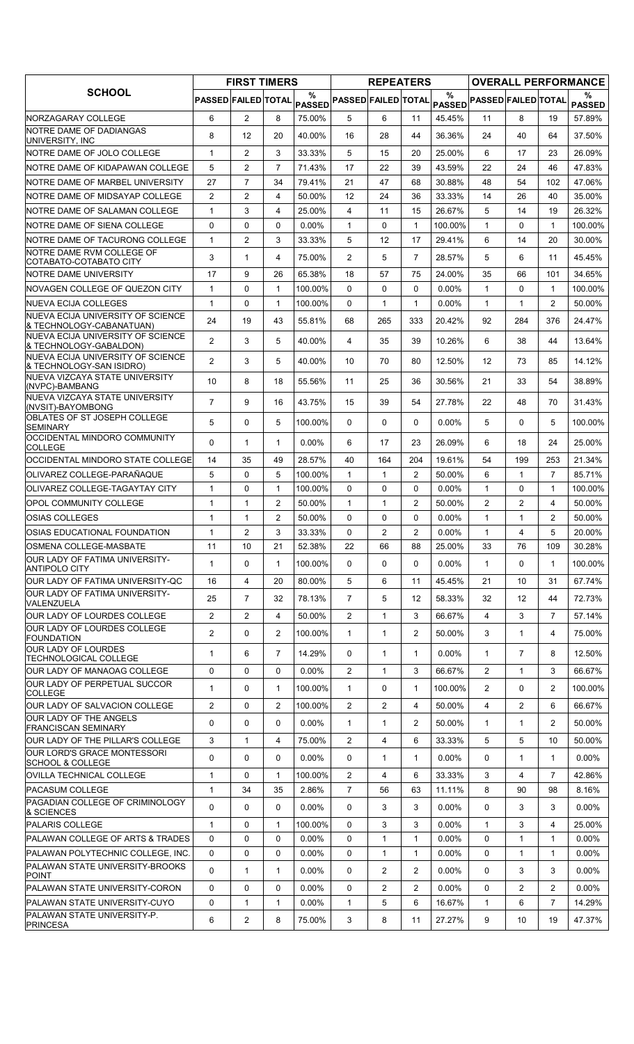| SCHOOL | FIRST TIMERS | | | | REPEATERS | | | | OVERALL PERFORMANCE | | | |
|---|---|---|---|---|---|---|---|---|---|---|---|---|
| | PASSED | FAILED | TOTAL | % PASSED | PASSED | FAILED | TOTAL | % PASSED | PASSED | FAILED | TOTAL | % PASSED |
| NORZAGARAY COLLEGE | 6 | 2 | 8 | 75.00% | 5 | 6 | 11 | 45.45% | 11 | 8 | 19 | 57.89% |
| NOTRE DAME OF DADIANGAS UNIVERSITY, INC | 8 | 12 | 20 | 40.00% | 16 | 28 | 44 | 36.36% | 24 | 40 | 64 | 37.50% |
| NOTRE DAME OF JOLO COLLEGE | 1 | 2 | 3 | 33.33% | 5 | 15 | 20 | 25.00% | 6 | 17 | 23 | 26.09% |
| NOTRE DAME OF KIDAPAWAN COLLEGE | 5 | 2 | 7 | 71.43% | 17 | 22 | 39 | 43.59% | 22 | 24 | 46 | 47.83% |
| NOTRE DAME OF MARBEL UNIVERSITY | 27 | 7 | 34 | 79.41% | 21 | 47 | 68 | 30.88% | 48 | 54 | 102 | 47.06% |
| NOTRE DAME OF MIDSAYAP COLLEGE | 2 | 2 | 4 | 50.00% | 12 | 24 | 36 | 33.33% | 14 | 26 | 40 | 35.00% |
| NOTRE DAME OF SALAMAN COLLEGE | 1 | 3 | 4 | 25.00% | 4 | 11 | 15 | 26.67% | 5 | 14 | 19 | 26.32% |
| NOTRE DAME OF SIENA COLLEGE | 0 | 0 | 0 | 0.00% | 1 | 0 | 1 | 100.00% | 1 | 0 | 1 | 100.00% |
| NOTRE DAME OF TACURONG COLLEGE | 1 | 2 | 3 | 33.33% | 5 | 12 | 17 | 29.41% | 6 | 14 | 20 | 30.00% |
| NOTRE DAME RVM COLLEGE OF COTABATO-COTABATO CITY | 3 | 1 | 4 | 75.00% | 2 | 5 | 7 | 28.57% | 5 | 6 | 11 | 45.45% |
| NOTRE DAME UNIVERSITY | 17 | 9 | 26 | 65.38% | 18 | 57 | 75 | 24.00% | 35 | 66 | 101 | 34.65% |
| NOVAGEN COLLEGE OF QUEZON CITY | 1 | 0 | 1 | 100.00% | 0 | 0 | 0 | 0.00% | 1 | 0 | 1 | 100.00% |
| NUEVA ECIJA COLLEGES | 1 | 0 | 1 | 100.00% | 0 | 1 | 1 | 0.00% | 1 | 1 | 2 | 50.00% |
| NUEVA ECIJA UNIVERSITY OF SCIENCE & TECHNOLOGY-CABANATUAN) | 24 | 19 | 43 | 55.81% | 68 | 265 | 333 | 20.42% | 92 | 284 | 376 | 24.47% |
| NUEVA ECIJA UNIVERSITY OF SCIENCE & TECHNOLOGY-GABALDON) | 2 | 3 | 5 | 40.00% | 4 | 35 | 39 | 10.26% | 6 | 38 | 44 | 13.64% |
| NUEVA ECIJA UNIVERSITY OF SCIENCE & TECHNOLOGY-SAN ISIDRO) | 2 | 3 | 5 | 40.00% | 10 | 70 | 80 | 12.50% | 12 | 73 | 85 | 14.12% |
| NUEVA VIZCAYA STATE UNIVERSITY (NVPC)-BAMBANG | 10 | 8 | 18 | 55.56% | 11 | 25 | 36 | 30.56% | 21 | 33 | 54 | 38.89% |
| NUEVA VIZCAYA STATE UNIVERSITY (NVSIT)-BAYOMBONG | 7 | 9 | 16 | 43.75% | 15 | 39 | 54 | 27.78% | 22 | 48 | 70 | 31.43% |
| OBLATES OF ST JOSEPH COLLEGE SEMINARY | 5 | 0 | 5 | 100.00% | 0 | 0 | 0 | 0.00% | 5 | 0 | 5 | 100.00% |
| OCCIDENTAL MINDORO COMMUNITY COLLEGE | 0 | 1 | 1 | 0.00% | 6 | 17 | 23 | 26.09% | 6 | 18 | 24 | 25.00% |
| OCCIDENTAL MINDORO STATE COLLEGE | 14 | 35 | 49 | 28.57% | 40 | 164 | 204 | 19.61% | 54 | 199 | 253 | 21.34% |
| OLIVAREZ COLLEGE-PARAÑAQUE | 5 | 0 | 5 | 100.00% | 1 | 1 | 2 | 50.00% | 6 | 1 | 7 | 85.71% |
| OLIVAREZ COLLEGE-TAGAYTAY CITY | 1 | 0 | 1 | 100.00% | 0 | 0 | 0 | 0.00% | 1 | 0 | 1 | 100.00% |
| OPOL COMMUNITY COLLEGE | 1 | 1 | 2 | 50.00% | 1 | 1 | 2 | 50.00% | 2 | 2 | 4 | 50.00% |
| OSIAS COLLEGES | 1 | 1 | 2 | 50.00% | 0 | 0 | 0 | 0.00% | 1 | 1 | 2 | 50.00% |
| OSIAS EDUCATIONAL FOUNDATION | 1 | 2 | 3 | 33.33% | 0 | 2 | 2 | 0.00% | 1 | 4 | 5 | 20.00% |
| OSMENA COLLEGE-MASBATE | 11 | 10 | 21 | 52.38% | 22 | 66 | 88 | 25.00% | 33 | 76 | 109 | 30.28% |
| OUR LADY OF FATIMA UNIVERSITY-ANTIPOLO CITY | 1 | 0 | 1 | 100.00% | 0 | 0 | 0 | 0.00% | 1 | 0 | 1 | 100.00% |
| OUR LADY OF FATIMA UNIVERSITY-QC | 16 | 4 | 20 | 80.00% | 5 | 6 | 11 | 45.45% | 21 | 10 | 31 | 67.74% |
| OUR LADY OF FATIMA UNIVERSITY-VALENZUELA | 25 | 7 | 32 | 78.13% | 7 | 5 | 12 | 58.33% | 32 | 12 | 44 | 72.73% |
| OUR LADY OF LOURDES COLLEGE | 2 | 2 | 4 | 50.00% | 2 | 1 | 3 | 66.67% | 4 | 3 | 7 | 57.14% |
| OUR LADY OF LOURDES COLLEGE FOUNDATION | 2 | 0 | 2 | 100.00% | 1 | 1 | 2 | 50.00% | 3 | 1 | 4 | 75.00% |
| OUR LADY OF LOURDES TECHNOLOGICAL COLLEGE | 1 | 6 | 7 | 14.29% | 0 | 1 | 1 | 0.00% | 1 | 7 | 8 | 12.50% |
| OUR LADY OF MANAOAG COLLEGE | 0 | 0 | 0 | 0.00% | 2 | 1 | 3 | 66.67% | 2 | 1 | 3 | 66.67% |
| OUR LADY OF PERPETUAL SUCCOR COLLEGE | 1 | 0 | 1 | 100.00% | 1 | 0 | 1 | 100.00% | 2 | 0 | 2 | 100.00% |
| OUR LADY OF SALVACION COLLEGE | 2 | 0 | 2 | 100.00% | 2 | 2 | 4 | 50.00% | 4 | 2 | 6 | 66.67% |
| OUR LADY OF THE ANGELS FRANCISCAN SEMINARY | 0 | 0 | 0 | 0.00% | 1 | 1 | 2 | 50.00% | 1 | 1 | 2 | 50.00% |
| OUR LADY OF THE PILLAR'S COLLEGE | 3 | 1 | 4 | 75.00% | 2 | 4 | 6 | 33.33% | 5 | 5 | 10 | 50.00% |
| OUR LORD'S GRACE MONTESSORI SCHOOL & COLLEGE | 0 | 0 | 0 | 0.00% | 0 | 1 | 1 | 0.00% | 0 | 1 | 1 | 0.00% |
| OVILLA TECHNICAL COLLEGE | 1 | 0 | 1 | 100.00% | 2 | 4 | 6 | 33.33% | 3 | 4 | 7 | 42.86% |
| PACASUM COLLEGE | 1 | 34 | 35 | 2.86% | 7 | 56 | 63 | 11.11% | 8 | 90 | 98 | 8.16% |
| PAGADIAN COLLEGE OF CRIMINOLOGY & SCIENCES | 0 | 0 | 0 | 0.00% | 0 | 3 | 3 | 0.00% | 0 | 3 | 3 | 0.00% |
| PALARIS COLLEGE | 1 | 0 | 1 | 100.00% | 0 | 3 | 3 | 0.00% | 1 | 3 | 4 | 25.00% |
| PALAWAN COLLEGE OF ARTS & TRADES | 0 | 0 | 0 | 0.00% | 0 | 1 | 1 | 0.00% | 0 | 1 | 1 | 0.00% |
| PALAWAN POLYTECHNIC COLLEGE, INC. | 0 | 0 | 0 | 0.00% | 0 | 1 | 1 | 0.00% | 0 | 1 | 1 | 0.00% |
| PALAWAN STATE UNIVERSITY-BROOKS POINT | 0 | 1 | 1 | 0.00% | 0 | 2 | 2 | 0.00% | 0 | 3 | 3 | 0.00% |
| PALAWAN STATE UNIVERSITY-CORON | 0 | 0 | 0 | 0.00% | 0 | 2 | 2 | 0.00% | 0 | 2 | 2 | 0.00% |
| PALAWAN STATE UNIVERSITY-CUYO | 0 | 1 | 1 | 0.00% | 1 | 5 | 6 | 16.67% | 1 | 6 | 7 | 14.29% |
| PALAWAN STATE UNIVERSITY-P. PRINCESA | 6 | 2 | 8 | 75.00% | 3 | 8 | 11 | 27.27% | 9 | 10 | 19 | 47.37% |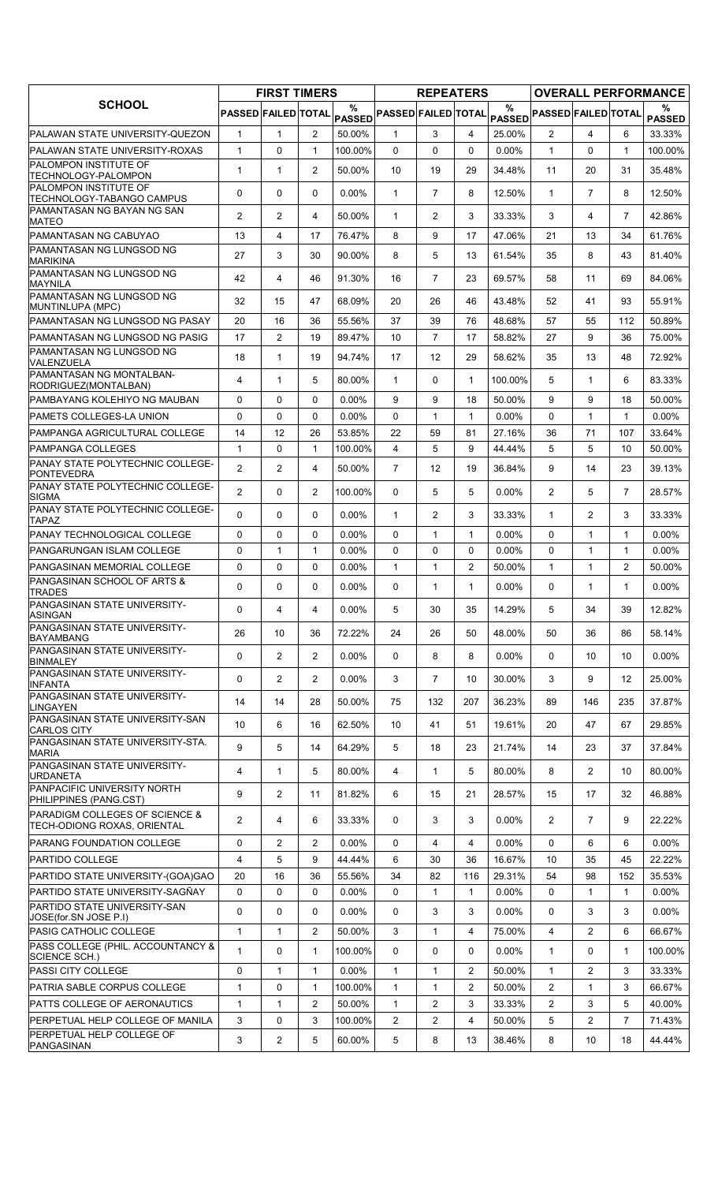| SCHOOL | FIRST TIMERS | | | | REPEATERS | | | | OVERALL PERFORMANCE | | | |
|---|---|---|---|---|---|---|---|---|---|---|---|---|
| | PASSED | FAILED | TOTAL | % PASSED | PASSED | FAILED | TOTAL | % PASSED | PASSED | FAILED | TOTAL | % PASSED |
| PALAWAN STATE UNIVERSITY-QUEZON | 1 | 1 | 2 | 50.00% | 1 | 3 | 4 | 25.00% | 2 | 4 | 6 | 33.33% |
| PALAWAN STATE UNIVERSITY-ROXAS | 1 | 0 | 1 | 100.00% | 0 | 0 | 0 | 0.00% | 1 | 0 | 1 | 100.00% |
| PALOMPON INSTITUTE OF TECHNOLOGY-PALOMPON | 1 | 1 | 2 | 50.00% | 10 | 19 | 29 | 34.48% | 11 | 20 | 31 | 35.48% |
| PALOMPON INSTITUTE OF TECHNOLOGY-TABANGO CAMPUS | 0 | 0 | 0 | 0.00% | 1 | 7 | 8 | 12.50% | 1 | 7 | 8 | 12.50% |
| PAMANTASAN NG BAYAN NG SAN MATEO | 2 | 2 | 4 | 50.00% | 1 | 2 | 3 | 33.33% | 3 | 4 | 7 | 42.86% |
| PAMANTASAN NG CABUYAO | 13 | 4 | 17 | 76.47% | 8 | 9 | 17 | 47.06% | 21 | 13 | 34 | 61.76% |
| PAMANTASAN NG LUNGSOD NG MARIKINA | 27 | 3 | 30 | 90.00% | 8 | 5 | 13 | 61.54% | 35 | 8 | 43 | 81.40% |
| PAMANTASAN NG LUNGSOD NG MAYNILA | 42 | 4 | 46 | 91.30% | 16 | 7 | 23 | 69.57% | 58 | 11 | 69 | 84.06% |
| PAMANTASAN NG LUNGSOD NG MUNTINLUPA (MPC) | 32 | 15 | 47 | 68.09% | 20 | 26 | 46 | 43.48% | 52 | 41 | 93 | 55.91% |
| PAMANTASAN NG LUNGSOD NG PASAY | 20 | 16 | 36 | 55.56% | 37 | 39 | 76 | 48.68% | 57 | 55 | 112 | 50.89% |
| PAMANTASAN NG LUNGSOD NG PASIG | 17 | 2 | 19 | 89.47% | 10 | 7 | 17 | 58.82% | 27 | 9 | 36 | 75.00% |
| PAMANTASAN NG LUNGSOD NG VALENZUELA | 18 | 1 | 19 | 94.74% | 17 | 12 | 29 | 58.62% | 35 | 13 | 48 | 72.92% |
| PAMANTASAN NG MONTALBAN-RODRIGUEZ(MONTALBAN) | 4 | 1 | 5 | 80.00% | 1 | 0 | 1 | 100.00% | 5 | 1 | 6 | 83.33% |
| PAMBAYANG KOLEHIYO NG MAUBAN | 0 | 0 | 0 | 0.00% | 9 | 9 | 18 | 50.00% | 9 | 9 | 18 | 50.00% |
| PAMETS COLLEGES-LA UNION | 0 | 0 | 0 | 0.00% | 0 | 1 | 1 | 0.00% | 0 | 1 | 1 | 0.00% |
| PAMPANGA AGRICULTURAL COLLEGE | 14 | 12 | 26 | 53.85% | 22 | 59 | 81 | 27.16% | 36 | 71 | 107 | 33.64% |
| PAMPANGA COLLEGES | 1 | 0 | 1 | 100.00% | 4 | 5 | 9 | 44.44% | 5 | 5 | 10 | 50.00% |
| PANAY STATE POLYTECHNIC COLLEGE-PONTEVEDRA | 2 | 2 | 4 | 50.00% | 7 | 12 | 19 | 36.84% | 9 | 14 | 23 | 39.13% |
| PANAY STATE POLYTECHNIC COLLEGE-SIGMA | 2 | 0 | 2 | 100.00% | 0 | 5 | 5 | 0.00% | 2 | 5 | 7 | 28.57% |
| PANAY STATE POLYTECHNIC COLLEGE-TAPAZ | 0 | 0 | 0 | 0.00% | 1 | 2 | 3 | 33.33% | 1 | 2 | 3 | 33.33% |
| PANAY TECHNOLOGICAL COLLEGE | 0 | 0 | 0 | 0.00% | 0 | 1 | 1 | 0.00% | 0 | 1 | 1 | 0.00% |
| PANGARUNGAN ISLAM COLLEGE | 0 | 1 | 1 | 0.00% | 0 | 0 | 0 | 0.00% | 0 | 1 | 1 | 0.00% |
| PANGASINAN MEMORIAL COLLEGE | 0 | 0 | 0 | 0.00% | 1 | 1 | 2 | 50.00% | 1 | 1 | 2 | 50.00% |
| PANGASINAN SCHOOL OF ARTS & TRADES | 0 | 0 | 0 | 0.00% | 0 | 1 | 1 | 0.00% | 0 | 1 | 1 | 0.00% |
| PANGASINAN STATE UNIVERSITY-ASINGAN | 0 | 4 | 4 | 0.00% | 5 | 30 | 35 | 14.29% | 5 | 34 | 39 | 12.82% |
| PANGASINAN STATE UNIVERSITY-BAYAMBANG | 26 | 10 | 36 | 72.22% | 24 | 26 | 50 | 48.00% | 50 | 36 | 86 | 58.14% |
| PANGASINAN STATE UNIVERSITY-BINMALEY | 0 | 2 | 2 | 0.00% | 0 | 8 | 8 | 0.00% | 0 | 10 | 10 | 0.00% |
| PANGASINAN STATE UNIVERSITY-INFANTA | 0 | 2 | 2 | 0.00% | 3 | 7 | 10 | 30.00% | 3 | 9 | 12 | 25.00% |
| PANGASINAN STATE UNIVERSITY-LINGAYEN | 14 | 14 | 28 | 50.00% | 75 | 132 | 207 | 36.23% | 89 | 146 | 235 | 37.87% |
| PANGASINAN STATE UNIVERSITY-SAN CARLOS CITY | 10 | 6 | 16 | 62.50% | 10 | 41 | 51 | 19.61% | 20 | 47 | 67 | 29.85% |
| PANGASINAN STATE UNIVERSITY-STA. MARIA | 9 | 5 | 14 | 64.29% | 5 | 18 | 23 | 21.74% | 14 | 23 | 37 | 37.84% |
| PANGASINAN STATE UNIVERSITY-URDANETA | 4 | 1 | 5 | 80.00% | 4 | 1 | 5 | 80.00% | 8 | 2 | 10 | 80.00% |
| PANPACIFIC UNIVERSITY NORTH PHILIPPINES (PANG.CST) | 9 | 2 | 11 | 81.82% | 6 | 15 | 21 | 28.57% | 15 | 17 | 32 | 46.88% |
| PARADIGM COLLEGES OF SCIENCE & TECH-ODIONG ROXAS, ORIENTAL | 2 | 4 | 6 | 33.33% | 0 | 3 | 3 | 0.00% | 2 | 7 | 9 | 22.22% |
| PARANG FOUNDATION COLLEGE | 0 | 2 | 2 | 0.00% | 0 | 4 | 4 | 0.00% | 0 | 6 | 6 | 0.00% |
| PARTIDO COLLEGE | 4 | 5 | 9 | 44.44% | 6 | 30 | 36 | 16.67% | 10 | 35 | 45 | 22.22% |
| PARTIDO STATE UNIVERSITY-(GOA)GAO | 20 | 16 | 36 | 55.56% | 34 | 82 | 116 | 29.31% | 54 | 98 | 152 | 35.53% |
| PARTIDO STATE UNIVERSITY-SAGÑAY | 0 | 0 | 0 | 0.00% | 0 | 1 | 1 | 0.00% | 0 | 1 | 1 | 0.00% |
| PARTIDO STATE UNIVERSITY-SAN JOSE(for.SN JOSE P.I) | 0 | 0 | 0 | 0.00% | 0 | 3 | 3 | 0.00% | 0 | 3 | 3 | 0.00% |
| PASIG CATHOLIC COLLEGE | 1 | 1 | 2 | 50.00% | 3 | 1 | 4 | 75.00% | 4 | 2 | 6 | 66.67% |
| PASS COLLEGE (PHIL. ACCOUNTANCY & SCIENCE SCH.) | 1 | 0 | 1 | 100.00% | 0 | 0 | 0 | 0.00% | 1 | 0 | 1 | 100.00% |
| PASSI CITY COLLEGE | 0 | 1 | 1 | 0.00% | 1 | 1 | 2 | 50.00% | 1 | 2 | 3 | 33.33% |
| PATRIA SABLE CORPUS COLLEGE | 1 | 0 | 1 | 100.00% | 1 | 1 | 2 | 50.00% | 2 | 1 | 3 | 66.67% |
| PATTS COLLEGE OF AERONAUTICS | 1 | 1 | 2 | 50.00% | 1 | 2 | 3 | 33.33% | 2 | 3 | 5 | 40.00% |
| PERPETUAL HELP COLLEGE OF MANILA | 3 | 0 | 3 | 100.00% | 2 | 2 | 4 | 50.00% | 5 | 2 | 7 | 71.43% |
| PERPETUAL HELP COLLEGE OF PANGASINAN | 3 | 2 | 5 | 60.00% | 5 | 8 | 13 | 38.46% | 8 | 10 | 18 | 44.44% |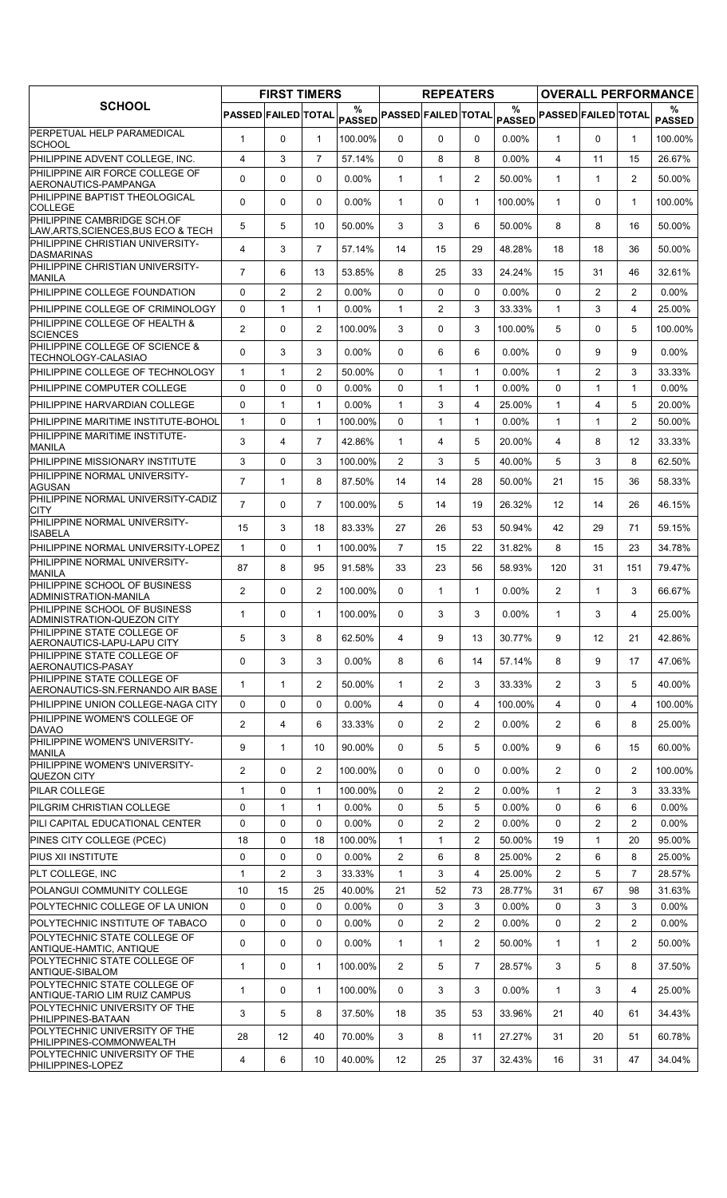| SCHOOL | FIRST TIMERS | | | | REPEATERS | | | | OVERALL PERFORMANCE | | | |
|---|---|---|---|---|---|---|---|---|---|---|---|---|
| | PASSED | FAILED | TOTAL | % PASSED | PASSED | FAILED | TOTAL | % PASSED | PASSED | FAILED | TOTAL | % PASSED |
| PERPETUAL HELP PARAMEDICAL SCHOOL | 1 | 0 | 1 | 100.00% | 0 | 0 | 0 | 0.00% | 1 | 0 | 1 | 100.00% |
| PHILIPPINE ADVENT COLLEGE, INC. | 4 | 3 | 7 | 57.14% | 0 | 8 | 8 | 0.00% | 4 | 11 | 15 | 26.67% |
| PHILIPPINE AIR FORCE COLLEGE OF AERONAUTICS-PAMPANGA | 0 | 0 | 0 | 0.00% | 1 | 1 | 2 | 50.00% | 1 | 1 | 2 | 50.00% |
| PHILIPPINE BAPTIST THEOLOGICAL COLLEGE | 0 | 0 | 0 | 0.00% | 1 | 0 | 1 | 100.00% | 1 | 0 | 1 | 100.00% |
| PHILIPPINE CAMBRIDGE SCH.OF LAW,ARTS,SCIENCES,BUS ECO & TECH | 5 | 5 | 10 | 50.00% | 3 | 3 | 6 | 50.00% | 8 | 8 | 16 | 50.00% |
| PHILIPPINE CHRISTIAN UNIVERSITY-DASMARINAS | 4 | 3 | 7 | 57.14% | 14 | 15 | 29 | 48.28% | 18 | 18 | 36 | 50.00% |
| PHILIPPINE CHRISTIAN UNIVERSITY-MANILA | 7 | 6 | 13 | 53.85% | 8 | 25 | 33 | 24.24% | 15 | 31 | 46 | 32.61% |
| PHILIPPINE COLLEGE FOUNDATION | 0 | 2 | 2 | 0.00% | 0 | 0 | 0 | 0.00% | 0 | 2 | 2 | 0.00% |
| PHILIPPINE COLLEGE OF CRIMINOLOGY | 0 | 1 | 1 | 0.00% | 1 | 2 | 3 | 33.33% | 1 | 3 | 4 | 25.00% |
| PHILIPPINE COLLEGE OF HEALTH & SCIENCES | 2 | 0 | 2 | 100.00% | 3 | 0 | 3 | 100.00% | 5 | 0 | 5 | 100.00% |
| PHILIPPINE COLLEGE OF SCIENCE & TECHNOLOGY-CALASIAO | 0 | 3 | 3 | 0.00% | 0 | 6 | 6 | 0.00% | 0 | 9 | 9 | 0.00% |
| PHILIPPINE COLLEGE OF TECHNOLOGY | 1 | 1 | 2 | 50.00% | 0 | 1 | 1 | 0.00% | 1 | 2 | 3 | 33.33% |
| PHILIPPINE COMPUTER COLLEGE | 0 | 0 | 0 | 0.00% | 0 | 1 | 1 | 0.00% | 0 | 1 | 1 | 0.00% |
| PHILIPPINE HARVARDIAN COLLEGE | 0 | 1 | 1 | 0.00% | 1 | 3 | 4 | 25.00% | 1 | 4 | 5 | 20.00% |
| PHILIPPINE MARITIME INSTITUTE-BOHOL | 1 | 0 | 1 | 100.00% | 0 | 1 | 1 | 0.00% | 1 | 1 | 2 | 50.00% |
| PHILIPPINE MARITIME INSTITUTE-MANILA | 3 | 4 | 7 | 42.86% | 1 | 4 | 5 | 20.00% | 4 | 8 | 12 | 33.33% |
| PHILIPPINE MISSIONARY INSTITUTE | 3 | 0 | 3 | 100.00% | 2 | 3 | 5 | 40.00% | 5 | 3 | 8 | 62.50% |
| PHILIPPINE NORMAL UNIVERSITY-AGUSAN | 7 | 1 | 8 | 87.50% | 14 | 14 | 28 | 50.00% | 21 | 15 | 36 | 58.33% |
| PHILIPPINE NORMAL UNIVERSITY-CADIZ CITY | 7 | 0 | 7 | 100.00% | 5 | 14 | 19 | 26.32% | 12 | 14 | 26 | 46.15% |
| PHILIPPINE NORMAL UNIVERSITY-ISABELA | 15 | 3 | 18 | 83.33% | 27 | 26 | 53 | 50.94% | 42 | 29 | 71 | 59.15% |
| PHILIPPINE NORMAL UNIVERSITY-LOPEZ | 1 | 0 | 1 | 100.00% | 7 | 15 | 22 | 31.82% | 8 | 15 | 23 | 34.78% |
| PHILIPPINE NORMAL UNIVERSITY-MANILA | 87 | 8 | 95 | 91.58% | 33 | 23 | 56 | 58.93% | 120 | 31 | 151 | 79.47% |
| PHILIPPINE SCHOOL OF BUSINESS ADMINISTRATION-MANILA | 2 | 0 | 2 | 100.00% | 0 | 1 | 1 | 0.00% | 2 | 1 | 3 | 66.67% |
| PHILIPPINE SCHOOL OF BUSINESS ADMINISTRATION-QUEZON CITY | 1 | 0 | 1 | 100.00% | 0 | 3 | 3 | 0.00% | 1 | 3 | 4 | 25.00% |
| PHILIPPINE STATE COLLEGE OF AERONAUTICS-LAPU-LAPU CITY | 5 | 3 | 8 | 62.50% | 4 | 9 | 13 | 30.77% | 9 | 12 | 21 | 42.86% |
| PHILIPPINE STATE COLLEGE OF AERONAUTICS-PASAY | 0 | 3 | 3 | 0.00% | 8 | 6 | 14 | 57.14% | 8 | 9 | 17 | 47.06% |
| PHILIPPINE STATE COLLEGE OF AERONAUTICS-SN.FERNANDO AIR BASE | 1 | 1 | 2 | 50.00% | 1 | 2 | 3 | 33.33% | 2 | 3 | 5 | 40.00% |
| PHILIPPINE UNION COLLEGE-NAGA CITY | 0 | 0 | 0 | 0.00% | 4 | 0 | 4 | 100.00% | 4 | 0 | 4 | 100.00% |
| PHILIPPINE WOMEN'S COLLEGE OF DAVAO | 2 | 4 | 6 | 33.33% | 0 | 2 | 2 | 0.00% | 2 | 6 | 8 | 25.00% |
| PHILIPPINE WOMEN'S UNIVERSITY-MANILA | 9 | 1 | 10 | 90.00% | 0 | 5 | 5 | 0.00% | 9 | 6 | 15 | 60.00% |
| PHILIPPINE WOMEN'S UNIVERSITY-QUEZON CITY | 2 | 0 | 2 | 100.00% | 0 | 0 | 0 | 0.00% | 2 | 0 | 2 | 100.00% |
| PILAR COLLEGE | 1 | 0 | 1 | 100.00% | 0 | 2 | 2 | 0.00% | 1 | 2 | 3 | 33.33% |
| PILGRIM CHRISTIAN COLLEGE | 0 | 1 | 1 | 0.00% | 0 | 5 | 5 | 0.00% | 0 | 6 | 6 | 0.00% |
| PILI CAPITAL EDUCATIONAL CENTER | 0 | 0 | 0 | 0.00% | 0 | 2 | 2 | 0.00% | 0 | 2 | 2 | 0.00% |
| PINES CITY COLLEGE (PCEC) | 18 | 0 | 18 | 100.00% | 1 | 1 | 2 | 50.00% | 19 | 1 | 20 | 95.00% |
| PIUS XII INSTITUTE | 0 | 0 | 0 | 0.00% | 2 | 6 | 8 | 25.00% | 2 | 6 | 8 | 25.00% |
| PLT COLLEGE, INC | 1 | 2 | 3 | 33.33% | 1 | 3 | 4 | 25.00% | 2 | 5 | 7 | 28.57% |
| POLANGUI COMMUNITY COLLEGE | 10 | 15 | 25 | 40.00% | 21 | 52 | 73 | 28.77% | 31 | 67 | 98 | 31.63% |
| POLYTECHNIC COLLEGE OF LA UNION | 0 | 0 | 0 | 0.00% | 0 | 3 | 3 | 0.00% | 0 | 3 | 3 | 0.00% |
| POLYTECHNIC INSTITUTE OF TABACO | 0 | 0 | 0 | 0.00% | 0 | 2 | 2 | 0.00% | 0 | 2 | 2 | 0.00% |
| POLYTECHNIC STATE COLLEGE OF ANTIQUE-HAMTIC, ANTIQUE | 0 | 0 | 0 | 0.00% | 1 | 1 | 2 | 50.00% | 1 | 1 | 2 | 50.00% |
| POLYTECHNIC STATE COLLEGE OF ANTIQUE-SIBALOM | 1 | 0 | 1 | 100.00% | 2 | 5 | 7 | 28.57% | 3 | 5 | 8 | 37.50% |
| POLYTECHNIC STATE COLLEGE OF ANTIQUE-TARIO LIM RUIZ CAMPUS | 1 | 0 | 1 | 100.00% | 0 | 3 | 3 | 0.00% | 1 | 3 | 4 | 25.00% |
| POLYTECHNIC UNIVERSITY OF THE PHILIPPINES-BATAAN | 3 | 5 | 8 | 37.50% | 18 | 35 | 53 | 33.96% | 21 | 40 | 61 | 34.43% |
| POLYTECHNIC UNIVERSITY OF THE PHILIPPINES-COMMONWEALTH | 28 | 12 | 40 | 70.00% | 3 | 8 | 11 | 27.27% | 31 | 20 | 51 | 60.78% |
| POLYTECHNIC UNIVERSITY OF THE PHILIPPINES-LOPEZ | 4 | 6 | 10 | 40.00% | 12 | 25 | 37 | 32.43% | 16 | 31 | 47 | 34.04% |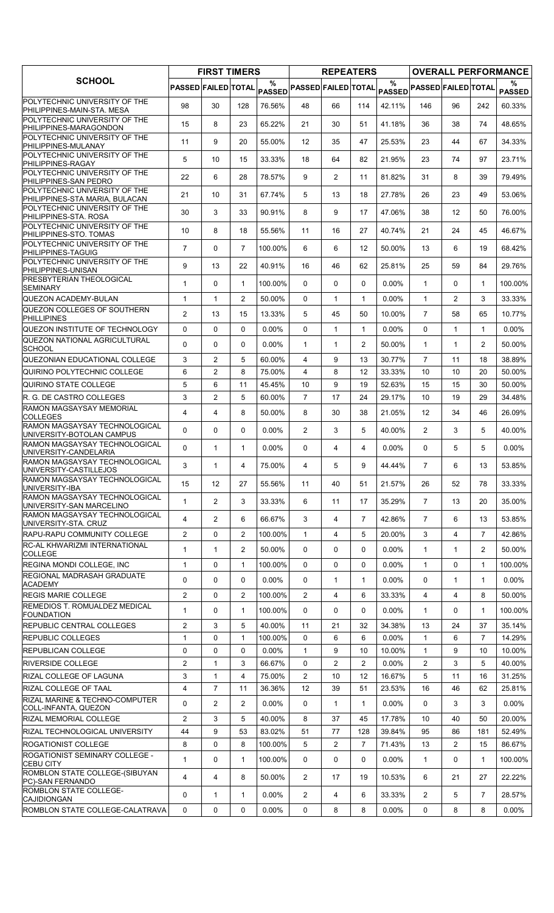| SCHOOL | FIRST TIMERS | | | | REPEATERS | | | | OVERALL PERFORMANCE | | | |
|---|---|---|---|---|---|---|---|---|---|---|---|---|
| | PASSED | FAILED | TOTAL | % PASSED | PASSED | FAILED | TOTAL | % PASSED | PASSED | FAILED | TOTAL | % PASSED |
| POLYTECHNIC UNIVERSITY OF THE PHILIPPINES-MAIN-STA. MESA | 98 | 30 | 128 | 76.56% | 48 | 66 | 114 | 42.11% | 146 | 96 | 242 | 60.33% |
| POLYTECHNIC UNIVERSITY OF THE PHILIPPINES-MARAGONDON | 15 | 8 | 23 | 65.22% | 21 | 30 | 51 | 41.18% | 36 | 38 | 74 | 48.65% |
| POLYTECHNIC UNIVERSITY OF THE PHILIPPINES-MULANAY | 11 | 9 | 20 | 55.00% | 12 | 35 | 47 | 25.53% | 23 | 44 | 67 | 34.33% |
| POLYTECHNIC UNIVERSITY OF THE PHILIPPINES-RAGAY | 5 | 10 | 15 | 33.33% | 18 | 64 | 82 | 21.95% | 23 | 74 | 97 | 23.71% |
| POLYTECHNIC UNIVERSITY OF THE PHILIPPINES-SAN PEDRO | 22 | 6 | 28 | 78.57% | 9 | 2 | 11 | 81.82% | 31 | 8 | 39 | 79.49% |
| POLYTECHNIC UNIVERSITY OF THE PHILIPPINES-STA MARIA, BULACAN | 21 | 10 | 31 | 67.74% | 5 | 13 | 18 | 27.78% | 26 | 23 | 49 | 53.06% |
| POLYTECHNIC UNIVERSITY OF THE PHILIPPINES-STA. ROSA | 30 | 3 | 33 | 90.91% | 8 | 9 | 17 | 47.06% | 38 | 12 | 50 | 76.00% |
| POLYTECHNIC UNIVERSITY OF THE PHILIPPINES-STO. TOMAS | 10 | 8 | 18 | 55.56% | 11 | 16 | 27 | 40.74% | 21 | 24 | 45 | 46.67% |
| POLYTECHNIC UNIVERSITY OF THE PHILIPPINES-TAGUIG | 7 | 0 | 7 | 100.00% | 6 | 6 | 12 | 50.00% | 13 | 6 | 19 | 68.42% |
| POLYTECHNIC UNIVERSITY OF THE PHILIPPINES-UNISAN | 9 | 13 | 22 | 40.91% | 16 | 46 | 62 | 25.81% | 25 | 59 | 84 | 29.76% |
| PRESBYTERIAN THEOLOGICAL SEMINARY | 1 | 0 | 1 | 100.00% | 0 | 0 | 0 | 0.00% | 1 | 0 | 1 | 100.00% |
| QUEZON ACADEMY-BULAN | 1 | 1 | 2 | 50.00% | 0 | 1 | 1 | 0.00% | 1 | 2 | 3 | 33.33% |
| QUEZON COLLEGES OF SOUTHERN PHILLIPINES | 2 | 13 | 15 | 13.33% | 5 | 45 | 50 | 10.00% | 7 | 58 | 65 | 10.77% |
| QUEZON INSTITUTE OF TECHNOLOGY | 0 | 0 | 0 | 0.00% | 0 | 1 | 1 | 0.00% | 0 | 1 | 1 | 0.00% |
| QUEZON NATIONAL AGRICULTURAL SCHOOL | 0 | 0 | 0 | 0.00% | 1 | 1 | 2 | 50.00% | 1 | 1 | 2 | 50.00% |
| QUEZONIAN EDUCATIONAL COLLEGE | 3 | 2 | 5 | 60.00% | 4 | 9 | 13 | 30.77% | 7 | 11 | 18 | 38.89% |
| QUIRINO POLYTECHNIC COLLEGE | 6 | 2 | 8 | 75.00% | 4 | 8 | 12 | 33.33% | 10 | 10 | 20 | 50.00% |
| QUIRINO STATE COLLEGE | 5 | 6 | 11 | 45.45% | 10 | 9 | 19 | 52.63% | 15 | 15 | 30 | 50.00% |
| R. G. DE CASTRO COLLEGES | 3 | 2 | 5 | 60.00% | 7 | 17 | 24 | 29.17% | 10 | 19 | 29 | 34.48% |
| RAMON MAGSAYSAY MEMORIAL COLLEGES | 4 | 4 | 8 | 50.00% | 8 | 30 | 38 | 21.05% | 12 | 34 | 46 | 26.09% |
| RAMON MAGSAYSAY TECHNOLOGICAL UNIVERSITY-BOTOLAN CAMPUS | 0 | 0 | 0 | 0.00% | 2 | 3 | 5 | 40.00% | 2 | 3 | 5 | 40.00% |
| RAMON MAGSAYSAY TECHNOLOGICAL UNIVERSITY-CANDELARIA | 0 | 1 | 1 | 0.00% | 0 | 4 | 4 | 0.00% | 0 | 5 | 5 | 0.00% |
| RAMON MAGSAYSAY TECHNOLOGICAL UNIVERSITY-CASTILLEJOS | 3 | 1 | 4 | 75.00% | 4 | 5 | 9 | 44.44% | 7 | 6 | 13 | 53.85% |
| RAMON MAGSAYSAY TECHNOLOGICAL UNIVERSITY-IBA | 15 | 12 | 27 | 55.56% | 11 | 40 | 51 | 21.57% | 26 | 52 | 78 | 33.33% |
| RAMON MAGSAYSAY TECHNOLOGICAL UNIVERSITY-SAN MARCELINO | 1 | 2 | 3 | 33.33% | 6 | 11 | 17 | 35.29% | 7 | 13 | 20 | 35.00% |
| RAMON MAGSAYSAY TECHNOLOGICAL UNIVERSITY-STA. CRUZ | 4 | 2 | 6 | 66.67% | 3 | 4 | 7 | 42.86% | 7 | 6 | 13 | 53.85% |
| RAPU-RAPU COMMUNITY COLLEGE | 2 | 0 | 2 | 100.00% | 1 | 4 | 5 | 20.00% | 3 | 4 | 7 | 42.86% |
| RC-AL KHWARIZMI INTERNATIONAL COLLEGE | 1 | 1 | 2 | 50.00% | 0 | 0 | 0 | 0.00% | 1 | 1 | 2 | 50.00% |
| REGINA MONDI COLLEGE, INC | 1 | 0 | 1 | 100.00% | 0 | 0 | 0 | 0.00% | 1 | 0 | 1 | 100.00% |
| REGIONAL MADRASAH GRADUATE ACADEMY | 0 | 0 | 0 | 0.00% | 0 | 1 | 1 | 0.00% | 0 | 1 | 1 | 0.00% |
| REGIS MARIE COLLEGE | 2 | 0 | 2 | 100.00% | 2 | 4 | 6 | 33.33% | 4 | 4 | 8 | 50.00% |
| REMEDIOS T. ROMUALDEZ MEDICAL FOUNDATION | 1 | 0 | 1 | 100.00% | 0 | 0 | 0 | 0.00% | 1 | 0 | 1 | 100.00% |
| REPUBLIC CENTRAL COLLEGES | 2 | 3 | 5 | 40.00% | 11 | 21 | 32 | 34.38% | 13 | 24 | 37 | 35.14% |
| REPUBLIC COLLEGES | 1 | 0 | 1 | 100.00% | 0 | 6 | 6 | 0.00% | 1 | 6 | 7 | 14.29% |
| REPUBLICAN COLLEGE | 0 | 0 | 0 | 0.00% | 1 | 9 | 10 | 10.00% | 1 | 9 | 10 | 10.00% |
| RIVERSIDE COLLEGE | 2 | 1 | 3 | 66.67% | 0 | 2 | 2 | 0.00% | 2 | 3 | 5 | 40.00% |
| RIZAL COLLEGE OF LAGUNA | 3 | 1 | 4 | 75.00% | 2 | 10 | 12 | 16.67% | 5 | 11 | 16 | 31.25% |
| RIZAL COLLEGE OF TAAL | 4 | 7 | 11 | 36.36% | 12 | 39 | 51 | 23.53% | 16 | 46 | 62 | 25.81% |
| RIZAL MARINE & TECHNO-COMPUTER COLL-INFANTA, QUEZON | 0 | 2 | 2 | 0.00% | 0 | 1 | 1 | 0.00% | 0 | 3 | 3 | 0.00% |
| RIZAL MEMORIAL COLLEGE | 2 | 3 | 5 | 40.00% | 8 | 37 | 45 | 17.78% | 10 | 40 | 50 | 20.00% |
| RIZAL TECHNOLOGICAL UNIVERSITY | 44 | 9 | 53 | 83.02% | 51 | 77 | 128 | 39.84% | 95 | 86 | 181 | 52.49% |
| ROGATIONIST COLLEGE | 8 | 0 | 8 | 100.00% | 5 | 2 | 7 | 71.43% | 13 | 2 | 15 | 86.67% |
| ROGATIONIST SEMINARY COLLEGE - CEBU CITY | 1 | 0 | 1 | 100.00% | 0 | 0 | 0 | 0.00% | 1 | 0 | 1 | 100.00% |
| ROMBLON STATE COLLEGE-(SIBUYAN PC)-SAN FERNANDO | 4 | 4 | 8 | 50.00% | 2 | 17 | 19 | 10.53% | 6 | 21 | 27 | 22.22% |
| ROMBLON STATE COLLEGE-CAJIDIONGAN | 0 | 1 | 1 | 0.00% | 2 | 4 | 6 | 33.33% | 2 | 5 | 7 | 28.57% |
| ROMBLON STATE COLLEGE-CALATRAVA | 0 | 0 | 0 | 0.00% | 0 | 8 | 8 | 0.00% | 0 | 8 | 8 | 0.00% |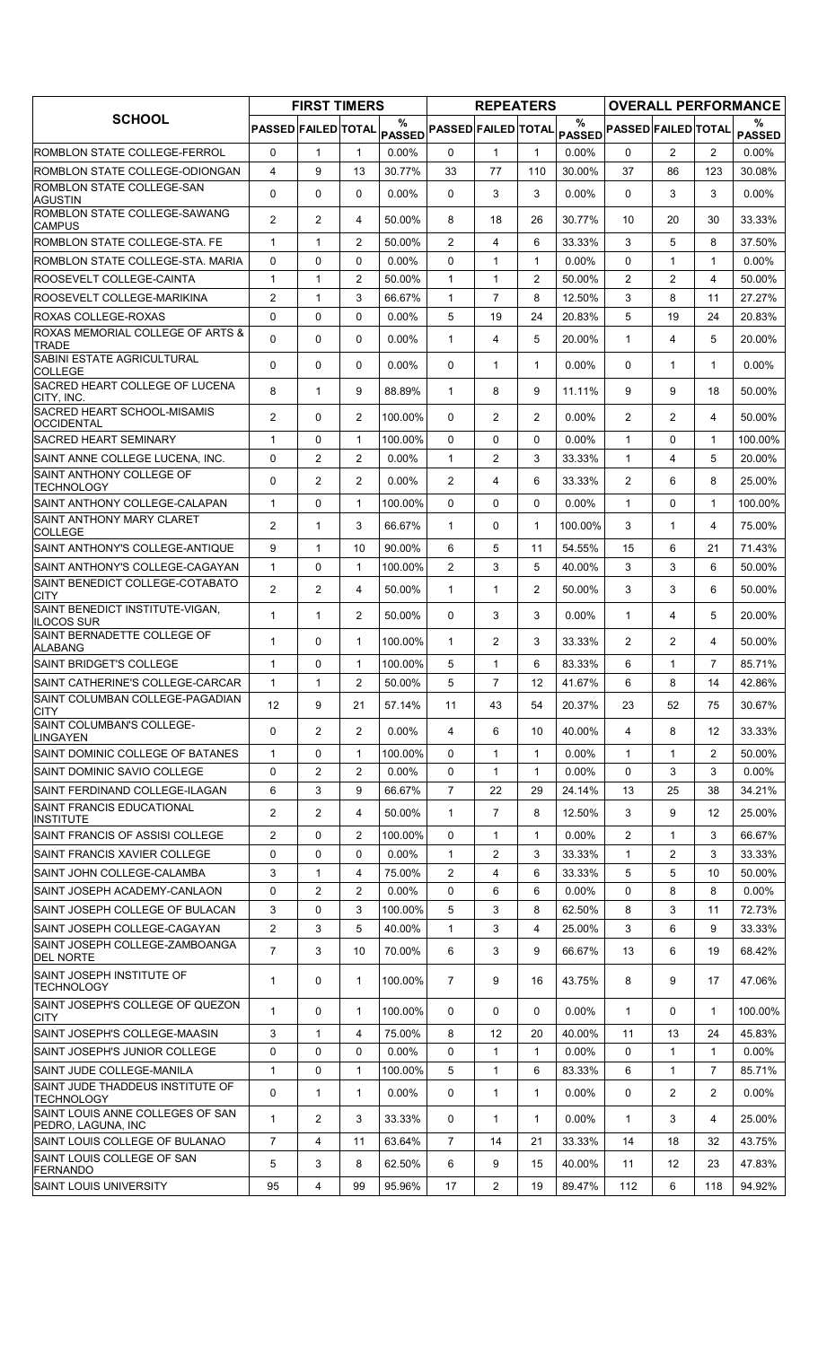| SCHOOL | FIRST TIMERS | | | | REPEATERS | | | | OVERALL PERFORMANCE | | | |
|---|---|---|---|---|---|---|---|---|---|---|---|---|
| | PASSED | FAILED | TOTAL | % PASSED | PASSED | FAILED | TOTAL | % PASSED | PASSED | FAILED | TOTAL | % PASSED |
| ROMBLON STATE COLLEGE-FERROL | 0 | 1 | 1 | 0.00% | 0 | 1 | 1 | 0.00% | 0 | 2 | 2 | 0.00% |
| ROMBLON STATE COLLEGE-ODIONGAN | 4 | 9 | 13 | 30.77% | 33 | 77 | 110 | 30.00% | 37 | 86 | 123 | 30.08% |
| ROMBLON STATE COLLEGE-SAN AGUSTIN | 0 | 0 | 0 | 0.00% | 0 | 3 | 3 | 0.00% | 0 | 3 | 3 | 0.00% |
| ROMBLON STATE COLLEGE-SAWANG CAMPUS | 2 | 2 | 4 | 50.00% | 8 | 18 | 26 | 30.77% | 10 | 20 | 30 | 33.33% |
| ROMBLON STATE COLLEGE-STA. FE | 1 | 1 | 2 | 50.00% | 2 | 4 | 6 | 33.33% | 3 | 5 | 8 | 37.50% |
| ROMBLON STATE COLLEGE-STA. MARIA | 0 | 0 | 0 | 0.00% | 0 | 1 | 1 | 0.00% | 0 | 1 | 1 | 0.00% |
| ROOSEVELT COLLEGE-CAINTA | 1 | 1 | 2 | 50.00% | 1 | 1 | 2 | 50.00% | 2 | 2 | 4 | 50.00% |
| ROOSEVELT COLLEGE-MARIKINA | 2 | 1 | 3 | 66.67% | 1 | 7 | 8 | 12.50% | 3 | 8 | 11 | 27.27% |
| ROXAS COLLEGE-ROXAS | 0 | 0 | 0 | 0.00% | 5 | 19 | 24 | 20.83% | 5 | 19 | 24 | 20.83% |
| ROXAS MEMORIAL COLLEGE OF ARTS & TRADE | 0 | 0 | 0 | 0.00% | 1 | 4 | 5 | 20.00% | 1 | 4 | 5 | 20.00% |
| SABINI ESTATE AGRICULTURAL COLLEGE | 0 | 0 | 0 | 0.00% | 0 | 1 | 1 | 0.00% | 0 | 1 | 1 | 0.00% |
| SACRED HEART COLLEGE OF LUCENA CITY, INC. | 8 | 1 | 9 | 88.89% | 1 | 8 | 9 | 11.11% | 9 | 9 | 18 | 50.00% |
| SACRED HEART SCHOOL-MISAMIS OCCIDENTAL | 2 | 0 | 2 | 100.00% | 0 | 2 | 2 | 0.00% | 2 | 2 | 4 | 50.00% |
| SACRED HEART SEMINARY | 1 | 0 | 1 | 100.00% | 0 | 0 | 0 | 0.00% | 1 | 0 | 1 | 100.00% |
| SAINT ANNE COLLEGE LUCENA, INC. | 0 | 2 | 2 | 0.00% | 1 | 2 | 3 | 33.33% | 1 | 4 | 5 | 20.00% |
| SAINT ANTHONY COLLEGE OF TECHNOLOGY | 0 | 2 | 2 | 0.00% | 2 | 4 | 6 | 33.33% | 2 | 6 | 8 | 25.00% |
| SAINT ANTHONY COLLEGE-CALAPAN | 1 | 0 | 1 | 100.00% | 0 | 0 | 0 | 0.00% | 1 | 0 | 1 | 100.00% |
| SAINT ANTHONY MARY CLARET COLLEGE | 2 | 1 | 3 | 66.67% | 1 | 0 | 1 | 100.00% | 3 | 1 | 4 | 75.00% |
| SAINT ANTHONY'S COLLEGE-ANTIQUE | 9 | 1 | 10 | 90.00% | 6 | 5 | 11 | 54.55% | 15 | 6 | 21 | 71.43% |
| SAINT ANTHONY'S COLLEGE-CAGAYAN | 1 | 0 | 1 | 100.00% | 2 | 3 | 5 | 40.00% | 3 | 3 | 6 | 50.00% |
| SAINT BENEDICT COLLEGE-COTABATO CITY | 2 | 2 | 4 | 50.00% | 1 | 1 | 2 | 50.00% | 3 | 3 | 6 | 50.00% |
| SAINT BENEDICT INSTITUTE-VIGAN, ILOCOS SUR | 1 | 1 | 2 | 50.00% | 0 | 3 | 3 | 0.00% | 1 | 4 | 5 | 20.00% |
| SAINT BERNADETTE COLLEGE OF ALABANG | 1 | 0 | 1 | 100.00% | 1 | 2 | 3 | 33.33% | 2 | 2 | 4 | 50.00% |
| SAINT BRIDGET'S COLLEGE | 1 | 0 | 1 | 100.00% | 5 | 1 | 6 | 83.33% | 6 | 1 | 7 | 85.71% |
| SAINT CATHERINE'S COLLEGE-CARCAR | 1 | 1 | 2 | 50.00% | 5 | 7 | 12 | 41.67% | 6 | 8 | 14 | 42.86% |
| SAINT COLUMBAN COLLEGE-PAGADIAN CITY | 12 | 9 | 21 | 57.14% | 11 | 43 | 54 | 20.37% | 23 | 52 | 75 | 30.67% |
| SAINT COLUMBAN'S COLLEGE-LINGAYEN | 0 | 2 | 2 | 0.00% | 4 | 6 | 10 | 40.00% | 4 | 8 | 12 | 33.33% |
| SAINT DOMINIC COLLEGE OF BATANES | 1 | 0 | 1 | 100.00% | 0 | 1 | 1 | 0.00% | 1 | 1 | 2 | 50.00% |
| SAINT DOMINIC SAVIO COLLEGE | 0 | 2 | 2 | 0.00% | 0 | 1 | 1 | 0.00% | 0 | 3 | 3 | 0.00% |
| SAINT FERDINAND COLLEGE-ILAGAN | 6 | 3 | 9 | 66.67% | 7 | 22 | 29 | 24.14% | 13 | 25 | 38 | 34.21% |
| SAINT FRANCIS EDUCATIONAL INSTITUTE | 2 | 2 | 4 | 50.00% | 1 | 7 | 8 | 12.50% | 3 | 9 | 12 | 25.00% |
| SAINT FRANCIS OF ASSISI COLLEGE | 2 | 0 | 2 | 100.00% | 0 | 1 | 1 | 0.00% | 2 | 1 | 3 | 66.67% |
| SAINT FRANCIS XAVIER COLLEGE | 0 | 0 | 0 | 0.00% | 1 | 2 | 3 | 33.33% | 1 | 2 | 3 | 33.33% |
| SAINT JOHN COLLEGE-CALAMBA | 3 | 1 | 4 | 75.00% | 2 | 4 | 6 | 33.33% | 5 | 5 | 10 | 50.00% |
| SAINT JOSEPH ACADEMY-CANLAON | 0 | 2 | 2 | 0.00% | 0 | 6 | 6 | 0.00% | 0 | 8 | 8 | 0.00% |
| SAINT JOSEPH COLLEGE OF BULACAN | 3 | 0 | 3 | 100.00% | 5 | 3 | 8 | 62.50% | 8 | 3 | 11 | 72.73% |
| SAINT JOSEPH COLLEGE-CAGAYAN | 2 | 3 | 5 | 40.00% | 1 | 3 | 4 | 25.00% | 3 | 6 | 9 | 33.33% |
| SAINT JOSEPH COLLEGE-ZAMBOANGA DEL NORTE | 7 | 3 | 10 | 70.00% | 6 | 3 | 9 | 66.67% | 13 | 6 | 19 | 68.42% |
| SAINT JOSEPH INSTITUTE OF TECHNOLOGY | 1 | 0 | 1 | 100.00% | 7 | 9 | 16 | 43.75% | 8 | 9 | 17 | 47.06% |
| SAINT JOSEPH'S COLLEGE OF QUEZON CITY | 1 | 0 | 1 | 100.00% | 0 | 0 | 0 | 0.00% | 1 | 0 | 1 | 100.00% |
| SAINT JOSEPH'S COLLEGE-MAASIN | 3 | 1 | 4 | 75.00% | 8 | 12 | 20 | 40.00% | 11 | 13 | 24 | 45.83% |
| SAINT JOSEPH'S JUNIOR COLLEGE | 0 | 0 | 0 | 0.00% | 0 | 1 | 1 | 0.00% | 0 | 1 | 1 | 0.00% |
| SAINT JUDE COLLEGE-MANILA | 1 | 0 | 1 | 100.00% | 5 | 1 | 6 | 83.33% | 6 | 1 | 7 | 85.71% |
| SAINT JUDE THADDEUS INSTITUTE OF TECHNOLOGY | 0 | 1 | 1 | 0.00% | 0 | 1 | 1 | 0.00% | 0 | 2 | 2 | 0.00% |
| SAINT LOUIS ANNE COLLEGES OF SAN PEDRO, LAGUNA, INC | 1 | 2 | 3 | 33.33% | 0 | 1 | 1 | 0.00% | 1 | 3 | 4 | 25.00% |
| SAINT LOUIS COLLEGE OF BULANAO | 7 | 4 | 11 | 63.64% | 7 | 14 | 21 | 33.33% | 14 | 18 | 32 | 43.75% |
| SAINT LOUIS COLLEGE OF SAN FERNANDO | 5 | 3 | 8 | 62.50% | 6 | 9 | 15 | 40.00% | 11 | 12 | 23 | 47.83% |
| SAINT LOUIS UNIVERSITY | 95 | 4 | 99 | 95.96% | 17 | 2 | 19 | 89.47% | 112 | 6 | 118 | 94.92% |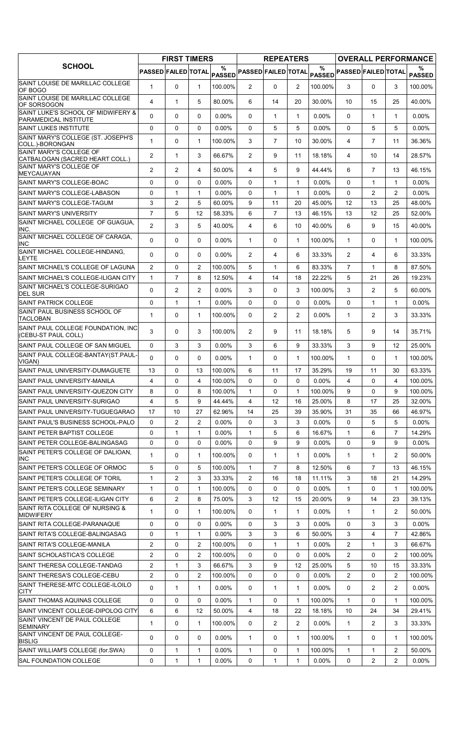| SCHOOL | FIRST TIMERS | | | | REPEATERS | | | | OVERALL PERFORMANCE | | | |
|---|---|---|---|---|---|---|---|---|---|---|---|---|
| | PASSED | FAILED | TOTAL | % PASSED | PASSED | FAILED | TOTAL | % PASSED | PASSED | FAILED | TOTAL | % PASSED |
| SAINT LOUISE DE MARILLAC COLLEGE OF BOGO | 1 | 0 | 1 | 100.00% | 2 | 0 | 2 | 100.00% | 3 | 0 | 3 | 100.00% |
| SAINT LOUISE DE MARILLAC COLLEGE OF SORSOGON | 4 | 1 | 5 | 80.00% | 6 | 14 | 20 | 30.00% | 10 | 15 | 25 | 40.00% |
| SAINT LUKE'S SCHOOL OF MIDWIFERY & PARAMEDICAL INSTITUTE | 0 | 0 | 0 | 0.00% | 0 | 1 | 1 | 0.00% | 0 | 1 | 1 | 0.00% |
| SAINT LUKES INSTITUTE | 0 | 0 | 0 | 0.00% | 0 | 5 | 5 | 0.00% | 0 | 5 | 5 | 0.00% |
| SAINT MARY'S COLLEGE (ST. JOSEPH'S COLL.)-BORONGAN | 1 | 0 | 1 | 100.00% | 3 | 7 | 10 | 30.00% | 4 | 7 | 11 | 36.36% |
| SAINT MARY'S COLLEGE OF CATBALOGAN (SACRED HEART COLL.) | 2 | 1 | 3 | 66.67% | 2 | 9 | 11 | 18.18% | 4 | 10 | 14 | 28.57% |
| SAINT MARY'S COLLEGE OF MEYCAUAYAN | 2 | 2 | 4 | 50.00% | 4 | 5 | 9 | 44.44% | 6 | 7 | 13 | 46.15% |
| SAINT MARY'S COLLEGE-BOAC | 0 | 0 | 0 | 0.00% | 0 | 1 | 1 | 0.00% | 0 | 1 | 1 | 0.00% |
| SAINT MARY'S COLLEGE-LABASON | 0 | 1 | 1 | 0.00% | 0 | 1 | 1 | 0.00% | 0 | 2 | 2 | 0.00% |
| SAINT MARY'S COLLEGE-TAGUM | 3 | 2 | 5 | 60.00% | 9 | 11 | 20 | 45.00% | 12 | 13 | 25 | 48.00% |
| SAINT MARY'S UNIVERSITY | 7 | 5 | 12 | 58.33% | 6 | 7 | 13 | 46.15% | 13 | 12 | 25 | 52.00% |
| SAINT MICHAEL COLLEGE OF GUAGUA, INC. | 2 | 3 | 5 | 40.00% | 4 | 6 | 10 | 40.00% | 6 | 9 | 15 | 40.00% |
| SAINT MICHAEL COLLEGE OF CARAGA, INC | 0 | 0 | 0 | 0.00% | 1 | 0 | 1 | 100.00% | 1 | 0 | 1 | 100.00% |
| SAINT MICHAEL COLLEGE-HINDANG, LEYTE | 0 | 0 | 0 | 0.00% | 2 | 4 | 6 | 33.33% | 2 | 4 | 6 | 33.33% |
| SAINT MICHAEL'S COLLEGE OF LAGUNA | 2 | 0 | 2 | 100.00% | 5 | 1 | 6 | 83.33% | 7 | 1 | 8 | 87.50% |
| SAINT MICHAEL'S COLLEGE-ILIGAN CITY | 1 | 7 | 8 | 12.50% | 4 | 14 | 18 | 22.22% | 5 | 21 | 26 | 19.23% |
| SAINT MICHAEL'S COLLEGE-SURIGAO DEL SUR | 0 | 2 | 2 | 0.00% | 3 | 0 | 3 | 100.00% | 3 | 2 | 5 | 60.00% |
| SAINT PATRICK COLLEGE | 0 | 1 | 1 | 0.00% | 0 | 0 | 0 | 0.00% | 0 | 1 | 1 | 0.00% |
| SAINT PAUL BUSINESS SCHOOL OF TACLOBAN | 1 | 0 | 1 | 100.00% | 0 | 2 | 2 | 0.00% | 1 | 2 | 3 | 33.33% |
| SAINT PAUL COLLEGE FOUNDATION, INC (CEBU-ST PAUL COLL) | 3 | 0 | 3 | 100.00% | 2 | 9 | 11 | 18.18% | 5 | 9 | 14 | 35.71% |
| SAINT PAUL COLLEGE OF SAN MIGUEL | 0 | 3 | 3 | 0.00% | 3 | 6 | 9 | 33.33% | 3 | 9 | 12 | 25.00% |
| SAINT PAUL COLLEGE-BANTAY(ST.PAUL-VIGAN) | 0 | 0 | 0 | 0.00% | 1 | 0 | 1 | 100.00% | 1 | 0 | 1 | 100.00% |
| SAINT PAUL UNIVERSITY-DUMAGUETE | 13 | 0 | 13 | 100.00% | 6 | 11 | 17 | 35.29% | 19 | 11 | 30 | 63.33% |
| SAINT PAUL UNIVERSITY-MANILA | 4 | 0 | 4 | 100.00% | 0 | 0 | 0 | 0.00% | 4 | 0 | 4 | 100.00% |
| SAINT PAUL UNIVERSITY-QUEZON CITY | 8 | 0 | 8 | 100.00% | 1 | 0 | 1 | 100.00% | 9 | 0 | 9 | 100.00% |
| SAINT PAUL UNIVERSITY-SURIGAO | 4 | 5 | 9 | 44.44% | 4 | 12 | 16 | 25.00% | 8 | 17 | 25 | 32.00% |
| SAINT PAUL UNIVERSITY-TUGUEGARAO | 17 | 10 | 27 | 62.96% | 14 | 25 | 39 | 35.90% | 31 | 35 | 66 | 46.97% |
| SAINT PAUL'S BUSINESS SCHOOL-PALO | 0 | 2 | 2 | 0.00% | 0 | 3 | 3 | 0.00% | 0 | 5 | 5 | 0.00% |
| SAINT PETER BAPTIST COLLEGE | 0 | 1 | 1 | 0.00% | 1 | 5 | 6 | 16.67% | 1 | 6 | 7 | 14.29% |
| SAINT PETER COLLEGE-BALINGASAG | 0 | 0 | 0 | 0.00% | 0 | 9 | 9 | 0.00% | 0 | 9 | 9 | 0.00% |
| SAINT PETER'S COLLEGE OF DALIOAN, INC | 1 | 0 | 1 | 100.00% | 0 | 1 | 1 | 0.00% | 1 | 1 | 2 | 50.00% |
| SAINT PETER'S COLLEGE OF ORMOC | 5 | 0 | 5 | 100.00% | 1 | 7 | 8 | 12.50% | 6 | 7 | 13 | 46.15% |
| SAINT PETER'S COLLEGE OF TORIL | 1 | 2 | 3 | 33.33% | 2 | 16 | 18 | 11.11% | 3 | 18 | 21 | 14.29% |
| SAINT PETER'S COLLEGE SEMINARY | 1 | 0 | 1 | 100.00% | 0 | 0 | 0 | 0.00% | 1 | 0 | 1 | 100.00% |
| SAINT PETER'S COLLEGE-ILIGAN CITY | 6 | 2 | 8 | 75.00% | 3 | 12 | 15 | 20.00% | 9 | 14 | 23 | 39.13% |
| SAINT RITA COLLEGE OF NURSING & MIDWIFERY | 1 | 0 | 1 | 100.00% | 0 | 1 | 1 | 0.00% | 1 | 1 | 2 | 50.00% |
| SAINT RITA COLLEGE-PARANAQUE | 0 | 0 | 0 | 0.00% | 0 | 3 | 3 | 0.00% | 0 | 3 | 3 | 0.00% |
| SAINT RITA'S COLLEGE-BALINGASAG | 0 | 1 | 1 | 0.00% | 3 | 3 | 6 | 50.00% | 3 | 4 | 7 | 42.86% |
| SAINT RITA'S COLLEGE-MANILA | 2 | 0 | 2 | 100.00% | 0 | 1 | 1 | 0.00% | 2 | 1 | 3 | 66.67% |
| SAINT SCHOLASTICA'S COLLEGE | 2 | 0 | 2 | 100.00% | 0 | 0 | 0 | 0.00% | 2 | 0 | 2 | 100.00% |
| SAINT THERESA COLLEGE-TANDAG | 2 | 1 | 3 | 66.67% | 3 | 9 | 12 | 25.00% | 5 | 10 | 15 | 33.33% |
| SAINT THERESA'S COLLEGE-CEBU | 2 | 0 | 2 | 100.00% | 0 | 0 | 0 | 0.00% | 2 | 0 | 2 | 100.00% |
| SAINT THERESE-MTC COLLEGE-ILOILO CITY | 0 | 1 | 1 | 0.00% | 0 | 1 | 1 | 0.00% | 0 | 2 | 2 | 0.00% |
| SAINT THOMAS AQUINAS COLLEGE | 0 | 0 | 0 | 0.00% | 1 | 0 | 1 | 100.00% | 1 | 0 | 1 | 100.00% |
| SAINT VINCENT COLLEGE-DIPOLOG CITY | 6 | 6 | 12 | 50.00% | 4 | 18 | 22 | 18.18% | 10 | 24 | 34 | 29.41% |
| SAINT VINCENT DE PAUL COLLEGE SEMINARY | 1 | 0 | 1 | 100.00% | 0 | 2 | 2 | 0.00% | 1 | 2 | 3 | 33.33% |
| SAINT VINCENT DE PAUL COLLEGE-BISLIG | 0 | 0 | 0 | 0.00% | 1 | 0 | 1 | 100.00% | 1 | 0 | 1 | 100.00% |
| SAINT WILLIAM'S COLLEGE (for.SWA) | 0 | 1 | 1 | 0.00% | 1 | 0 | 1 | 100.00% | 1 | 1 | 2 | 50.00% |
| SAL FOUNDATION COLLEGE | 0 | 1 | 1 | 0.00% | 0 | 1 | 1 | 0.00% | 0 | 2 | 2 | 0.00% |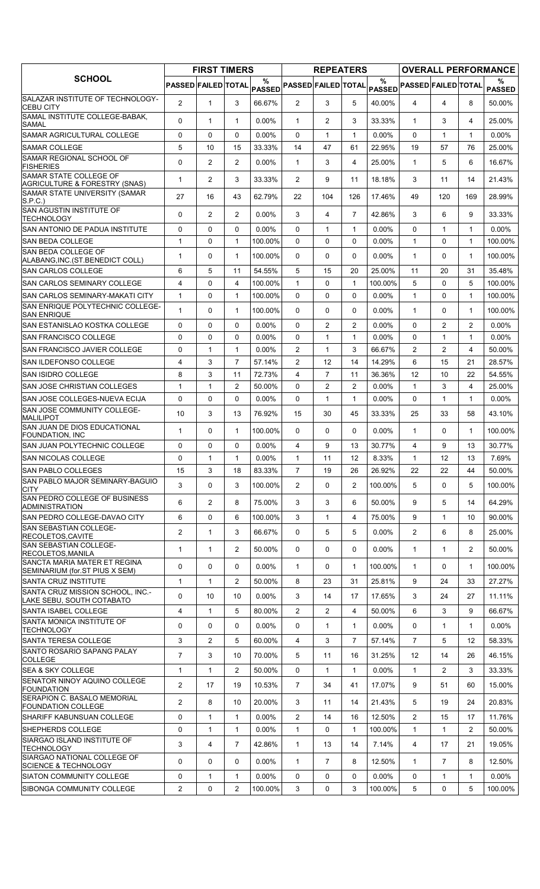| SCHOOL | FIRST TIMERS | | | | REPEATERS | | | | OVERALL PERFORMANCE | | | |
|---|---|---|---|---|---|---|---|---|---|---|---|---|
| | PASSED | FAILED | TOTAL | % PASSED | PASSED | FAILED | TOTAL | % PASSED | PASSED | FAILED | TOTAL | % PASSED |
| SALAZAR INSTITUTE OF TECHNOLOGY-CEBU CITY | 2 | 1 | 3 | 66.67% | 2 | 3 | 5 | 40.00% | 4 | 4 | 8 | 50.00% |
| SAMAL INSTITUTE COLLEGE-BABAK, SAMAL | 0 | 1 | 1 | 0.00% | 1 | 2 | 3 | 33.33% | 1 | 3 | 4 | 25.00% |
| SAMAR AGRICULTURAL COLLEGE | 0 | 0 | 0 | 0.00% | 0 | 1 | 1 | 0.00% | 0 | 1 | 1 | 0.00% |
| SAMAR COLLEGE | 5 | 10 | 15 | 33.33% | 14 | 47 | 61 | 22.95% | 19 | 57 | 76 | 25.00% |
| SAMAR REGIONAL SCHOOL OF FISHERIES | 0 | 2 | 2 | 0.00% | 1 | 3 | 4 | 25.00% | 1 | 5 | 6 | 16.67% |
| SAMAR STATE COLLEGE OF AGRICULTURE & FORESTRY (SNAS) | 1 | 2 | 3 | 33.33% | 2 | 9 | 11 | 18.18% | 3 | 11 | 14 | 21.43% |
| SAMAR STATE UNIVERSITY (SAMAR S.P.C.) | 27 | 16 | 43 | 62.79% | 22 | 104 | 126 | 17.46% | 49 | 120 | 169 | 28.99% |
| SAN AGUSTIN INSTITUTE OF TECHNOLOGY | 0 | 2 | 2 | 0.00% | 3 | 4 | 7 | 42.86% | 3 | 6 | 9 | 33.33% |
| SAN ANTONIO DE PADUA INSTITUTE | 0 | 0 | 0 | 0.00% | 0 | 1 | 1 | 0.00% | 0 | 1 | 1 | 0.00% |
| SAN BEDA COLLEGE | 1 | 0 | 1 | 100.00% | 0 | 0 | 0 | 0.00% | 1 | 0 | 1 | 100.00% |
| SAN BEDA COLLEGE OF ALABANG,INC.(ST.BENEDICT COLL) | 1 | 0 | 1 | 100.00% | 0 | 0 | 0 | 0.00% | 1 | 0 | 1 | 100.00% |
| SAN CARLOS COLLEGE | 6 | 5 | 11 | 54.55% | 5 | 15 | 20 | 25.00% | 11 | 20 | 31 | 35.48% |
| SAN CARLOS SEMINARY COLLEGE | 4 | 0 | 4 | 100.00% | 1 | 0 | 1 | 100.00% | 5 | 0 | 5 | 100.00% |
| SAN CARLOS SEMINARY-MAKATI CITY | 1 | 0 | 1 | 100.00% | 0 | 0 | 0 | 0.00% | 1 | 0 | 1 | 100.00% |
| SAN ENRIQUE POLYTECHNIC COLLEGE-SAN ENRIQUE | 1 | 0 | 1 | 100.00% | 0 | 0 | 0 | 0.00% | 1 | 0 | 1 | 100.00% |
| SAN ESTANISLAO KOSTKA COLLEGE | 0 | 0 | 0 | 0.00% | 0 | 2 | 2 | 0.00% | 0 | 2 | 2 | 0.00% |
| SAN FRANCISCO COLLEGE | 0 | 0 | 0 | 0.00% | 0 | 1 | 1 | 0.00% | 0 | 1 | 1 | 0.00% |
| SAN FRANCISCO JAVIER COLLEGE | 0 | 1 | 1 | 0.00% | 2 | 1 | 3 | 66.67% | 2 | 2 | 4 | 50.00% |
| SAN ILDEFONSO COLLEGE | 4 | 3 | 7 | 57.14% | 2 | 12 | 14 | 14.29% | 6 | 15 | 21 | 28.57% |
| SAN ISIDRO COLLEGE | 8 | 3 | 11 | 72.73% | 4 | 7 | 11 | 36.36% | 12 | 10 | 22 | 54.55% |
| SAN JOSE CHRISTIAN COLLEGES | 1 | 1 | 2 | 50.00% | 0 | 2 | 2 | 0.00% | 1 | 3 | 4 | 25.00% |
| SAN JOSE COLLEGES-NUEVA ECIJA | 0 | 0 | 0 | 0.00% | 0 | 1 | 1 | 0.00% | 0 | 1 | 1 | 0.00% |
| SAN JOSE COMMUNITY COLLEGE-MALILIPOT | 10 | 3 | 13 | 76.92% | 15 | 30 | 45 | 33.33% | 25 | 33 | 58 | 43.10% |
| SAN JUAN DE DIOS EDUCATIONAL FOUNDATION, INC | 1 | 0 | 1 | 100.00% | 0 | 0 | 0 | 0.00% | 1 | 0 | 1 | 100.00% |
| SAN JUAN POLYTECHNIC COLLEGE | 0 | 0 | 0 | 0.00% | 4 | 9 | 13 | 30.77% | 4 | 9 | 13 | 30.77% |
| SAN NICOLAS COLLEGE | 0 | 1 | 1 | 0.00% | 1 | 11 | 12 | 8.33% | 1 | 12 | 13 | 7.69% |
| SAN PABLO COLLEGES | 15 | 3 | 18 | 83.33% | 7 | 19 | 26 | 26.92% | 22 | 22 | 44 | 50.00% |
| SAN PABLO MAJOR SEMINARY-BAGUIO CITY | 3 | 0 | 3 | 100.00% | 2 | 0 | 2 | 100.00% | 5 | 0 | 5 | 100.00% |
| SAN PEDRO COLLEGE OF BUSINESS ADMINISTRATION | 6 | 2 | 8 | 75.00% | 3 | 3 | 6 | 50.00% | 9 | 5 | 14 | 64.29% |
| SAN PEDRO COLLEGE-DAVAO CITY | 6 | 0 | 6 | 100.00% | 3 | 1 | 4 | 75.00% | 9 | 1 | 10 | 90.00% |
| SAN SEBASTIAN COLLEGE-RECOLETOS,CAVITE | 2 | 1 | 3 | 66.67% | 0 | 5 | 5 | 0.00% | 2 | 6 | 8 | 25.00% |
| SAN SEBASTIAN COLLEGE-RECOLETOS,MANILA | 1 | 1 | 2 | 50.00% | 0 | 0 | 0 | 0.00% | 1 | 1 | 2 | 50.00% |
| SANCTA MARIA MATER ET REGINA SEMINARIUM (for.ST PIUS X SEM) | 0 | 0 | 0 | 0.00% | 1 | 0 | 1 | 100.00% | 1 | 0 | 1 | 100.00% |
| SANTA CRUZ INSTITUTE | 1 | 1 | 2 | 50.00% | 8 | 23 | 31 | 25.81% | 9 | 24 | 33 | 27.27% |
| SANTA CRUZ MISSION SCHOOL, INC.-LAKE SEBU, SOUTH COTABATO | 0 | 10 | 10 | 0.00% | 3 | 14 | 17 | 17.65% | 3 | 24 | 27 | 11.11% |
| SANTA ISABEL COLLEGE | 4 | 1 | 5 | 80.00% | 2 | 2 | 4 | 50.00% | 6 | 3 | 9 | 66.67% |
| SANTA MONICA INSTITUTE OF TECHNOLOGY | 0 | 0 | 0 | 0.00% | 0 | 1 | 1 | 0.00% | 0 | 1 | 1 | 0.00% |
| SANTA TERESA COLLEGE | 3 | 2 | 5 | 60.00% | 4 | 3 | 7 | 57.14% | 7 | 5 | 12 | 58.33% |
| SANTO ROSARIO SAPANG PALAY COLLEGE | 7 | 3 | 10 | 70.00% | 5 | 11 | 16 | 31.25% | 12 | 14 | 26 | 46.15% |
| SEA & SKY COLLEGE | 1 | 1 | 2 | 50.00% | 0 | 1 | 1 | 0.00% | 1 | 2 | 3 | 33.33% |
| SENATOR NINOY AQUINO COLLEGE FOUNDATION | 2 | 17 | 19 | 10.53% | 7 | 34 | 41 | 17.07% | 9 | 51 | 60 | 15.00% |
| SERAPION C. BASALO MEMORIAL FOUNDATION COLLEGE | 2 | 8 | 10 | 20.00% | 3 | 11 | 14 | 21.43% | 5 | 19 | 24 | 20.83% |
| SHARIFF KABUNSUAN COLLEGE | 0 | 1 | 1 | 0.00% | 2 | 14 | 16 | 12.50% | 2 | 15 | 17 | 11.76% |
| SHEPHERDS COLLEGE | 0 | 1 | 1 | 0.00% | 1 | 0 | 1 | 100.00% | 1 | 1 | 2 | 50.00% |
| SIARGAO ISLAND INSTITUTE OF TECHNOLOGY | 3 | 4 | 7 | 42.86% | 1 | 13 | 14 | 7.14% | 4 | 17 | 21 | 19.05% |
| SIARGAO NATIONAL COLLEGE OF SCIENCE & TECHNOLOGY | 0 | 0 | 0 | 0.00% | 1 | 7 | 8 | 12.50% | 1 | 7 | 8 | 12.50% |
| SIATON COMMUNITY COLLEGE | 0 | 1 | 1 | 0.00% | 0 | 0 | 0 | 0.00% | 0 | 1 | 1 | 0.00% |
| SIBONGA COMMUNITY COLLEGE | 2 | 0 | 2 | 100.00% | 3 | 0 | 3 | 100.00% | 5 | 0 | 5 | 100.00% |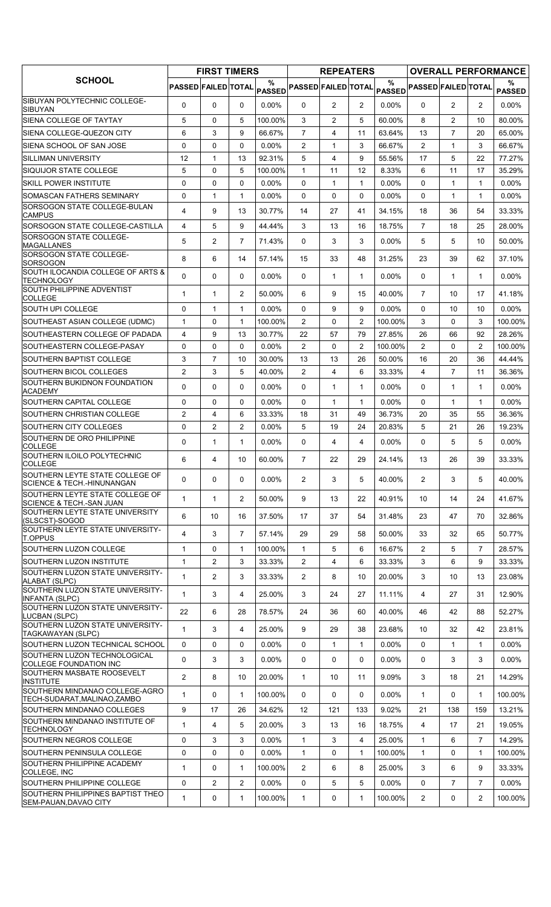| SCHOOL | FIRST TIMERS | | | | REPEATERS | | | | OVERALL PERFORMANCE | | | |
|---|---|---|---|---|---|---|---|---|---|---|---|---|
| | PASSED | FAILED | TOTAL | % PASSED | PASSED | FAILED | TOTAL | % PASSED | PASSED | FAILED | TOTAL | % PASSED |
| SIBUYAN POLYTECHNIC COLLEGE-SIBUYAN | 0 | 0 | 0 | 0.00% | 0 | 2 | 2 | 0.00% | 0 | 2 | 2 | 0.00% |
| SIENA COLLEGE OF TAYTAY | 5 | 0 | 5 | 100.00% | 3 | 2 | 5 | 60.00% | 8 | 2 | 10 | 80.00% |
| SIENA COLLEGE-QUEZON CITY | 6 | 3 | 9 | 66.67% | 7 | 4 | 11 | 63.64% | 13 | 7 | 20 | 65.00% |
| SIENA SCHOOL OF SAN JOSE | 0 | 0 | 0 | 0.00% | 2 | 1 | 3 | 66.67% | 2 | 1 | 3 | 66.67% |
| SILLIMAN UNIVERSITY | 12 | 1 | 13 | 92.31% | 5 | 4 | 9 | 55.56% | 17 | 5 | 22 | 77.27% |
| SIQUIJOR STATE COLLEGE | 5 | 0 | 5 | 100.00% | 1 | 11 | 12 | 8.33% | 6 | 11 | 17 | 35.29% |
| SKILL POWER INSTITUTE | 0 | 0 | 0 | 0.00% | 0 | 1 | 1 | 0.00% | 0 | 1 | 1 | 0.00% |
| SOMASCAN FATHERS SEMINARY | 0 | 1 | 1 | 0.00% | 0 | 0 | 0 | 0.00% | 0 | 1 | 1 | 0.00% |
| SORSOGON STATE COLLEGE-BULAN CAMPUS | 4 | 9 | 13 | 30.77% | 14 | 27 | 41 | 34.15% | 18 | 36 | 54 | 33.33% |
| SORSOGON STATE COLLEGE-CASTILLA | 4 | 5 | 9 | 44.44% | 3 | 13 | 16 | 18.75% | 7 | 18 | 25 | 28.00% |
| SORSOGON STATE COLLEGE-MAGALLANES | 5 | 2 | 7 | 71.43% | 0 | 3 | 3 | 0.00% | 5 | 5 | 10 | 50.00% |
| SORSOGON STATE COLLEGE-SORSOGON | 8 | 6 | 14 | 57.14% | 15 | 33 | 48 | 31.25% | 23 | 39 | 62 | 37.10% |
| SOUTH ILOCANDIA COLLEGE OF ARTS & TECHNOLOGY | 0 | 0 | 0 | 0.00% | 0 | 1 | 1 | 0.00% | 0 | 1 | 1 | 0.00% |
| SOUTH PHILIPPINE ADVENTIST COLLEGE | 1 | 1 | 2 | 50.00% | 6 | 9 | 15 | 40.00% | 7 | 10 | 17 | 41.18% |
| SOUTH UPI COLLEGE | 0 | 1 | 1 | 0.00% | 0 | 9 | 9 | 0.00% | 0 | 10 | 10 | 0.00% |
| SOUTHEAST ASIAN COLLEGE (UDMC) | 1 | 0 | 1 | 100.00% | 2 | 0 | 2 | 100.00% | 3 | 0 | 3 | 100.00% |
| SOUTHEASTERN COLLEGE OF PADADA | 4 | 9 | 13 | 30.77% | 22 | 57 | 79 | 27.85% | 26 | 66 | 92 | 28.26% |
| SOUTHEASTERN COLLEGE-PASAY | 0 | 0 | 0 | 0.00% | 2 | 0 | 2 | 100.00% | 2 | 0 | 2 | 100.00% |
| SOUTHERN BAPTIST COLLEGE | 3 | 7 | 10 | 30.00% | 13 | 13 | 26 | 50.00% | 16 | 20 | 36 | 44.44% |
| SOUTHERN BICOL COLLEGES | 2 | 3 | 5 | 40.00% | 2 | 4 | 6 | 33.33% | 4 | 7 | 11 | 36.36% |
| SOUTHERN BUKIDNON FOUNDATION ACADEMY | 0 | 0 | 0 | 0.00% | 0 | 1 | 1 | 0.00% | 0 | 1 | 1 | 0.00% |
| SOUTHERN CAPITAL COLLEGE | 0 | 0 | 0 | 0.00% | 0 | 1 | 1 | 0.00% | 0 | 1 | 1 | 0.00% |
| SOUTHERN CHRISTIAN COLLEGE | 2 | 4 | 6 | 33.33% | 18 | 31 | 49 | 36.73% | 20 | 35 | 55 | 36.36% |
| SOUTHERN CITY COLLEGES | 0 | 2 | 2 | 0.00% | 5 | 19 | 24 | 20.83% | 5 | 21 | 26 | 19.23% |
| SOUTHERN DE ORO PHILIPPINE COLLEGE | 0 | 1 | 1 | 0.00% | 0 | 4 | 4 | 0.00% | 0 | 5 | 5 | 0.00% |
| SOUTHERN ILOILO POLYTECHNIC COLLEGE | 6 | 4 | 10 | 60.00% | 7 | 22 | 29 | 24.14% | 13 | 26 | 39 | 33.33% |
| SOUTHERN LEYTE STATE COLLEGE OF SCIENCE & TECH.-HINUNANGAN | 0 | 0 | 0 | 0.00% | 2 | 3 | 5 | 40.00% | 2 | 3 | 5 | 40.00% |
| SOUTHERN LEYTE STATE COLLEGE OF SCIENCE & TECH.-SAN JUAN | 1 | 1 | 2 | 50.00% | 9 | 13 | 22 | 40.91% | 10 | 14 | 24 | 41.67% |
| SOUTHERN LEYTE STATE UNIVERSITY (SLSCST)-SOGOD | 6 | 10 | 16 | 37.50% | 17 | 37 | 54 | 31.48% | 23 | 47 | 70 | 32.86% |
| SOUTHERN LEYTE STATE UNIVERSITY-T.OPPUS | 4 | 3 | 7 | 57.14% | 29 | 29 | 58 | 50.00% | 33 | 32 | 65 | 50.77% |
| SOUTHERN LUZON COLLEGE | 1 | 0 | 1 | 100.00% | 1 | 5 | 6 | 16.67% | 2 | 5 | 7 | 28.57% |
| SOUTHERN LUZON INSTITUTE | 1 | 2 | 3 | 33.33% | 2 | 4 | 6 | 33.33% | 3 | 6 | 9 | 33.33% |
| SOUTHERN LUZON STATE UNIVERSITY-ALABAT (SLPC) | 1 | 2 | 3 | 33.33% | 2 | 8 | 10 | 20.00% | 3 | 10 | 13 | 23.08% |
| SOUTHERN LUZON STATE UNIVERSITY-INFANTA (SLPC) | 1 | 3 | 4 | 25.00% | 3 | 24 | 27 | 11.11% | 4 | 27 | 31 | 12.90% |
| SOUTHERN LUZON STATE UNIVERSITY-LUCBAN (SLPC) | 22 | 6 | 28 | 78.57% | 24 | 36 | 60 | 40.00% | 46 | 42 | 88 | 52.27% |
| SOUTHERN LUZON STATE UNIVERSITY-TAGKAWAYAN (SLPC) | 1 | 3 | 4 | 25.00% | 9 | 29 | 38 | 23.68% | 10 | 32 | 42 | 23.81% |
| SOUTHERN LUZON TECHNICAL SCHOOL | 0 | 0 | 0 | 0.00% | 0 | 1 | 1 | 0.00% | 0 | 1 | 1 | 0.00% |
| SOUTHERN LUZON TECHNOLOGICAL COLLEGE FOUNDATION INC | 0 | 3 | 3 | 0.00% | 0 | 0 | 0 | 0.00% | 0 | 3 | 3 | 0.00% |
| SOUTHERN MASBATE ROOSEVELT INSTITUTE | 2 | 8 | 10 | 20.00% | 1 | 10 | 11 | 9.09% | 3 | 18 | 21 | 14.29% |
| SOUTHERN MINDANAO COLLEGE-AGRO TECH-SUDARAT,MALINAO,ZAMBO | 1 | 0 | 1 | 100.00% | 0 | 0 | 0 | 0.00% | 1 | 0 | 1 | 100.00% |
| SOUTHERN MINDANAO COLLEGES | 9 | 17 | 26 | 34.62% | 12 | 121 | 133 | 9.02% | 21 | 138 | 159 | 13.21% |
| SOUTHERN MINDANAO INSTITUTE OF TECHNOLOGY | 1 | 4 | 5 | 20.00% | 3 | 13 | 16 | 18.75% | 4 | 17 | 21 | 19.05% |
| SOUTHERN NEGROS COLLEGE | 0 | 3 | 3 | 0.00% | 1 | 3 | 4 | 25.00% | 1 | 6 | 7 | 14.29% |
| SOUTHERN PENINSULA COLLEGE | 0 | 0 | 0 | 0.00% | 1 | 0 | 1 | 100.00% | 1 | 0 | 1 | 100.00% |
| SOUTHERN PHILIPPINE ACADEMY COLLEGE, INC | 1 | 0 | 1 | 100.00% | 2 | 6 | 8 | 25.00% | 3 | 6 | 9 | 33.33% |
| SOUTHERN PHILIPPINE COLLEGE | 0 | 2 | 2 | 0.00% | 0 | 5 | 5 | 0.00% | 0 | 7 | 7 | 0.00% |
| SOUTHERN PHILIPPINES BAPTIST THEO SEM-PAUAN,DAVAO CITY | 1 | 0 | 1 | 100.00% | 1 | 0 | 1 | 100.00% | 2 | 0 | 2 | 100.00% |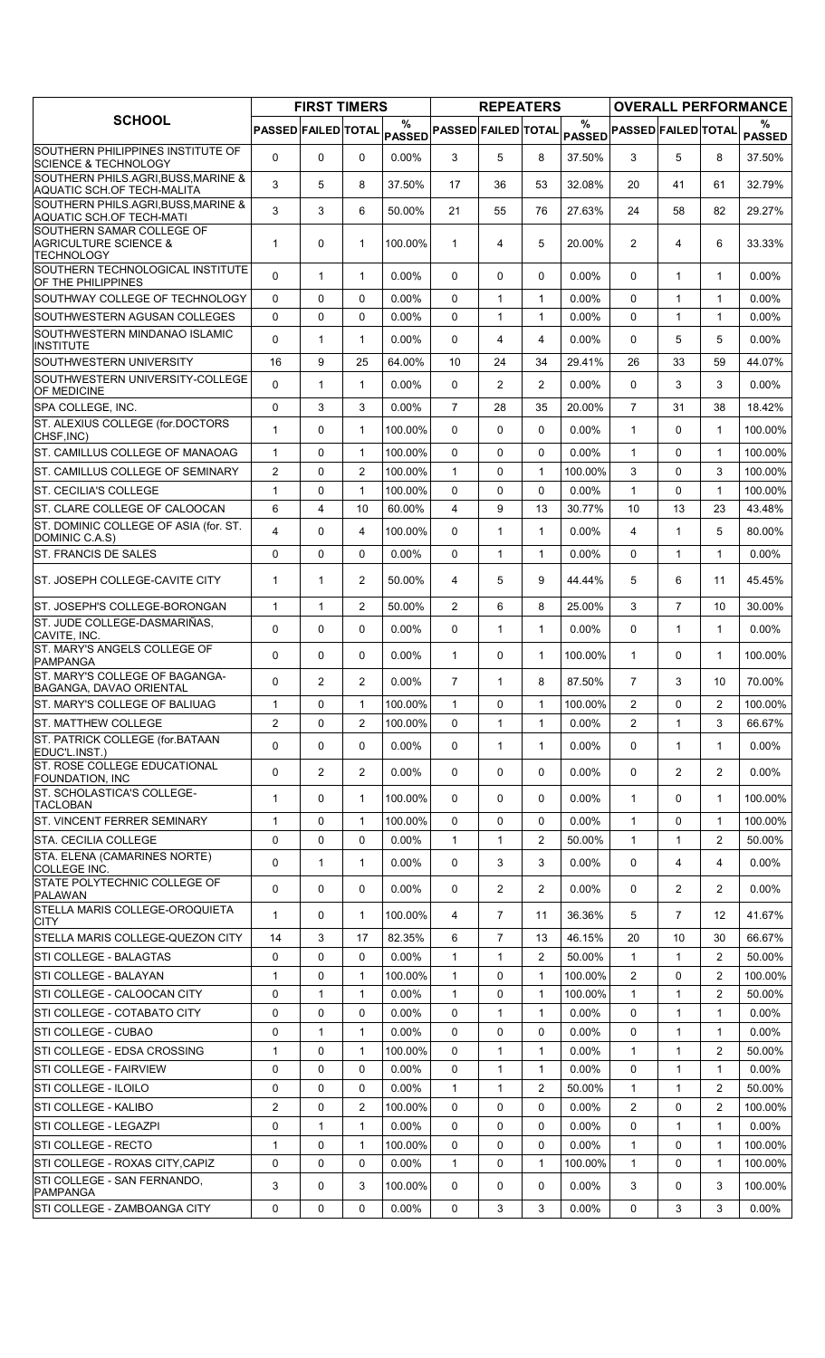| SCHOOL | FIRST TIMERS | | | | REPEATERS | | | | OVERALL PERFORMANCE | | | |
|---|---|---|---|---|---|---|---|---|---|---|---|---|
| | PASSED | FAILED | TOTAL | % PASSED | PASSED | FAILED | TOTAL | % PASSED | PASSED | FAILED | TOTAL | % PASSED |
| SOUTHERN PHILIPPINES INSTITUTE OF SCIENCE & TECHNOLOGY | 0 | 0 | 0 | 0.00% | 3 | 5 | 8 | 37.50% | 3 | 5 | 8 | 37.50% |
| SOUTHERN PHILS.AGRI,BUSS,MARINE & AQUATIC SCH.OF TECH-MALITA | 3 | 5 | 8 | 37.50% | 17 | 36 | 53 | 32.08% | 20 | 41 | 61 | 32.79% |
| SOUTHERN PHILS.AGRI,BUSS,MARINE & AQUATIC SCH.OF TECH-MATI | 3 | 3 | 6 | 50.00% | 21 | 55 | 76 | 27.63% | 24 | 58 | 82 | 29.27% |
| SOUTHERN SAMAR COLLEGE OF AGRICULTURE SCIENCE & TECHNOLOGY | 1 | 0 | 1 | 100.00% | 1 | 4 | 5 | 20.00% | 2 | 4 | 6 | 33.33% |
| SOUTHERN TECHNOLOGICAL INSTITUTE OF THE PHILIPPINES | 0 | 1 | 1 | 0.00% | 0 | 0 | 0 | 0.00% | 0 | 1 | 1 | 0.00% |
| SOUTHWAY COLLEGE OF TECHNOLOGY | 0 | 0 | 0 | 0.00% | 0 | 1 | 1 | 0.00% | 0 | 1 | 1 | 0.00% |
| SOUTHWESTERN AGUSAN COLLEGES | 0 | 0 | 0 | 0.00% | 0 | 1 | 1 | 0.00% | 0 | 1 | 1 | 0.00% |
| SOUTHWESTERN MINDANAO ISLAMIC INSTITUTE | 0 | 1 | 1 | 0.00% | 0 | 4 | 4 | 0.00% | 0 | 5 | 5 | 0.00% |
| SOUTHWESTERN UNIVERSITY | 16 | 9 | 25 | 64.00% | 10 | 24 | 34 | 29.41% | 26 | 33 | 59 | 44.07% |
| SOUTHWESTERN UNIVERSITY-COLLEGE OF MEDICINE | 0 | 1 | 1 | 0.00% | 0 | 2 | 2 | 0.00% | 0 | 3 | 3 | 0.00% |
| SPA COLLEGE, INC. | 0 | 3 | 3 | 0.00% | 7 | 28 | 35 | 20.00% | 7 | 31 | 38 | 18.42% |
| ST. ALEXIUS COLLEGE (for.DOCTORS CHSF,INC) | 1 | 0 | 1 | 100.00% | 0 | 0 | 0 | 0.00% | 1 | 0 | 1 | 100.00% |
| ST. CAMILLUS COLLEGE OF MANAOAG | 1 | 0 | 1 | 100.00% | 0 | 0 | 0 | 0.00% | 1 | 0 | 1 | 100.00% |
| ST. CAMILLUS COLLEGE OF SEMINARY | 2 | 0 | 2 | 100.00% | 1 | 0 | 1 | 100.00% | 3 | 0 | 3 | 100.00% |
| ST. CECILIA'S COLLEGE | 1 | 0 | 1 | 100.00% | 0 | 0 | 0 | 0.00% | 1 | 0 | 1 | 100.00% |
| ST. CLARE COLLEGE OF CALOOCAN | 6 | 4 | 10 | 60.00% | 4 | 9 | 13 | 30.77% | 10 | 13 | 23 | 43.48% |
| ST. DOMINIC COLLEGE OF ASIA (for. ST. DOMINIC C.A.S) | 4 | 0 | 4 | 100.00% | 0 | 1 | 1 | 0.00% | 4 | 1 | 5 | 80.00% |
| ST. FRANCIS DE SALES | 0 | 0 | 0 | 0.00% | 0 | 1 | 1 | 0.00% | 0 | 1 | 1 | 0.00% |
| ST. JOSEPH COLLEGE-CAVITE CITY | 1 | 1 | 2 | 50.00% | 4 | 5 | 9 | 44.44% | 5 | 6 | 11 | 45.45% |
| ST. JOSEPH'S COLLEGE-BORONGAN | 1 | 1 | 2 | 50.00% | 2 | 6 | 8 | 25.00% | 3 | 7 | 10 | 30.00% |
| ST. JUDE COLLEGE-DASMARIÑAS, CAVITE, INC. | 0 | 0 | 0 | 0.00% | 0 | 1 | 1 | 0.00% | 0 | 1 | 1 | 0.00% |
| ST. MARY'S ANGELS COLLEGE OF PAMPANGA | 0 | 0 | 0 | 0.00% | 1 | 0 | 1 | 100.00% | 1 | 0 | 1 | 100.00% |
| ST. MARY'S COLLEGE OF BAGANGA-BAGANGA, DAVAO ORIENTAL | 0 | 2 | 2 | 0.00% | 7 | 1 | 8 | 87.50% | 7 | 3 | 10 | 70.00% |
| ST. MARY'S COLLEGE OF BALIUAG | 1 | 0 | 1 | 100.00% | 1 | 0 | 1 | 100.00% | 2 | 0 | 2 | 100.00% |
| ST. MATTHEW COLLEGE | 2 | 0 | 2 | 100.00% | 0 | 1 | 1 | 0.00% | 2 | 1 | 3 | 66.67% |
| ST. PATRICK COLLEGE (for.BATAAN EDUC'L.INST.) | 0 | 0 | 0 | 0.00% | 0 | 1 | 1 | 0.00% | 0 | 1 | 1 | 0.00% |
| ST. ROSE COLLEGE EDUCATIONAL FOUNDATION, INC | 0 | 2 | 2 | 0.00% | 0 | 0 | 0 | 0.00% | 0 | 2 | 2 | 0.00% |
| ST. SCHOLASTICA'S COLLEGE-TACLOBAN | 1 | 0 | 1 | 100.00% | 0 | 0 | 0 | 0.00% | 1 | 0 | 1 | 100.00% |
| ST. VINCENT FERRER SEMINARY | 1 | 0 | 1 | 100.00% | 0 | 0 | 0 | 0.00% | 1 | 0 | 1 | 100.00% |
| STA. CECILIA COLLEGE | 0 | 0 | 0 | 0.00% | 1 | 1 | 2 | 50.00% | 1 | 1 | 2 | 50.00% |
| STA. ELENA (CAMARINES NORTE) COLLEGE INC. | 0 | 1 | 1 | 0.00% | 0 | 3 | 3 | 0.00% | 0 | 4 | 4 | 0.00% |
| STATE POLYTECHNIC COLLEGE OF PALAWAN | 0 | 0 | 0 | 0.00% | 0 | 2 | 2 | 0.00% | 0 | 2 | 2 | 0.00% |
| STELLA MARIS COLLEGE-OROQUIETA CITY | 1 | 0 | 1 | 100.00% | 4 | 7 | 11 | 36.36% | 5 | 7 | 12 | 41.67% |
| STELLA MARIS COLLEGE-QUEZON CITY | 14 | 3 | 17 | 82.35% | 6 | 7 | 13 | 46.15% | 20 | 10 | 30 | 66.67% |
| STI COLLEGE - BALAGTAS | 0 | 0 | 0 | 0.00% | 1 | 1 | 2 | 50.00% | 1 | 1 | 2 | 50.00% |
| STI COLLEGE - BALAYAN | 1 | 0 | 1 | 100.00% | 1 | 0 | 1 | 100.00% | 2 | 0 | 2 | 100.00% |
| STI COLLEGE - CALOOCAN CITY | 0 | 1 | 1 | 0.00% | 1 | 0 | 1 | 100.00% | 1 | 1 | 2 | 50.00% |
| STI COLLEGE - COTABATO CITY | 0 | 0 | 0 | 0.00% | 0 | 1 | 1 | 0.00% | 0 | 1 | 1 | 0.00% |
| STI COLLEGE - CUBAO | 0 | 1 | 1 | 0.00% | 0 | 0 | 0 | 0.00% | 0 | 1 | 1 | 0.00% |
| STI COLLEGE - EDSA CROSSING | 1 | 0 | 1 | 100.00% | 0 | 1 | 1 | 0.00% | 1 | 1 | 2 | 50.00% |
| STI COLLEGE - FAIRVIEW | 0 | 0 | 0 | 0.00% | 0 | 1 | 1 | 0.00% | 0 | 1 | 1 | 0.00% |
| STI COLLEGE - ILOILO | 0 | 0 | 0 | 0.00% | 1 | 1 | 2 | 50.00% | 1 | 1 | 2 | 50.00% |
| STI COLLEGE - KALIBO | 2 | 0 | 2 | 100.00% | 0 | 0 | 0 | 0.00% | 2 | 0 | 2 | 100.00% |
| STI COLLEGE - LEGAZPI | 0 | 1 | 1 | 0.00% | 0 | 0 | 0 | 0.00% | 0 | 1 | 1 | 0.00% |
| STI COLLEGE - RECTO | 1 | 0 | 1 | 100.00% | 0 | 0 | 0 | 0.00% | 1 | 0 | 1 | 100.00% |
| STI COLLEGE - ROXAS CITY,CAPIZ | 0 | 0 | 0 | 0.00% | 1 | 0 | 1 | 100.00% | 1 | 0 | 1 | 100.00% |
| STI COLLEGE - SAN FERNANDO, PAMPANGA | 3 | 0 | 3 | 100.00% | 0 | 0 | 0 | 0.00% | 3 | 0 | 3 | 100.00% |
| STI COLLEGE - ZAMBOANGA CITY | 0 | 0 | 0 | 0.00% | 0 | 3 | 3 | 0.00% | 0 | 3 | 3 | 0.00% |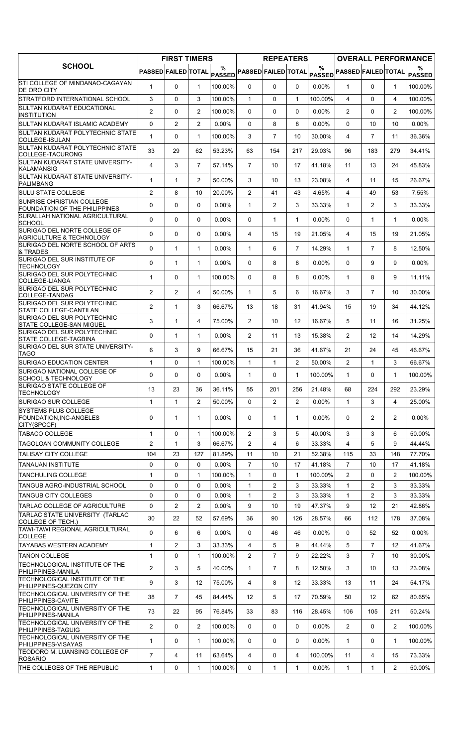| SCHOOL | FIRST TIMERS | | | | REPEATERS | | | | OVERALL PERFORMANCE | | | |
|---|---|---|---|---|---|---|---|---|---|---|---|---|
| | PASSED | FAILED | TOTAL | % PASSED | PASSED | FAILED | TOTAL | % PASSED | PASSED | FAILED | TOTAL | % PASSED |
| STI COLLEGE OF MINDANAO-CAGAYAN DE ORO CITY | 1 | 0 | 1 | 100.00% | 0 | 0 | 0 | 0.00% | 1 | 0 | 1 | 100.00% |
| STRATFORD INTERNATIONAL SCHOOL | 3 | 0 | 3 | 100.00% | 1 | 0 | 1 | 100.00% | 4 | 0 | 4 | 100.00% |
| SULTAN KUDARAT EDUCATIONAL INSTITUTION | 2 | 0 | 2 | 100.00% | 0 | 0 | 0 | 0.00% | 2 | 0 | 2 | 100.00% |
| SULTAN KUDARAT ISLAMIC ACADEMY | 0 | 2 | 2 | 0.00% | 0 | 8 | 8 | 0.00% | 0 | 10 | 10 | 0.00% |
| SULTAN KUDARAT POLYTECHNIC STATE COLLEGE-ISULAN | 1 | 0 | 1 | 100.00% | 3 | 7 | 10 | 30.00% | 4 | 7 | 11 | 36.36% |
| SULTAN KUDARAT POLYTECHNIC STATE COLLEGE-TACURONG | 33 | 29 | 62 | 53.23% | 63 | 154 | 217 | 29.03% | 96 | 183 | 279 | 34.41% |
| SULTAN KUDARAT STATE UNIVERSITY-KALAMANSIG | 4 | 3 | 7 | 57.14% | 7 | 10 | 17 | 41.18% | 11 | 13 | 24 | 45.83% |
| SULTAN KUDARAT STATE UNIVERSITY-PALIMBANG | 1 | 1 | 2 | 50.00% | 3 | 10 | 13 | 23.08% | 4 | 11 | 15 | 26.67% |
| SULU STATE COLLEGE | 2 | 8 | 10 | 20.00% | 2 | 41 | 43 | 4.65% | 4 | 49 | 53 | 7.55% |
| SUNRISE CHRISTIAN COLLEGE FOUNDATION OF THE PHILIPPINES | 0 | 0 | 0 | 0.00% | 1 | 2 | 3 | 33.33% | 1 | 2 | 3 | 33.33% |
| SURALLAH NATIONAL AGRICULTURAL SCHOOL | 0 | 0 | 0 | 0.00% | 0 | 1 | 1 | 0.00% | 0 | 1 | 1 | 0.00% |
| SURIGAO DEL NORTE COLLEGE OF AGRICULTURE & TECHNOLOGY | 0 | 0 | 0 | 0.00% | 4 | 15 | 19 | 21.05% | 4 | 15 | 19 | 21.05% |
| SURIGAO DEL NORTE SCHOOL OF ARTS & TRADES | 0 | 1 | 1 | 0.00% | 1 | 6 | 7 | 14.29% | 1 | 7 | 8 | 12.50% |
| SURIGAO DEL SUR INSTITUTE OF TECHNOLOGY | 0 | 1 | 1 | 0.00% | 0 | 8 | 8 | 0.00% | 0 | 9 | 9 | 0.00% |
| SURIGAO DEL SUR POLYTECHNIC COLLEGE-LIANGA | 1 | 0 | 1 | 100.00% | 0 | 8 | 8 | 0.00% | 1 | 8 | 9 | 11.11% |
| SURIGAO DEL SUR POLYTECHNIC COLLEGE-TANDAG | 2 | 2 | 4 | 50.00% | 1 | 5 | 6 | 16.67% | 3 | 7 | 10 | 30.00% |
| SURIGAO DEL SUR POLYTECHNIC STATE COLLEGE-CANTILAN | 2 | 1 | 3 | 66.67% | 13 | 18 | 31 | 41.94% | 15 | 19 | 34 | 44.12% |
| SURIGAO DEL SUR POLYTECHNIC STATE COLLEGE-SAN MIGUEL | 3 | 1 | 4 | 75.00% | 2 | 10 | 12 | 16.67% | 5 | 11 | 16 | 31.25% |
| SURIGAO DEL SUR POLYTECHNIC STATE COLLEGE-TAGBINA | 0 | 1 | 1 | 0.00% | 2 | 11 | 13 | 15.38% | 2 | 12 | 14 | 14.29% |
| SURIGAO DEL SUR STATE UNIVERSITY-TAGO | 6 | 3 | 9 | 66.67% | 15 | 21 | 36 | 41.67% | 21 | 24 | 45 | 46.67% |
| SURIGAO EDUCATION CENTER | 1 | 0 | 1 | 100.00% | 1 | 1 | 2 | 50.00% | 2 | 1 | 3 | 66.67% |
| SURIGAO NATIONAL COLLEGE OF SCHOOL & TECHNOLOGY | 0 | 0 | 0 | 0.00% | 1 | 0 | 1 | 100.00% | 1 | 0 | 1 | 100.00% |
| SURIGAO STATE COLLEGE OF TECHNOLOGY | 13 | 23 | 36 | 36.11% | 55 | 201 | 256 | 21.48% | 68 | 224 | 292 | 23.29% |
| SURIGAO SUR COLLEGE | 1 | 1 | 2 | 50.00% | 0 | 2 | 2 | 0.00% | 1 | 3 | 4 | 25.00% |
| SYSTEMS PLUS COLLEGE FOUNDATION,INC-ANGELES CITY(SPCCF) | 0 | 1 | 1 | 0.00% | 0 | 1 | 1 | 0.00% | 0 | 2 | 2 | 0.00% |
| TABACO COLLEGE | 1 | 0 | 1 | 100.00% | 2 | 3 | 5 | 40.00% | 3 | 3 | 6 | 50.00% |
| TAGOLOAN COMMUNITY COLLEGE | 2 | 1 | 3 | 66.67% | 2 | 4 | 6 | 33.33% | 4 | 5 | 9 | 44.44% |
| TALISAY CITY COLLEGE | 104 | 23 | 127 | 81.89% | 11 | 10 | 21 | 52.38% | 115 | 33 | 148 | 77.70% |
| TANAUAN INSTITUTE | 0 | 0 | 0 | 0.00% | 7 | 10 | 17 | 41.18% | 7 | 10 | 17 | 41.18% |
| TANCHULING COLLEGE | 1 | 0 | 1 | 100.00% | 1 | 0 | 1 | 100.00% | 2 | 0 | 2 | 100.00% |
| TANGUB AGRO-INDUSTRIAL SCHOOL | 0 | 0 | 0 | 0.00% | 1 | 2 | 3 | 33.33% | 1 | 2 | 3 | 33.33% |
| TANGUB CITY COLLEGES | 0 | 0 | 0 | 0.00% | 1 | 2 | 3 | 33.33% | 1 | 2 | 3 | 33.33% |
| TARLAC COLLEGE OF AGRICULTURE | 0 | 2 | 2 | 0.00% | 9 | 10 | 19 | 47.37% | 9 | 12 | 21 | 42.86% |
| TARLAC STATE UNIVERSITY (TARLAC COLLEGE OF TECH.) | 30 | 22 | 52 | 57.69% | 36 | 90 | 126 | 28.57% | 66 | 112 | 178 | 37.08% |
| TAWI-TAWI REGIONAL AGRICULTURAL COLLEGE | 0 | 6 | 6 | 0.00% | 0 | 46 | 46 | 0.00% | 0 | 52 | 52 | 0.00% |
| TAYABAS WESTERN ACADEMY | 1 | 2 | 3 | 33.33% | 4 | 5 | 9 | 44.44% | 5 | 7 | 12 | 41.67% |
| TAÑON COLLEGE | 1 | 0 | 1 | 100.00% | 2 | 7 | 9 | 22.22% | 3 | 7 | 10 | 30.00% |
| TECHNOLOGICAL INSTITUTE OF THE PHILIPPINES-MANILA | 2 | 3 | 5 | 40.00% | 1 | 7 | 8 | 12.50% | 3 | 10 | 13 | 23.08% |
| TECHNOLOGICAL INSTITUTE OF THE PHILIPPINES-QUEZON CITY | 9 | 3 | 12 | 75.00% | 4 | 8 | 12 | 33.33% | 13 | 11 | 24 | 54.17% |
| TECHNOLOGICAL UNIVERSITY OF THE PHILIPPINES-CAVITE | 38 | 7 | 45 | 84.44% | 12 | 5 | 17 | 70.59% | 50 | 12 | 62 | 80.65% |
| TECHNOLOGICAL UNIVERSITY OF THE PHILIPPINES-MANILA | 73 | 22 | 95 | 76.84% | 33 | 83 | 116 | 28.45% | 106 | 105 | 211 | 50.24% |
| TECHNOLOGICAL UNIVERSITY OF THE PHILIPPINES-TAGUIG | 2 | 0 | 2 | 100.00% | 0 | 0 | 0 | 0.00% | 2 | 0 | 2 | 100.00% |
| TECHNOLOGICAL UNIVERSITY OF THE PHILIPPINES-VISAYAS | 1 | 0 | 1 | 100.00% | 0 | 0 | 0 | 0.00% | 1 | 0 | 1 | 100.00% |
| TEODORO M. LUANSING COLLEGE OF ROSARIO | 7 | 4 | 11 | 63.64% | 4 | 0 | 4 | 100.00% | 11 | 4 | 15 | 73.33% |
| THE COLLEGES OF THE REPUBLIC | 1 | 0 | 1 | 100.00% | 0 | 1 | 1 | 0.00% | 1 | 1 | 2 | 50.00% |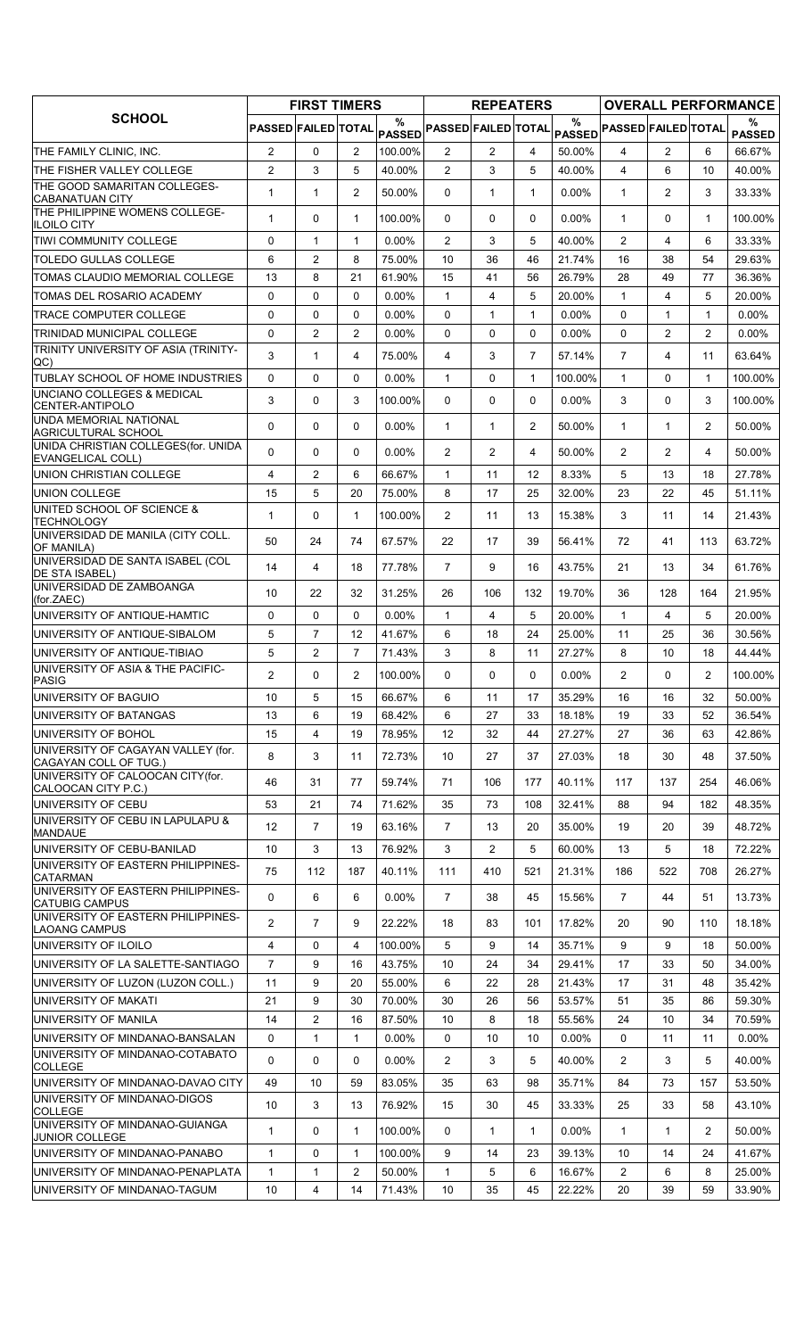| SCHOOL | FIRST TIMERS | | | | REPEATERS | | | | OVERALL PERFORMANCE | | | |
|---|---|---|---|---|---|---|---|---|---|---|---|---|
| | PASSED | FAILED | TOTAL | % PASSED | PASSED | FAILED | TOTAL | % PASSED | PASSED | FAILED | TOTAL | % PASSED |
| THE FAMILY CLINIC, INC. | 2 | 0 | 2 | 100.00% | 2 | 2 | 4 | 50.00% | 4 | 2 | 6 | 66.67% |
| THE FISHER VALLEY COLLEGE | 2 | 3 | 5 | 40.00% | 2 | 3 | 5 | 40.00% | 4 | 6 | 10 | 40.00% |
| THE GOOD SAMARITAN COLLEGES-CABANATUAN CITY | 1 | 1 | 2 | 50.00% | 0 | 1 | 1 | 0.00% | 1 | 2 | 3 | 33.33% |
| THE PHILIPPINE WOMENS COLLEGE-ILOILO CITY | 1 | 0 | 1 | 100.00% | 0 | 0 | 0 | 0.00% | 1 | 0 | 1 | 100.00% |
| TIWI COMMUNITY COLLEGE | 0 | 1 | 1 | 0.00% | 2 | 3 | 5 | 40.00% | 2 | 4 | 6 | 33.33% |
| TOLEDO GULLAS COLLEGE | 6 | 2 | 8 | 75.00% | 10 | 36 | 46 | 21.74% | 16 | 38 | 54 | 29.63% |
| TOMAS CLAUDIO MEMORIAL COLLEGE | 13 | 8 | 21 | 61.90% | 15 | 41 | 56 | 26.79% | 28 | 49 | 77 | 36.36% |
| TOMAS DEL ROSARIO ACADEMY | 0 | 0 | 0 | 0.00% | 1 | 4 | 5 | 20.00% | 1 | 4 | 5 | 20.00% |
| TRACE COMPUTER COLLEGE | 0 | 0 | 0 | 0.00% | 0 | 1 | 1 | 0.00% | 0 | 1 | 1 | 0.00% |
| TRINIDAD MUNICIPAL COLLEGE | 0 | 2 | 2 | 0.00% | 0 | 0 | 0 | 0.00% | 0 | 2 | 2 | 0.00% |
| TRINITY UNIVERSITY OF ASIA (TRINITY-QC) | 3 | 1 | 4 | 75.00% | 4 | 3 | 7 | 57.14% | 7 | 4 | 11 | 63.64% |
| TUBLAY SCHOOL OF HOME INDUSTRIES | 0 | 0 | 0 | 0.00% | 1 | 0 | 1 | 100.00% | 1 | 0 | 1 | 100.00% |
| UNCIANO COLLEGES & MEDICAL CENTER-ANTIPOLO | 3 | 0 | 3 | 100.00% | 0 | 0 | 0 | 0.00% | 3 | 0 | 3 | 100.00% |
| UNDA MEMORIAL NATIONAL AGRICULTURAL SCHOOL | 0 | 0 | 0 | 0.00% | 1 | 1 | 2 | 50.00% | 1 | 1 | 2 | 50.00% |
| UNIDA CHRISTIAN COLLEGES(for. UNIDA EVANGELICAL COLL) | 0 | 0 | 0 | 0.00% | 2 | 2 | 4 | 50.00% | 2 | 2 | 4 | 50.00% |
| UNION CHRISTIAN COLLEGE | 4 | 2 | 6 | 66.67% | 1 | 11 | 12 | 8.33% | 5 | 13 | 18 | 27.78% |
| UNION COLLEGE | 15 | 5 | 20 | 75.00% | 8 | 17 | 25 | 32.00% | 23 | 22 | 45 | 51.11% |
| UNITED SCHOOL OF SCIENCE & TECHNOLOGY | 1 | 0 | 1 | 100.00% | 2 | 11 | 13 | 15.38% | 3 | 11 | 14 | 21.43% |
| UNIVERSIDAD DE MANILA (CITY COLL. OF MANILA) | 50 | 24 | 74 | 67.57% | 22 | 17 | 39 | 56.41% | 72 | 41 | 113 | 63.72% |
| UNIVERSIDAD DE SANTA ISABEL (COL DE STA ISABEL) | 14 | 4 | 18 | 77.78% | 7 | 9 | 16 | 43.75% | 21 | 13 | 34 | 61.76% |
| UNIVERSIDAD DE ZAMBOANGA (for.ZAEC) | 10 | 22 | 32 | 31.25% | 26 | 106 | 132 | 19.70% | 36 | 128 | 164 | 21.95% |
| UNIVERSITY OF ANTIQUE-HAMTIC | 0 | 0 | 0 | 0.00% | 1 | 4 | 5 | 20.00% | 1 | 4 | 5 | 20.00% |
| UNIVERSITY OF ANTIQUE-SIBALOM | 5 | 7 | 12 | 41.67% | 6 | 18 | 24 | 25.00% | 11 | 25 | 36 | 30.56% |
| UNIVERSITY OF ANTIQUE-TIBIAO | 5 | 2 | 7 | 71.43% | 3 | 8 | 11 | 27.27% | 8 | 10 | 18 | 44.44% |
| UNIVERSITY OF ASIA & THE PACIFIC-PASIG | 2 | 0 | 2 | 100.00% | 0 | 0 | 0 | 0.00% | 2 | 0 | 2 | 100.00% |
| UNIVERSITY OF BAGUIO | 10 | 5 | 15 | 66.67% | 6 | 11 | 17 | 35.29% | 16 | 16 | 32 | 50.00% |
| UNIVERSITY OF BATANGAS | 13 | 6 | 19 | 68.42% | 6 | 27 | 33 | 18.18% | 19 | 33 | 52 | 36.54% |
| UNIVERSITY OF BOHOL | 15 | 4 | 19 | 78.95% | 12 | 32 | 44 | 27.27% | 27 | 36 | 63 | 42.86% |
| UNIVERSITY OF CAGAYAN VALLEY (for. CAGAYAN COLL OF TUG.) | 8 | 3 | 11 | 72.73% | 10 | 27 | 37 | 27.03% | 18 | 30 | 48 | 37.50% |
| UNIVERSITY OF CALOOCAN CITY(for. CALOOCAN CITY P.C.) | 46 | 31 | 77 | 59.74% | 71 | 106 | 177 | 40.11% | 117 | 137 | 254 | 46.06% |
| UNIVERSITY OF CEBU | 53 | 21 | 74 | 71.62% | 35 | 73 | 108 | 32.41% | 88 | 94 | 182 | 48.35% |
| UNIVERSITY OF CEBU IN LAPULAPU & MANDAUE | 12 | 7 | 19 | 63.16% | 7 | 13 | 20 | 35.00% | 19 | 20 | 39 | 48.72% |
| UNIVERSITY OF CEBU-BANILAD | 10 | 3 | 13 | 76.92% | 3 | 2 | 5 | 60.00% | 13 | 5 | 18 | 72.22% |
| UNIVERSITY OF EASTERN PHILIPPINES-CATARMAN | 75 | 112 | 187 | 40.11% | 111 | 410 | 521 | 21.31% | 186 | 522 | 708 | 26.27% |
| UNIVERSITY OF EASTERN PHILIPPINES-CATUBIG CAMPUS | 0 | 6 | 6 | 0.00% | 7 | 38 | 45 | 15.56% | 7 | 44 | 51 | 13.73% |
| UNIVERSITY OF EASTERN PHILIPPINES-LAOANG CAMPUS | 2 | 7 | 9 | 22.22% | 18 | 83 | 101 | 17.82% | 20 | 90 | 110 | 18.18% |
| UNIVERSITY OF ILOILO | 4 | 0 | 4 | 100.00% | 5 | 9 | 14 | 35.71% | 9 | 9 | 18 | 50.00% |
| UNIVERSITY OF LA SALETTE-SANTIAGO | 7 | 9 | 16 | 43.75% | 10 | 24 | 34 | 29.41% | 17 | 33 | 50 | 34.00% |
| UNIVERSITY OF LUZON (LUZON COLL.) | 11 | 9 | 20 | 55.00% | 6 | 22 | 28 | 21.43% | 17 | 31 | 48 | 35.42% |
| UNIVERSITY OF MAKATI | 21 | 9 | 30 | 70.00% | 30 | 26 | 56 | 53.57% | 51 | 35 | 86 | 59.30% |
| UNIVERSITY OF MANILA | 14 | 2 | 16 | 87.50% | 10 | 8 | 18 | 55.56% | 24 | 10 | 34 | 70.59% |
| UNIVERSITY OF MINDANAO-BANSALAN | 0 | 1 | 1 | 0.00% | 0 | 10 | 10 | 0.00% | 0 | 11 | 11 | 0.00% |
| UNIVERSITY OF MINDANAO-COTABATO COLLEGE | 0 | 0 | 0 | 0.00% | 2 | 3 | 5 | 40.00% | 2 | 3 | 5 | 40.00% |
| UNIVERSITY OF MINDANAO-DAVAO CITY | 49 | 10 | 59 | 83.05% | 35 | 63 | 98 | 35.71% | 84 | 73 | 157 | 53.50% |
| UNIVERSITY OF MINDANAO-DIGOS COLLEGE | 10 | 3 | 13 | 76.92% | 15 | 30 | 45 | 33.33% | 25 | 33 | 58 | 43.10% |
| UNIVERSITY OF MINDANAO-GUIANGA JUNIOR COLLEGE | 1 | 0 | 1 | 100.00% | 0 | 1 | 1 | 0.00% | 1 | 1 | 2 | 50.00% |
| UNIVERSITY OF MINDANAO-PANABO | 1 | 0 | 1 | 100.00% | 9 | 14 | 23 | 39.13% | 10 | 14 | 24 | 41.67% |
| UNIVERSITY OF MINDANAO-PENAPLATA | 1 | 1 | 2 | 50.00% | 1 | 5 | 6 | 16.67% | 2 | 6 | 8 | 25.00% |
| UNIVERSITY OF MINDANAO-TAGUM | 10 | 4 | 14 | 71.43% | 10 | 35 | 45 | 22.22% | 20 | 39 | 59 | 33.90% |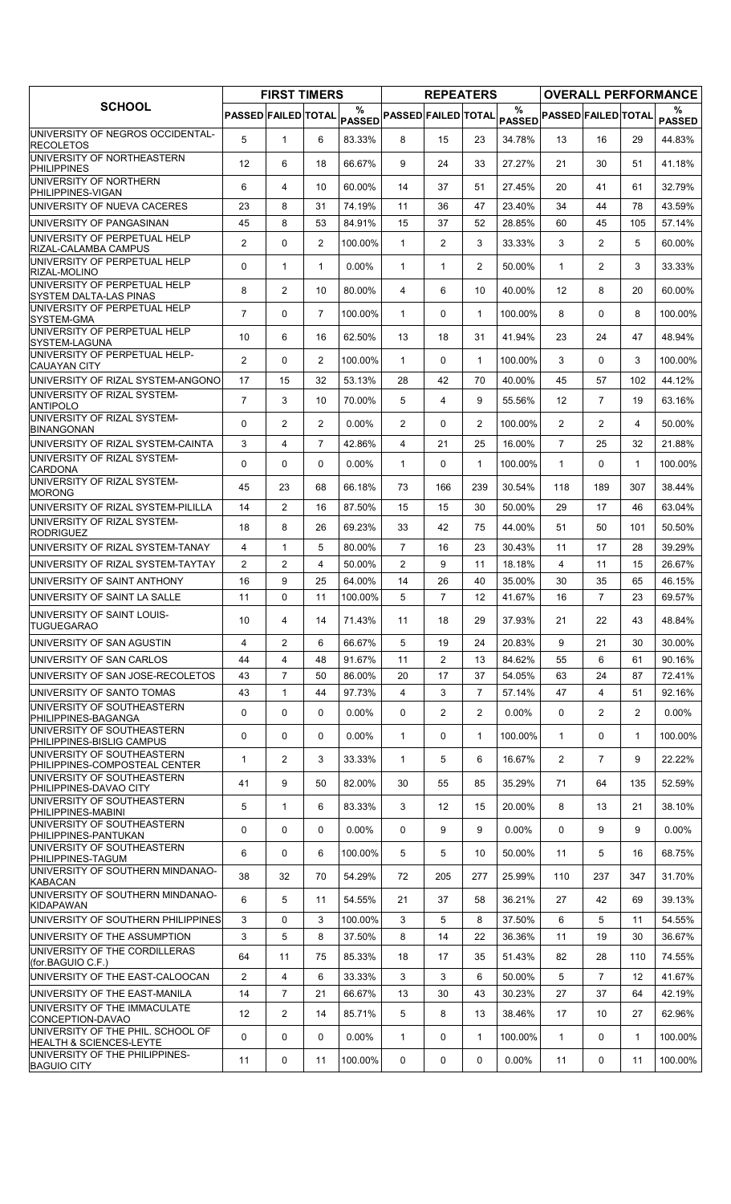| SCHOOL | FIRST TIMERS | | | | REPEATERS | | | | OVERALL PERFORMANCE | | | |
|---|---|---|---|---|---|---|---|---|---|---|---|---|
| | PASSED | FAILED | TOTAL | % PASSED | PASSED | FAILED | TOTAL | % PASSED | PASSED | FAILED | TOTAL | % PASSED |
| UNIVERSITY OF NEGROS OCCIDENTAL-RECOLETOS | 5 | 1 | 6 | 83.33% | 8 | 15 | 23 | 34.78% | 13 | 16 | 29 | 44.83% |
| UNIVERSITY OF NORTHEASTERN PHILIPPINES | 12 | 6 | 18 | 66.67% | 9 | 24 | 33 | 27.27% | 21 | 30 | 51 | 41.18% |
| UNIVERSITY OF NORTHERN PHILIPPINES-VIGAN | 6 | 4 | 10 | 60.00% | 14 | 37 | 51 | 27.45% | 20 | 41 | 61 | 32.79% |
| UNIVERSITY OF NUEVA CACERES | 23 | 8 | 31 | 74.19% | 11 | 36 | 47 | 23.40% | 34 | 44 | 78 | 43.59% |
| UNIVERSITY OF PANGASINAN | 45 | 8 | 53 | 84.91% | 15 | 37 | 52 | 28.85% | 60 | 45 | 105 | 57.14% |
| UNIVERSITY OF PERPETUAL HELP RIZAL-CALAMBA CAMPUS | 2 | 0 | 2 | 100.00% | 1 | 2 | 3 | 33.33% | 3 | 2 | 5 | 60.00% |
| UNIVERSITY OF PERPETUAL HELP RIZAL-MOLINO | 0 | 1 | 1 | 0.00% | 1 | 1 | 2 | 50.00% | 1 | 2 | 3 | 33.33% |
| UNIVERSITY OF PERPETUAL HELP SYSTEM DALTA-LAS PINAS | 8 | 2 | 10 | 80.00% | 4 | 6 | 10 | 40.00% | 12 | 8 | 20 | 60.00% |
| UNIVERSITY OF PERPETUAL HELP SYSTEM-GMA | 7 | 0 | 7 | 100.00% | 1 | 0 | 1 | 100.00% | 8 | 0 | 8 | 100.00% |
| UNIVERSITY OF PERPETUAL HELP SYSTEM-LAGUNA | 10 | 6 | 16 | 62.50% | 13 | 18 | 31 | 41.94% | 23 | 24 | 47 | 48.94% |
| UNIVERSITY OF PERPETUAL HELP-CAUAYAN CITY | 2 | 0 | 2 | 100.00% | 1 | 0 | 1 | 100.00% | 3 | 0 | 3 | 100.00% |
| UNIVERSITY OF RIZAL SYSTEM-ANGONO | 17 | 15 | 32 | 53.13% | 28 | 42 | 70 | 40.00% | 45 | 57 | 102 | 44.12% |
| UNIVERSITY OF RIZAL SYSTEM-ANTIPOLO | 7 | 3 | 10 | 70.00% | 5 | 4 | 9 | 55.56% | 12 | 7 | 19 | 63.16% |
| UNIVERSITY OF RIZAL SYSTEM-BINANGONAN | 0 | 2 | 2 | 0.00% | 2 | 0 | 2 | 100.00% | 2 | 2 | 4 | 50.00% |
| UNIVERSITY OF RIZAL SYSTEM-CAINTA | 3 | 4 | 7 | 42.86% | 4 | 21 | 25 | 16.00% | 7 | 25 | 32 | 21.88% |
| UNIVERSITY OF RIZAL SYSTEM-CARDONA | 0 | 0 | 0 | 0.00% | 1 | 0 | 1 | 100.00% | 1 | 0 | 1 | 100.00% |
| UNIVERSITY OF RIZAL SYSTEM-MORONG | 45 | 23 | 68 | 66.18% | 73 | 166 | 239 | 30.54% | 118 | 189 | 307 | 38.44% |
| UNIVERSITY OF RIZAL SYSTEM-PILILLA | 14 | 2 | 16 | 87.50% | 15 | 15 | 30 | 50.00% | 29 | 17 | 46 | 63.04% |
| UNIVERSITY OF RIZAL SYSTEM-RODRIGUEZ | 18 | 8 | 26 | 69.23% | 33 | 42 | 75 | 44.00% | 51 | 50 | 101 | 50.50% |
| UNIVERSITY OF RIZAL SYSTEM-TANAY | 4 | 1 | 5 | 80.00% | 7 | 16 | 23 | 30.43% | 11 | 17 | 28 | 39.29% |
| UNIVERSITY OF RIZAL SYSTEM-TAYTAY | 2 | 2 | 4 | 50.00% | 2 | 9 | 11 | 18.18% | 4 | 11 | 15 | 26.67% |
| UNIVERSITY OF SAINT ANTHONY | 16 | 9 | 25 | 64.00% | 14 | 26 | 40 | 35.00% | 30 | 35 | 65 | 46.15% |
| UNIVERSITY OF SAINT LA SALLE | 11 | 0 | 11 | 100.00% | 5 | 7 | 12 | 41.67% | 16 | 7 | 23 | 69.57% |
| UNIVERSITY OF SAINT LOUIS-TUGUEGARAO | 10 | 4 | 14 | 71.43% | 11 | 18 | 29 | 37.93% | 21 | 22 | 43 | 48.84% |
| UNIVERSITY OF SAN AGUSTIN | 4 | 2 | 6 | 66.67% | 5 | 19 | 24 | 20.83% | 9 | 21 | 30 | 30.00% |
| UNIVERSITY OF SAN CARLOS | 44 | 4 | 48 | 91.67% | 11 | 2 | 13 | 84.62% | 55 | 6 | 61 | 90.16% |
| UNIVERSITY OF SAN JOSE-RECOLETOS | 43 | 7 | 50 | 86.00% | 20 | 17 | 37 | 54.05% | 63 | 24 | 87 | 72.41% |
| UNIVERSITY OF SANTO TOMAS | 43 | 1 | 44 | 97.73% | 4 | 3 | 7 | 57.14% | 47 | 4 | 51 | 92.16% |
| UNIVERSITY OF SOUTHEASTERN PHILIPPINES-BAGANGA | 0 | 0 | 0 | 0.00% | 0 | 2 | 2 | 0.00% | 0 | 2 | 2 | 0.00% |
| UNIVERSITY OF SOUTHEASTERN PHILIPPINES-BISLIG CAMPUS | 0 | 0 | 0 | 0.00% | 1 | 0 | 1 | 100.00% | 1 | 0 | 1 | 100.00% |
| UNIVERSITY OF SOUTHEASTERN PHILIPPINES-COMPOSTEAL CENTER | 1 | 2 | 3 | 33.33% | 1 | 5 | 6 | 16.67% | 2 | 7 | 9 | 22.22% |
| UNIVERSITY OF SOUTHEASTERN PHILIPPINES-DAVAO CITY | 41 | 9 | 50 | 82.00% | 30 | 55 | 85 | 35.29% | 71 | 64 | 135 | 52.59% |
| UNIVERSITY OF SOUTHEASTERN PHILIPPINES-MABINI | 5 | 1 | 6 | 83.33% | 3 | 12 | 15 | 20.00% | 8 | 13 | 21 | 38.10% |
| UNIVERSITY OF SOUTHEASTERN PHILIPPINES-PANTUKAN | 0 | 0 | 0 | 0.00% | 0 | 9 | 9 | 0.00% | 0 | 9 | 9 | 0.00% |
| UNIVERSITY OF SOUTHEASTERN PHILIPPINES-TAGUM | 6 | 0 | 6 | 100.00% | 5 | 5 | 10 | 50.00% | 11 | 5 | 16 | 68.75% |
| UNIVERSITY OF SOUTHERN MINDANAO-KABACAN | 38 | 32 | 70 | 54.29% | 72 | 205 | 277 | 25.99% | 110 | 237 | 347 | 31.70% |
| UNIVERSITY OF SOUTHERN MINDANAO-KIDAPAWAN | 6 | 5 | 11 | 54.55% | 21 | 37 | 58 | 36.21% | 27 | 42 | 69 | 39.13% |
| UNIVERSITY OF SOUTHERN PHILIPPINES | 3 | 0 | 3 | 100.00% | 3 | 5 | 8 | 37.50% | 6 | 5 | 11 | 54.55% |
| UNIVERSITY OF THE ASSUMPTION | 3 | 5 | 8 | 37.50% | 8 | 14 | 22 | 36.36% | 11 | 19 | 30 | 36.67% |
| UNIVERSITY OF THE CORDILLERAS (for.BAGUIO C.F.) | 64 | 11 | 75 | 85.33% | 18 | 17 | 35 | 51.43% | 82 | 28 | 110 | 74.55% |
| UNIVERSITY OF THE EAST-CALOOCAN | 2 | 4 | 6 | 33.33% | 3 | 3 | 6 | 50.00% | 5 | 7 | 12 | 41.67% |
| UNIVERSITY OF THE EAST-MANILA | 14 | 7 | 21 | 66.67% | 13 | 30 | 43 | 30.23% | 27 | 37 | 64 | 42.19% |
| UNIVERSITY OF THE IMMACULATE CONCEPTION-DAVAO | 12 | 2 | 14 | 85.71% | 5 | 8 | 13 | 38.46% | 17 | 10 | 27 | 62.96% |
| UNIVERSITY OF THE PHIL. SCHOOL OF HEALTH & SCIENCES-LEYTE | 0 | 0 | 0 | 0.00% | 1 | 0 | 1 | 100.00% | 1 | 0 | 1 | 100.00% |
| UNIVERSITY OF THE PHILIPPINES-BAGUIO CITY | 11 | 0 | 11 | 100.00% | 0 | 0 | 0 | 0.00% | 11 | 0 | 11 | 100.00% |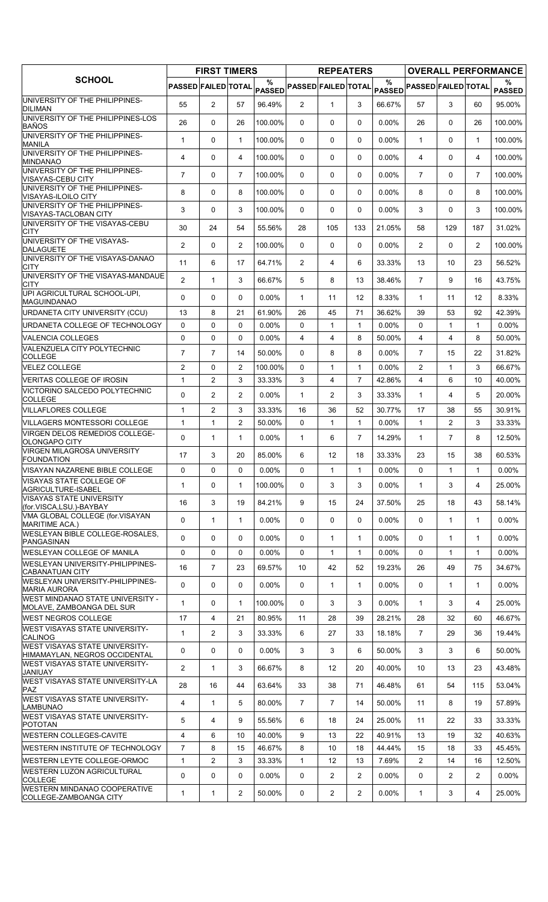| SCHOOL | FIRST TIMERS | | | | REPEATERS | | | | OVERALL PERFORMANCE | | | |
|---|---|---|---|---|---|---|---|---|---|---|---|---|
| | PASSED | FAILED | TOTAL | % PASSED | PASSED | FAILED | TOTAL | % PASSED | PASSED | FAILED | TOTAL | % PASSED |
| UNIVERSITY OF THE PHILIPPINES-DILIMAN | 55 | 2 | 57 | 96.49% | 2 | 1 | 3 | 66.67% | 57 | 3 | 60 | 95.00% |
| UNIVERSITY OF THE PHILIPPINES-LOS BAÑOS | 26 | 0 | 26 | 100.00% | 0 | 0 | 0 | 0.00% | 26 | 0 | 26 | 100.00% |
| UNIVERSITY OF THE PHILIPPINES-MANILA | 1 | 0 | 1 | 100.00% | 0 | 0 | 0 | 0.00% | 1 | 0 | 1 | 100.00% |
| UNIVERSITY OF THE PHILIPPINES-MINDANAO | 4 | 0 | 4 | 100.00% | 0 | 0 | 0 | 0.00% | 4 | 0 | 4 | 100.00% |
| UNIVERSITY OF THE PHILIPPINES-VISAYAS-CEBU CITY | 7 | 0 | 7 | 100.00% | 0 | 0 | 0 | 0.00% | 7 | 0 | 7 | 100.00% |
| UNIVERSITY OF THE PHILIPPINES-VISAYAS-ILOILO CITY | 8 | 0 | 8 | 100.00% | 0 | 0 | 0 | 0.00% | 8 | 0 | 8 | 100.00% |
| UNIVERSITY OF THE PHILIPPINES-VISAYAS-TACLOBAN CITY | 3 | 0 | 3 | 100.00% | 0 | 0 | 0 | 0.00% | 3 | 0 | 3 | 100.00% |
| UNIVERSITY OF THE VISAYAS-CEBU CITY | 30 | 24 | 54 | 55.56% | 28 | 105 | 133 | 21.05% | 58 | 129 | 187 | 31.02% |
| UNIVERSITY OF THE VISAYAS-DALAGUETE | 2 | 0 | 2 | 100.00% | 0 | 0 | 0 | 0.00% | 2 | 0 | 2 | 100.00% |
| UNIVERSITY OF THE VISAYAS-DANAO CITY | 11 | 6 | 17 | 64.71% | 2 | 4 | 6 | 33.33% | 13 | 10 | 23 | 56.52% |
| UNIVERSITY OF THE VISAYAS-MANDAUE CITY | 2 | 1 | 3 | 66.67% | 5 | 8 | 13 | 38.46% | 7 | 9 | 16 | 43.75% |
| UPI AGRICULTURAL SCHOOL-UPI, MAGUINDANAO | 0 | 0 | 0 | 0.00% | 1 | 11 | 12 | 8.33% | 1 | 11 | 12 | 8.33% |
| URDANETA CITY UNIVERSITY (CCU) | 13 | 8 | 21 | 61.90% | 26 | 45 | 71 | 36.62% | 39 | 53 | 92 | 42.39% |
| URDANETA COLLEGE OF TECHNOLOGY | 0 | 0 | 0 | 0.00% | 0 | 1 | 1 | 0.00% | 0 | 1 | 1 | 0.00% |
| VALENCIA COLLEGES | 0 | 0 | 0 | 0.00% | 4 | 4 | 8 | 50.00% | 4 | 4 | 8 | 50.00% |
| VALENZUELA CITY POLYTECHNIC COLLEGE | 7 | 7 | 14 | 50.00% | 0 | 8 | 8 | 0.00% | 7 | 15 | 22 | 31.82% |
| VELEZ COLLEGE | 2 | 0 | 2 | 100.00% | 0 | 1 | 1 | 0.00% | 2 | 1 | 3 | 66.67% |
| VERITAS COLLEGE OF IROSIN | 1 | 2 | 3 | 33.33% | 3 | 4 | 7 | 42.86% | 4 | 6 | 10 | 40.00% |
| VICTORINO SALCEDO POLYTECHNIC COLLEGE | 0 | 2 | 2 | 0.00% | 1 | 2 | 3 | 33.33% | 1 | 4 | 5 | 20.00% |
| VILLAFLORES COLLEGE | 1 | 2 | 3 | 33.33% | 16 | 36 | 52 | 30.77% | 17 | 38 | 55 | 30.91% |
| VILLAGERS MONTESSORI COLLEGE | 1 | 1 | 2 | 50.00% | 0 | 1 | 1 | 0.00% | 1 | 2 | 3 | 33.33% |
| VIRGEN DELOS REMEDIOS COLLEGE-OLONGAPO CITY | 0 | 1 | 1 | 0.00% | 1 | 6 | 7 | 14.29% | 1 | 7 | 8 | 12.50% |
| VIRGEN MILAGROSA UNIVERSITY FOUNDATION | 17 | 3 | 20 | 85.00% | 6 | 12 | 18 | 33.33% | 23 | 15 | 38 | 60.53% |
| VISAYAN NAZARENE BIBLE COLLEGE | 0 | 0 | 0 | 0.00% | 0 | 1 | 1 | 0.00% | 0 | 1 | 1 | 0.00% |
| VISAYAS STATE COLLEGE OF AGRICULTURE-ISABEL | 1 | 0 | 1 | 100.00% | 0 | 3 | 3 | 0.00% | 1 | 3 | 4 | 25.00% |
| VISAYAS STATE UNIVERSITY (for.VISCA,LSU.)-BAYBAY | 16 | 3 | 19 | 84.21% | 9 | 15 | 24 | 37.50% | 25 | 18 | 43 | 58.14% |
| VMA GLOBAL COLLEGE (for.VISAYAN MARITIME ACA.) | 0 | 1 | 1 | 0.00% | 0 | 0 | 0 | 0.00% | 0 | 1 | 1 | 0.00% |
| WESLEYAN BIBLE COLLEGE-ROSALES, PANGASINAN | 0 | 0 | 0 | 0.00% | 0 | 1 | 1 | 0.00% | 0 | 1 | 1 | 0.00% |
| WESLEYAN COLLEGE OF MANILA | 0 | 0 | 0 | 0.00% | 0 | 1 | 1 | 0.00% | 0 | 1 | 1 | 0.00% |
| WESLEYAN UNIVERSITY-PHILIPPINES-CABANATUAN CITY | 16 | 7 | 23 | 69.57% | 10 | 42 | 52 | 19.23% | 26 | 49 | 75 | 34.67% |
| WESLEYAN UNIVERSITY-PHILIPPINES-MARIA AURORA | 0 | 0 | 0 | 0.00% | 0 | 1 | 1 | 0.00% | 0 | 1 | 1 | 0.00% |
| WEST MINDANAO STATE UNIVERSITY - MOLAVE, ZAMBOANGA DEL SUR | 1 | 0 | 1 | 100.00% | 0 | 3 | 3 | 0.00% | 1 | 3 | 4 | 25.00% |
| WEST NEGROS COLLEGE | 17 | 4 | 21 | 80.95% | 11 | 28 | 39 | 28.21% | 28 | 32 | 60 | 46.67% |
| WEST VISAYAS STATE UNIVERSITY-CALINOG | 1 | 2 | 3 | 33.33% | 6 | 27 | 33 | 18.18% | 7 | 29 | 36 | 19.44% |
| WEST VISAYAS STATE UNIVERSITY-HIMAMAYLAN, NEGROS OCCIDENTAL | 0 | 0 | 0 | 0.00% | 3 | 3 | 6 | 50.00% | 3 | 3 | 6 | 50.00% |
| WEST VISAYAS STATE UNIVERSITY-JANIUAY | 2 | 1 | 3 | 66.67% | 8 | 12 | 20 | 40.00% | 10 | 13 | 23 | 43.48% |
| WEST VISAYAS STATE UNIVERSITY-LA PAZ | 28 | 16 | 44 | 63.64% | 33 | 38 | 71 | 46.48% | 61 | 54 | 115 | 53.04% |
| WEST VISAYAS STATE UNIVERSITY-LAMBUNAO | 4 | 1 | 5 | 80.00% | 7 | 7 | 14 | 50.00% | 11 | 8 | 19 | 57.89% |
| WEST VISAYAS STATE UNIVERSITY-POTOTAN | 5 | 4 | 9 | 55.56% | 6 | 18 | 24 | 25.00% | 11 | 22 | 33 | 33.33% |
| WESTERN COLLEGES-CAVITE | 4 | 6 | 10 | 40.00% | 9 | 13 | 22 | 40.91% | 13 | 19 | 32 | 40.63% |
| WESTERN INSTITUTE OF TECHNOLOGY | 7 | 8 | 15 | 46.67% | 8 | 10 | 18 | 44.44% | 15 | 18 | 33 | 45.45% |
| WESTERN LEYTE COLLEGE-ORMOC | 1 | 2 | 3 | 33.33% | 1 | 12 | 13 | 7.69% | 2 | 14 | 16 | 12.50% |
| WESTERN LUZON AGRICULTURAL COLLEGE | 0 | 0 | 0 | 0.00% | 0 | 2 | 2 | 0.00% | 0 | 2 | 2 | 0.00% |
| WESTERN MINDANAO COOPERATIVE COLLEGE-ZAMBOANGA CITY | 1 | 1 | 2 | 50.00% | 0 | 2 | 2 | 0.00% | 1 | 3 | 4 | 25.00% |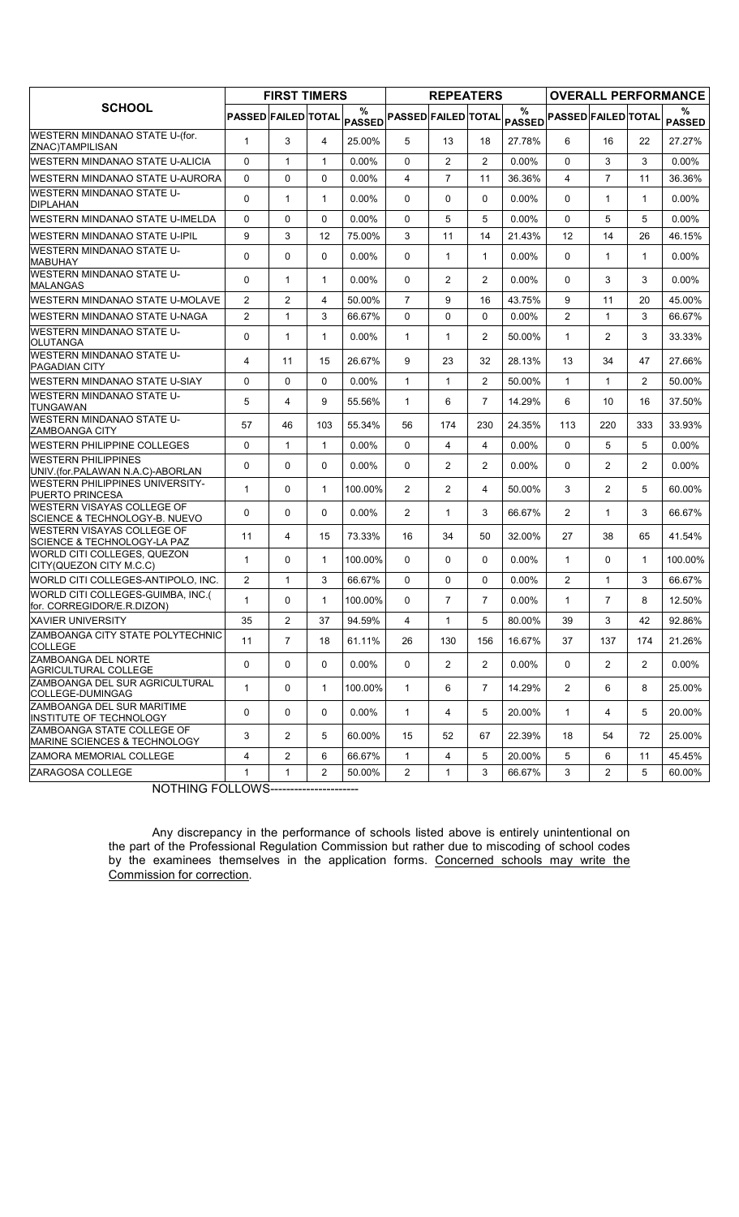| SCHOOL | FIRST TIMERS | | | | REPEATERS | | | | OVERALL PERFORMANCE | | | |
|---|---|---|---|---|---|---|---|---|---|---|---|---|
| | PASSED | FAILED | TOTAL | % PASSED | PASSED | FAILED | TOTAL | % PASSED | PASSED | FAILED | TOTAL | % PASSED |
| WESTERN MINDANAO STATE U-(for. ZNAC)TAMPILISAN | 1 | 3 | 4 | 25.00% | 5 | 13 | 18 | 27.78% | 6 | 16 | 22 | 27.27% |
| WESTERN MINDANAO STATE U-ALICIA | 0 | 1 | 1 | 0.00% | 0 | 2 | 2 | 0.00% | 0 | 3 | 3 | 0.00% |
| WESTERN MINDANAO STATE U-AURORA | 0 | 0 | 0 | 0.00% | 4 | 7 | 11 | 36.36% | 4 | 7 | 11 | 36.36% |
| WESTERN MINDANAO STATE U-DIPLAHAN | 0 | 1 | 1 | 0.00% | 0 | 0 | 0 | 0.00% | 0 | 1 | 1 | 0.00% |
| WESTERN MINDANAO STATE U-IMELDA | 0 | 0 | 0 | 0.00% | 0 | 5 | 5 | 0.00% | 0 | 5 | 5 | 0.00% |
| WESTERN MINDANAO STATE U-IPIL | 9 | 3 | 12 | 75.00% | 3 | 11 | 14 | 21.43% | 12 | 14 | 26 | 46.15% |
| WESTERN MINDANAO STATE U-MABUHAY | 0 | 0 | 0 | 0.00% | 0 | 1 | 1 | 0.00% | 0 | 1 | 1 | 0.00% |
| WESTERN MINDANAO STATE U-MALANGAS | 0 | 1 | 1 | 0.00% | 0 | 2 | 2 | 0.00% | 0 | 3 | 3 | 0.00% |
| WESTERN MINDANAO STATE U-MOLAVE | 2 | 2 | 4 | 50.00% | 7 | 9 | 16 | 43.75% | 9 | 11 | 20 | 45.00% |
| WESTERN MINDANAO STATE U-NAGA | 2 | 1 | 3 | 66.67% | 0 | 0 | 0 | 0.00% | 2 | 1 | 3 | 66.67% |
| WESTERN MINDANAO STATE U-OLUTANGA | 0 | 1 | 1 | 0.00% | 1 | 1 | 2 | 50.00% | 1 | 2 | 3 | 33.33% |
| WESTERN MINDANAO STATE U-PAGADIAN CITY | 4 | 11 | 15 | 26.67% | 9 | 23 | 32 | 28.13% | 13 | 34 | 47 | 27.66% |
| WESTERN MINDANAO STATE U-SIAY | 0 | 0 | 0 | 0.00% | 1 | 1 | 2 | 50.00% | 1 | 1 | 2 | 50.00% |
| WESTERN MINDANAO STATE U-TUNGAWAN | 5 | 4 | 9 | 55.56% | 1 | 6 | 7 | 14.29% | 6 | 10 | 16 | 37.50% |
| WESTERN MINDANAO STATE U-ZAMBOANGA CITY | 57 | 46 | 103 | 55.34% | 56 | 174 | 230 | 24.35% | 113 | 220 | 333 | 33.93% |
| WESTERN PHILIPPINE COLLEGES | 0 | 1 | 1 | 0.00% | 0 | 4 | 4 | 0.00% | 0 | 5 | 5 | 0.00% |
| WESTERN PHILIPPINES UNIV.(for.PALAWAN N.A.C)-ABORLAN | 0 | 0 | 0 | 0.00% | 0 | 2 | 2 | 0.00% | 0 | 2 | 2 | 0.00% |
| WESTERN PHILIPPINES UNIVERSITY-PUERTO PRINCESA | 1 | 0 | 1 | 100.00% | 2 | 2 | 4 | 50.00% | 3 | 2 | 5 | 60.00% |
| WESTERN VISAYAS COLLEGE OF SCIENCE & TECHNOLOGY-B. NUEVO | 0 | 0 | 0 | 0.00% | 2 | 1 | 3 | 66.67% | 2 | 1 | 3 | 66.67% |
| WESTERN VISAYAS COLLEGE OF SCIENCE & TECHNOLOGY-LA PAZ | 11 | 4 | 15 | 73.33% | 16 | 34 | 50 | 32.00% | 27 | 38 | 65 | 41.54% |
| WORLD CITI COLLEGES, QUEZON CITY(QUEZON CITY M.C.C) | 1 | 0 | 1 | 100.00% | 0 | 0 | 0 | 0.00% | 1 | 0 | 1 | 100.00% |
| WORLD CITI COLLEGES-ANTIPOLO, INC. | 2 | 1 | 3 | 66.67% | 0 | 0 | 0 | 0.00% | 2 | 1 | 3 | 66.67% |
| WORLD CITI COLLEGES-GUIMBA, INC.( for. CORREGIDOR/E.R.DIZON) | 1 | 0 | 1 | 100.00% | 0 | 7 | 7 | 0.00% | 1 | 7 | 8 | 12.50% |
| XAVIER UNIVERSITY | 35 | 2 | 37 | 94.59% | 4 | 1 | 5 | 80.00% | 39 | 3 | 42 | 92.86% |
| ZAMBOANGA CITY STATE POLYTECHNIC COLLEGE | 11 | 7 | 18 | 61.11% | 26 | 130 | 156 | 16.67% | 37 | 137 | 174 | 21.26% |
| ZAMBOANGA DEL NORTE AGRICULTURAL COLLEGE | 0 | 0 | 0 | 0.00% | 0 | 2 | 2 | 0.00% | 0 | 2 | 2 | 0.00% |
| ZAMBOANGA DEL SUR AGRICULTURAL COLLEGE-DUMINGAG | 1 | 0 | 1 | 100.00% | 1 | 6 | 7 | 14.29% | 2 | 6 | 8 | 25.00% |
| ZAMBOANGA DEL SUR MARITIME INSTITUTE OF TECHNOLOGY | 0 | 0 | 0 | 0.00% | 1 | 4 | 5 | 20.00% | 1 | 4 | 5 | 20.00% |
| ZAMBOANGA STATE COLLEGE OF MARINE SCIENCES & TECHNOLOGY | 3 | 2 | 5 | 60.00% | 15 | 52 | 67 | 22.39% | 18 | 54 | 72 | 25.00% |
| ZAMORA MEMORIAL COLLEGE | 4 | 2 | 6 | 66.67% | 1 | 4 | 5 | 20.00% | 5 | 6 | 11 | 45.45% |
| ZARAGOSA COLLEGE | 1 | 1 | 2 | 50.00% | 2 | 1 | 3 | 66.67% | 3 | 2 | 5 | 60.00% |

NOTHING FOLLOWS----------------------

Any discrepancy in the performance of schools listed above is entirely unintentional on the part of the Professional Regulation Commission but rather due to miscoding of school codes by the examinees themselves in the application forms. Concerned schools may write the Commission for correction.